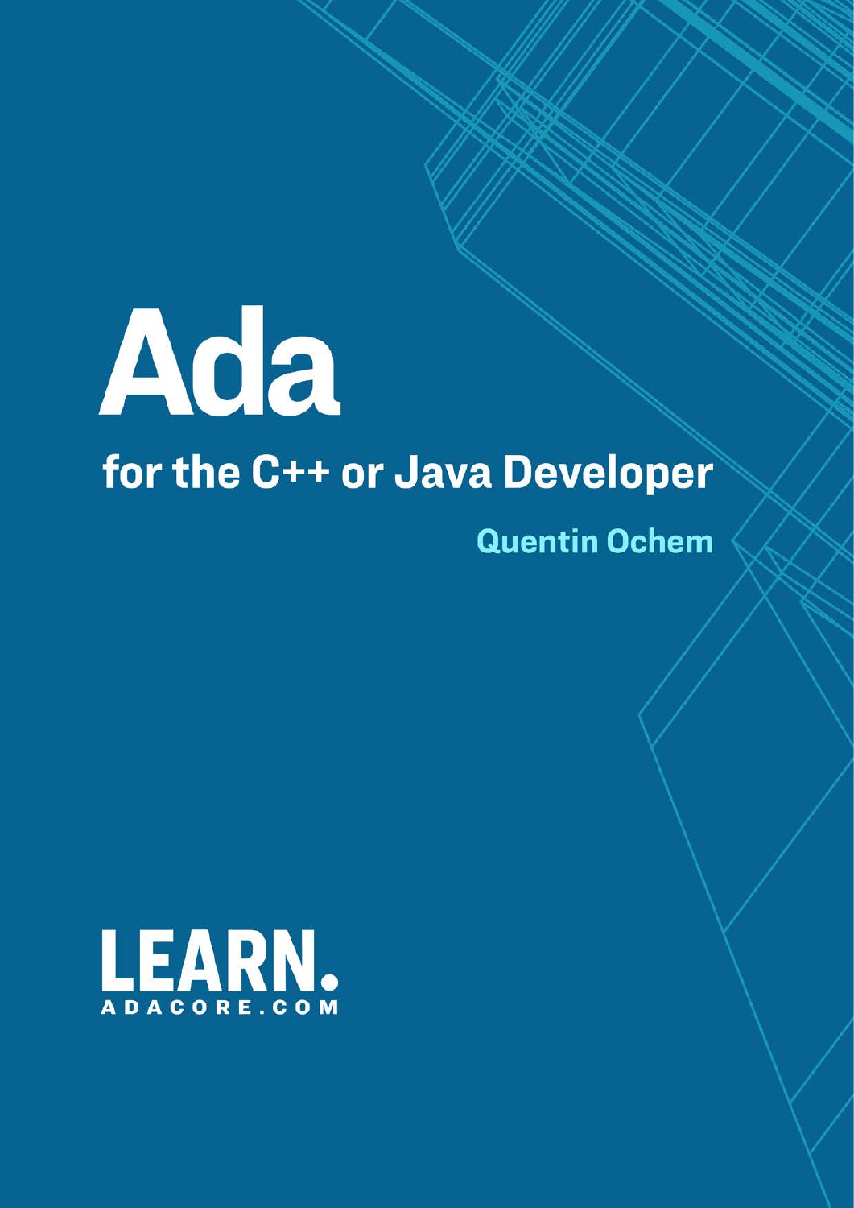# Ada

## for the C++ or Java Developer

**Quentin Ochem**

LEARN.

ADACORE.COM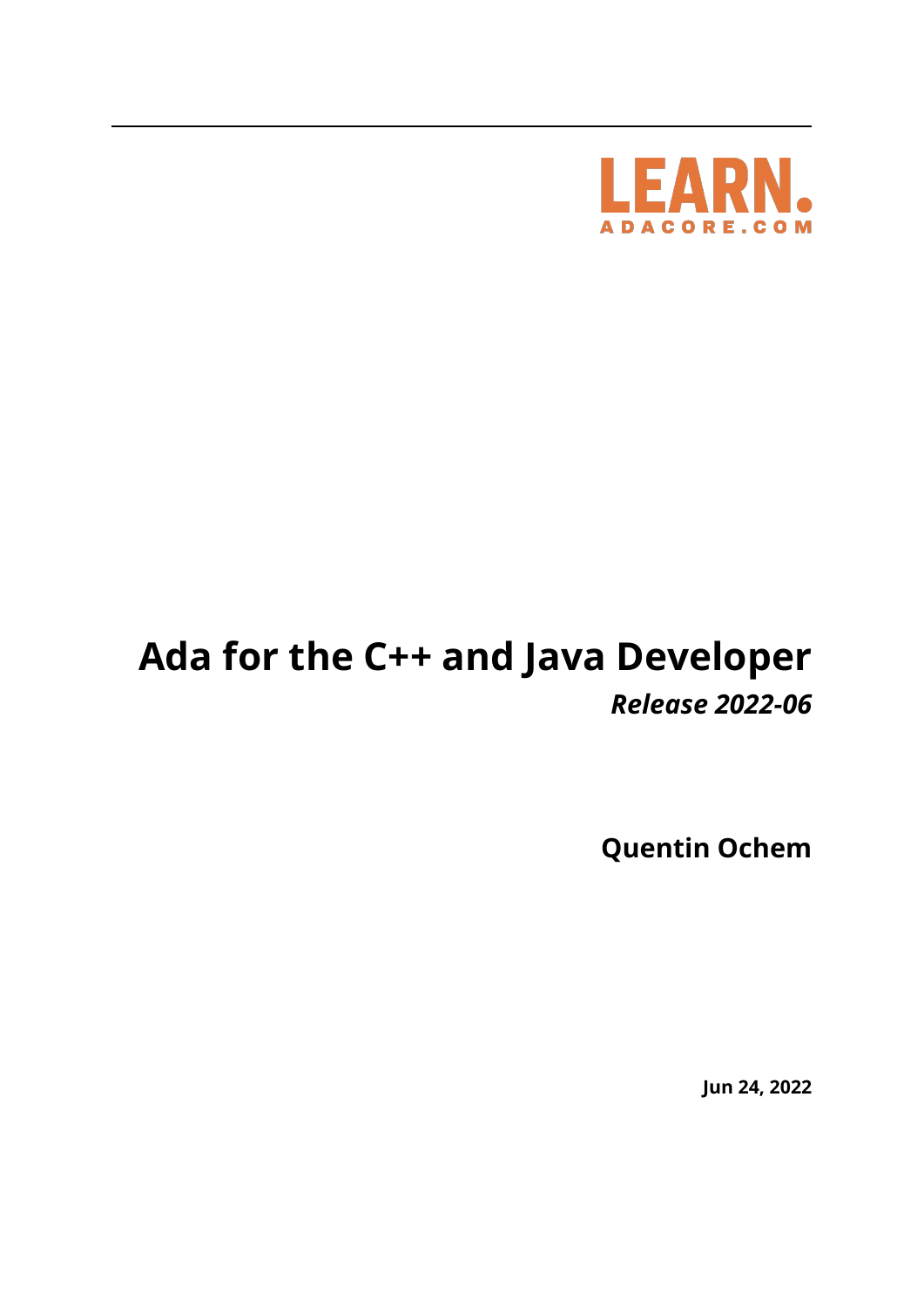LEARN.
ADACORE.COM

# Ada for the C++ and Java Developer

*Release 2022-06*

**Quentin Ochem**

**Jun 24, 2022**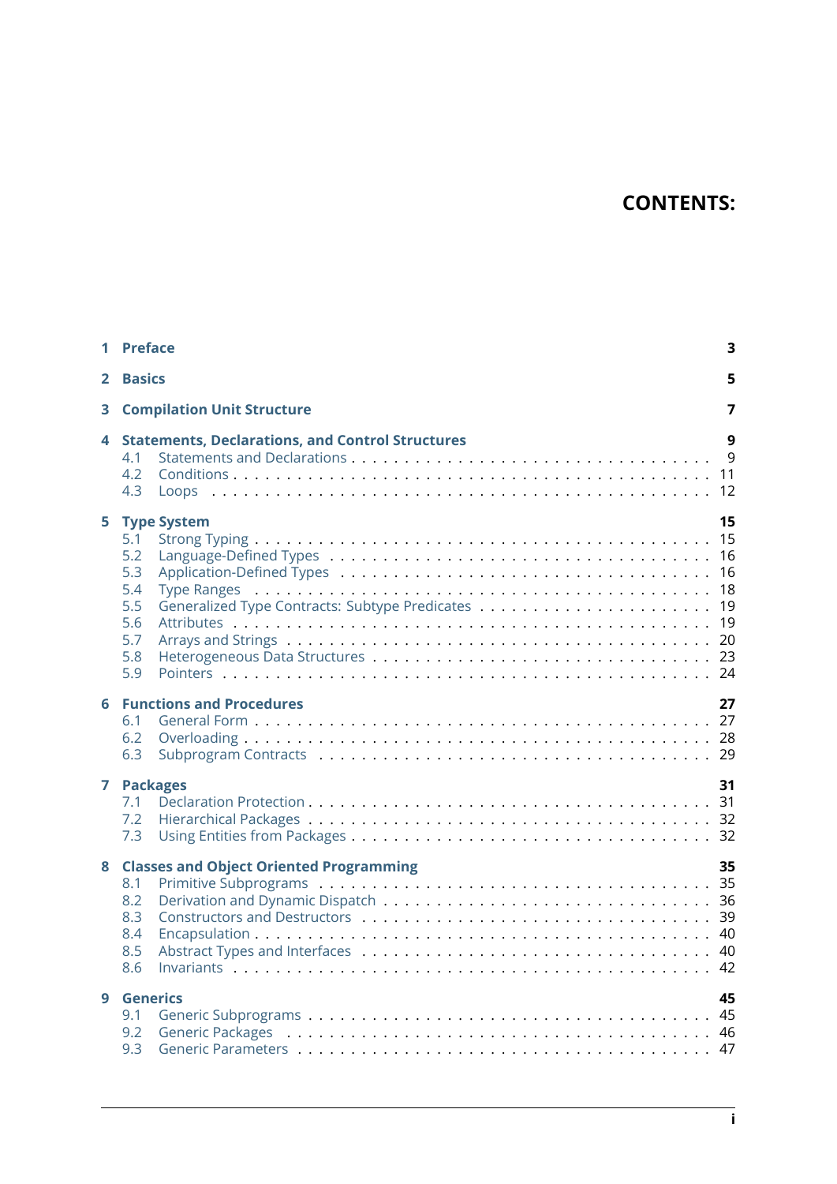# CONTENTS:

- **1 Preface** — 3
- **2 Basics** — 5
- **3 Compilation Unit Structure** — 7
- **4 Statements, Declarations, and Control Structures** — 9
  - 4.1 Statements and Declarations — 9
  - 4.2 Conditions — 11
  - 4.3 Loops — 12
- **5 Type System** — 15
  - 5.1 Strong Typing — 15
  - 5.2 Language-Defined Types — 16
  - 5.3 Application-Defined Types — 16
  - 5.4 Type Ranges — 18
  - 5.5 Generalized Type Contracts: Subtype Predicates — 19
  - 5.6 Attributes — 19
  - 5.7 Arrays and Strings — 20
  - 5.8 Heterogeneous Data Structures — 23
  - 5.9 Pointers — 24
- **6 Functions and Procedures** — 27
  - 6.1 General Form — 27
  - 6.2 Overloading — 28
  - 6.3 Subprogram Contracts — 29
- **7 Packages** — 31
  - 7.1 Declaration Protection — 31
  - 7.2 Hierarchical Packages — 32
  - 7.3 Using Entities from Packages — 32
- **8 Classes and Object Oriented Programming** — 35
  - 8.1 Primitive Subprograms — 35
  - 8.2 Derivation and Dynamic Dispatch — 36
  - 8.3 Constructors and Destructors — 39
  - 8.4 Encapsulation — 40
  - 8.5 Abstract Types and Interfaces — 40
  - 8.6 Invariants — 42
- **9 Generics** — 45
  - 9.1 Generic Subprograms — 45
  - 9.2 Generic Packages — 46
  - 9.3 Generic Parameters — 47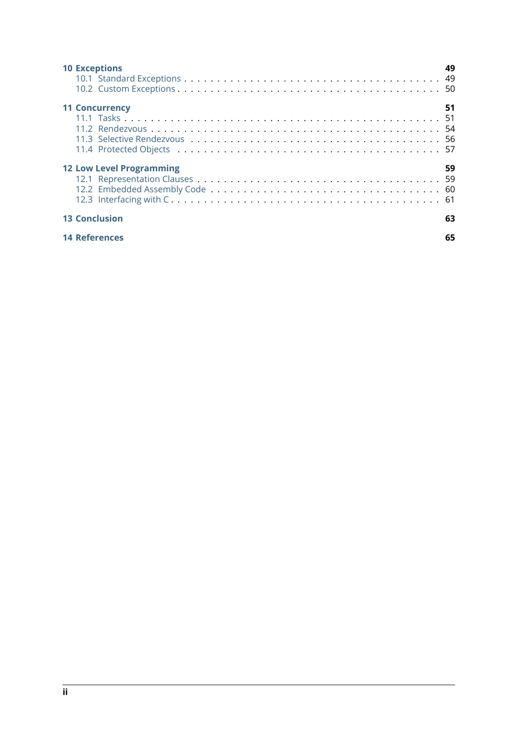**10 Exceptions** 49
- 10.1 Standard Exceptions 49
- 10.2 Custom Exceptions 50

**11 Concurrency** 51
- 11.1 Tasks 51
- 11.2 Rendezvous 54
- 11.3 Selective Rendezvous 56
- 11.4 Protected Objects 57

**12 Low Level Programming** 59
- 12.1 Representation Clauses 59
- 12.2 Embedded Assembly Code 60
- 12.3 Interfacing with C 61

**13 Conclusion** 63

**14 References** 65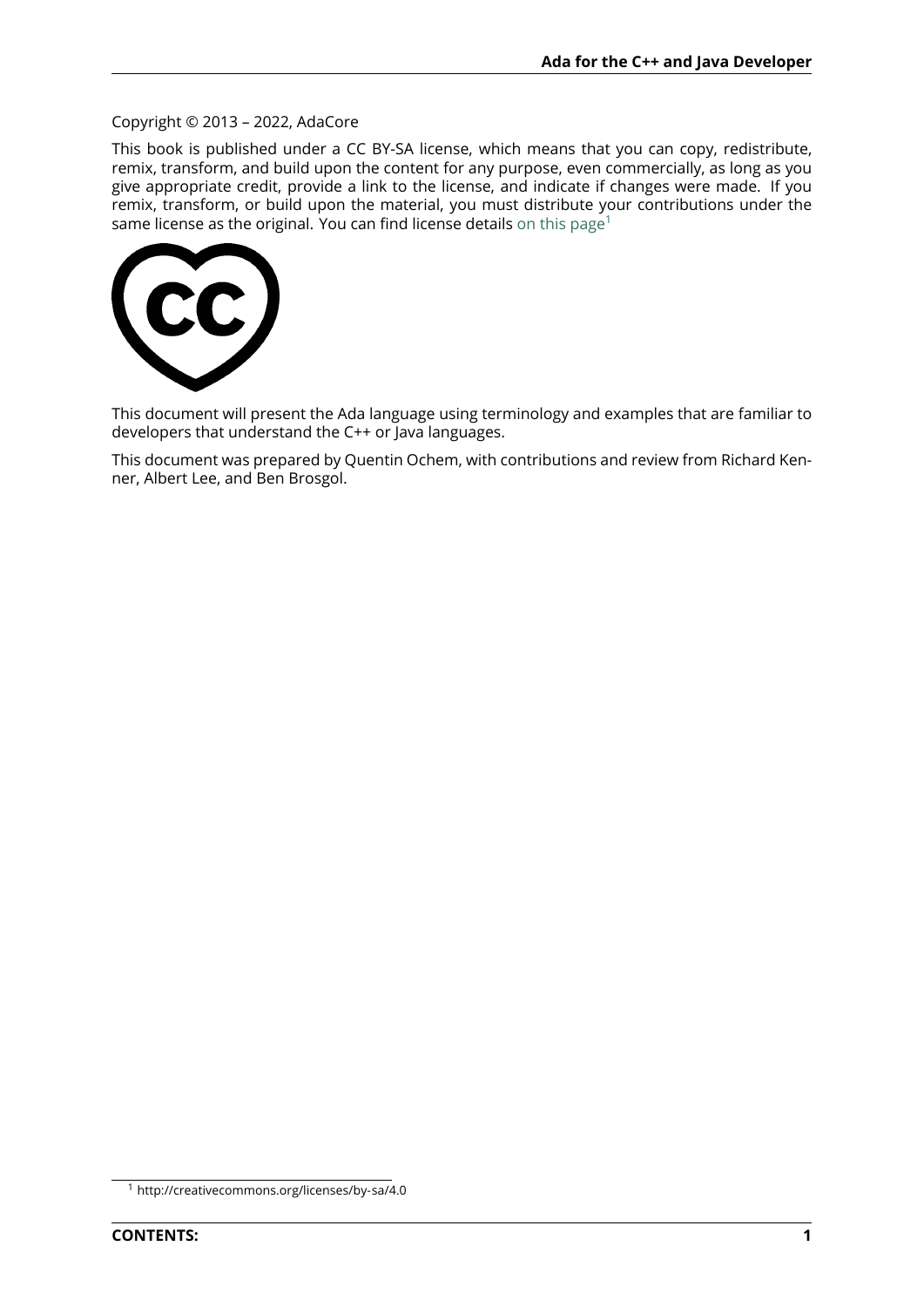Copyright © 2013 – 2022, AdaCore

This book is published under a CC BY-SA license, which means that you can copy, redistribute, remix, transform, and build upon the content for any purpose, even commercially, as long as you give appropriate credit, provide a link to the license, and indicate if changes were made. If you remix, transform, or build upon the material, you must distribute your contributions under the same license as the original. You can find license details on this page[1]

This document will present the Ada language using terminology and examples that are familiar to developers that understand the C++ or Java languages.

This document was prepared by Quentin Ochem, with contributions and review from Richard Kenner, Albert Lee, and Ben Brosgol.

[1] http://creativecommons.org/licenses/by-sa/4.0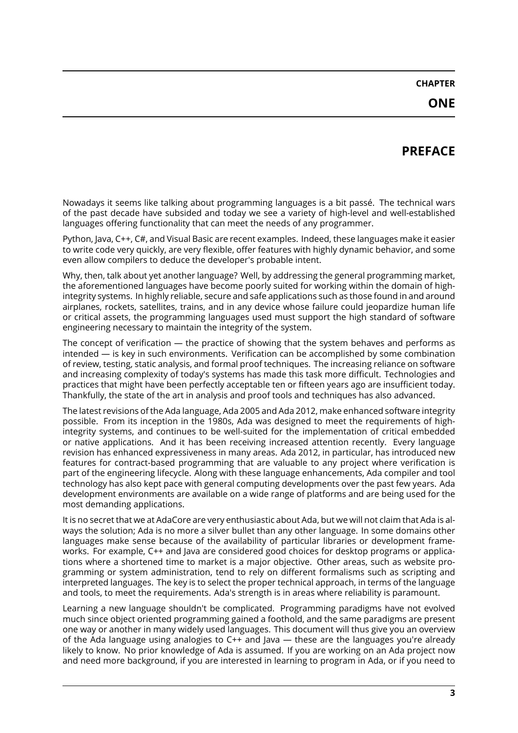# CHAPTER ONE

# PREFACE

Nowadays it seems like talking about programming languages is a bit passé. The technical wars of the past decade have subsided and today we see a variety of high-level and well-established languages offering functionality that can meet the needs of any programmer.

Python, Java, C++, C#, and Visual Basic are recent examples. Indeed, these languages make it easier to write code very quickly, are very flexible, offer features with highly dynamic behavior, and some even allow compilers to deduce the developer's probable intent.

Why, then, talk about yet another language? Well, by addressing the general programming market, the aforementioned languages have become poorly suited for working within the domain of high-integrity systems. In highly reliable, secure and safe applications such as those found in and around airplanes, rockets, satellites, trains, and in any device whose failure could jeopardize human life or critical assets, the programming languages used must support the high standard of software engineering necessary to maintain the integrity of the system.

The concept of verification — the practice of showing that the system behaves and performs as intended — is key in such environments. Verification can be accomplished by some combination of review, testing, static analysis, and formal proof techniques. The increasing reliance on software and increasing complexity of today's systems has made this task more difficult. Technologies and practices that might have been perfectly acceptable ten or fifteen years ago are insufficient today. Thankfully, the state of the art in analysis and proof tools and techniques has also advanced.

The latest revisions of the Ada language, Ada 2005 and Ada 2012, make enhanced software integrity possible. From its inception in the 1980s, Ada was designed to meet the requirements of high-integrity systems, and continues to be well-suited for the implementation of critical embedded or native applications. And it has been receiving increased attention recently. Every language revision has enhanced expressiveness in many areas. Ada 2012, in particular, has introduced new features for contract-based programming that are valuable to any project where verification is part of the engineering lifecycle. Along with these language enhancements, Ada compiler and tool technology has also kept pace with general computing developments over the past few years. Ada development environments are available on a wide range of platforms and are being used for the most demanding applications.

It is no secret that we at AdaCore are very enthusiastic about Ada, but we will not claim that Ada is always the solution; Ada is no more a silver bullet than any other language. In some domains other languages make sense because of the availability of particular libraries or development frameworks. For example, C++ and Java are considered good choices for desktop programs or applications where a shortened time to market is a major objective. Other areas, such as website programming or system administration, tend to rely on different formalisms such as scripting and interpreted languages. The key is to select the proper technical approach, in terms of the language and tools, to meet the requirements. Ada's strength is in areas where reliability is paramount.

Learning a new language shouldn't be complicated. Programming paradigms have not evolved much since object oriented programming gained a foothold, and the same paradigms are present one way or another in many widely used languages. This document will thus give you an overview of the Ada language using analogies to C++ and Java — these are the languages you're already likely to know. No prior knowledge of Ada is assumed. If you are working on an Ada project now and need more background, if you are interested in learning to program in Ada, or if you need to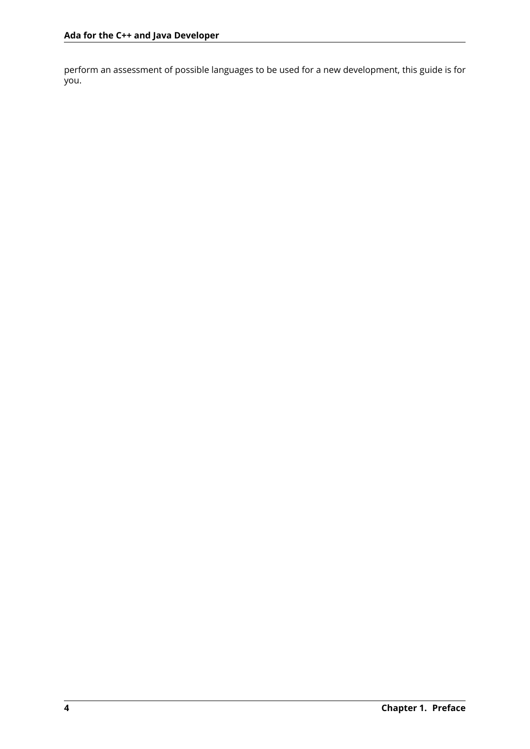perform an assessment of possible languages to be used for a new development, this guide is for you.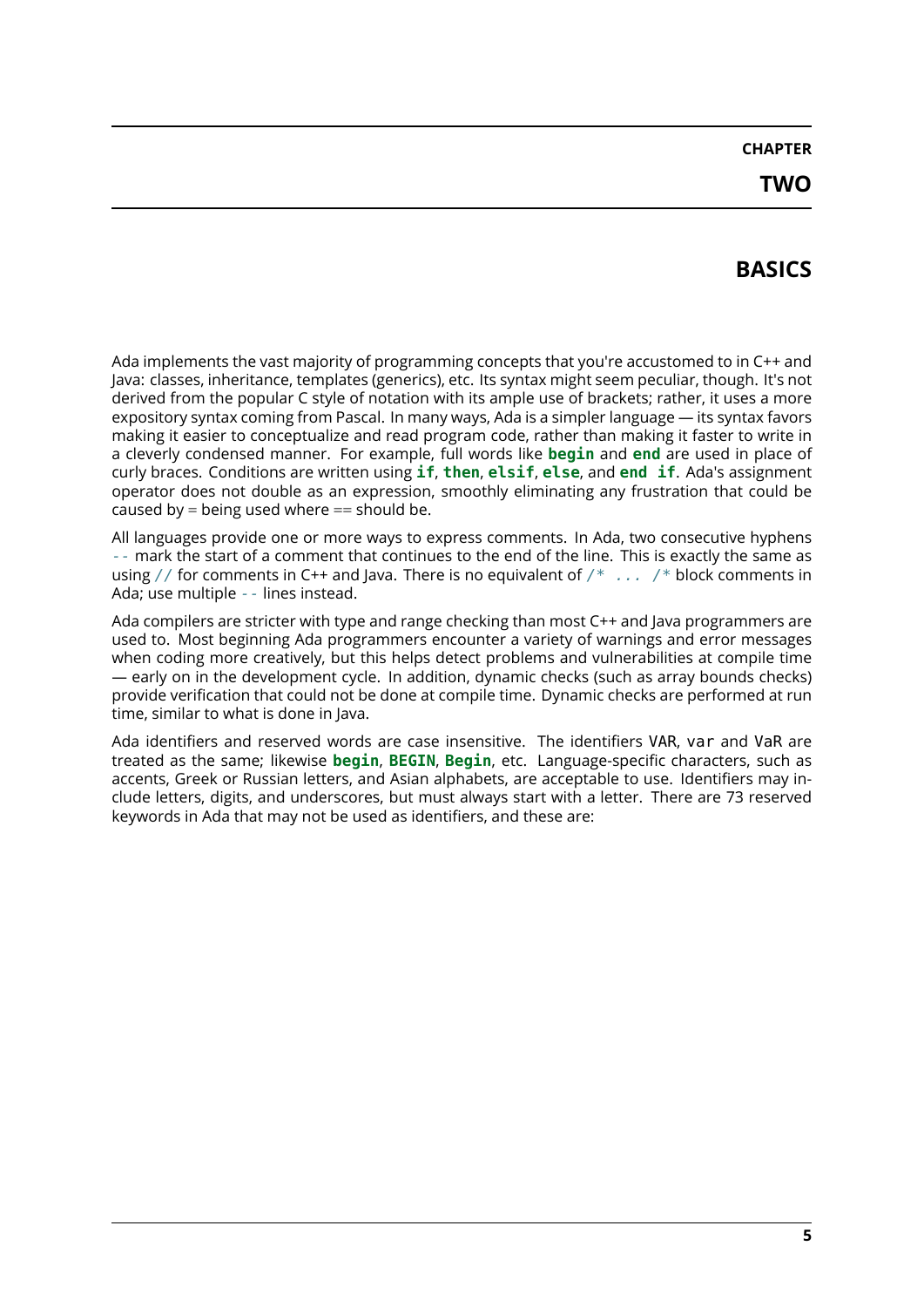# CHAPTER TWO

# BASICS

Ada implements the vast majority of programming concepts that you're accustomed to in C++ and Java: classes, inheritance, templates (generics), etc. Its syntax might seem peculiar, though. It's not derived from the popular C style of notation with its ample use of brackets; rather, it uses a more expository syntax coming from Pascal. In many ways, Ada is a simpler language — its syntax favors making it easier to conceptualize and read program code, rather than making it faster to write in a cleverly condensed manner. For example, full words like **`begin`** and **`end`** are used in place of curly braces. Conditions are written using **`if`**, **`then`**, **`elsif`**, **`else`**, and **`end if`**. Ada's assignment operator does not double as an expression, smoothly eliminating any frustration that could be caused by = being used where == should be.

All languages provide one or more ways to express comments. In Ada, two consecutive hyphens `--` mark the start of a comment that continues to the end of the line. This is exactly the same as using `//` for comments in C++ and Java. There is no equivalent of `/* ... /*` block comments in Ada; use multiple `--` lines instead.

Ada compilers are stricter with type and range checking than most C++ and Java programmers are used to. Most beginning Ada programmers encounter a variety of warnings and error messages when coding more creatively, but this helps detect problems and vulnerabilities at compile time — early on in the development cycle. In addition, dynamic checks (such as array bounds checks) provide verification that could not be done at compile time. Dynamic checks are performed at run time, similar to what is done in Java.

Ada identifiers and reserved words are case insensitive. The identifiers `VAR`, `var` and `VaR` are treated as the same; likewise **`begin`**, **`BEGIN`**, **`Begin`**, etc. Language-specific characters, such as accents, Greek or Russian letters, and Asian alphabets, are acceptable to use. Identifiers may include letters, digits, and underscores, but must always start with a letter. There are 73 reserved keywords in Ada that may not be used as identifiers, and these are: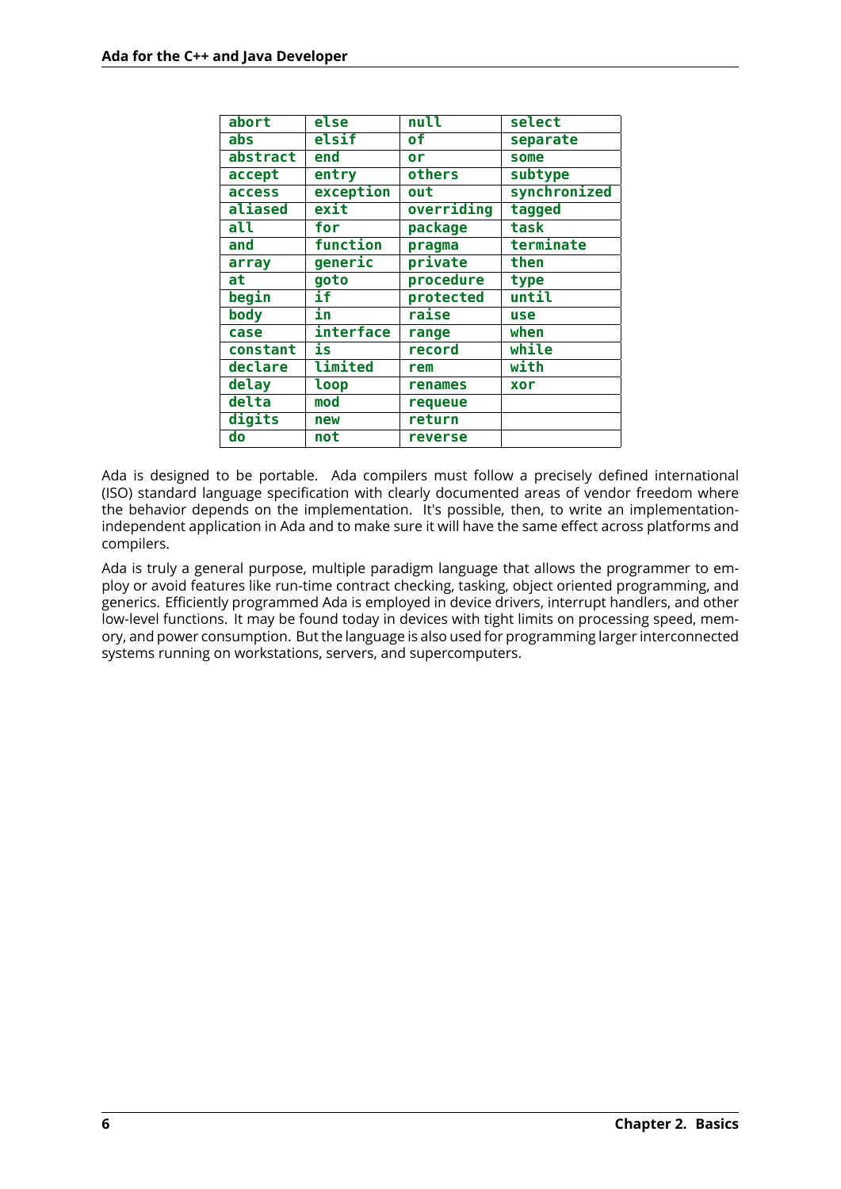| abort | else | null | select |
|---|---|---|---|
| abs | elsif | of | separate |
| abstract | end | or | some |
| accept | entry | others | subtype |
| access | exception | out | synchronized |
| aliased | exit | overriding | tagged |
| all | for | package | task |
| and | function | pragma | terminate |
| array | generic | private | then |
| at | goto | procedure | type |
| begin | if | protected | until |
| body | in | raise | use |
| case | interface | range | when |
| constant | is | record | while |
| declare | limited | rem | with |
| delay | loop | renames | xor |
| delta | mod | requeue | |
| digits | new | return | |
| do | not | reverse | |

Ada is designed to be portable. Ada compilers must follow a precisely defined international (ISO) standard language specification with clearly documented areas of vendor freedom where the behavior depends on the implementation. It's possible, then, to write an implementation-independent application in Ada and to make sure it will have the same effect across platforms and compilers.

Ada is truly a general purpose, multiple paradigm language that allows the programmer to employ or avoid features like run-time contract checking, tasking, object oriented programming, and generics. Efficiently programmed Ada is employed in device drivers, interrupt handlers, and other low-level functions. It may be found today in devices with tight limits on processing speed, memory, and power consumption. But the language is also used for programming larger interconnected systems running on workstations, servers, and supercomputers.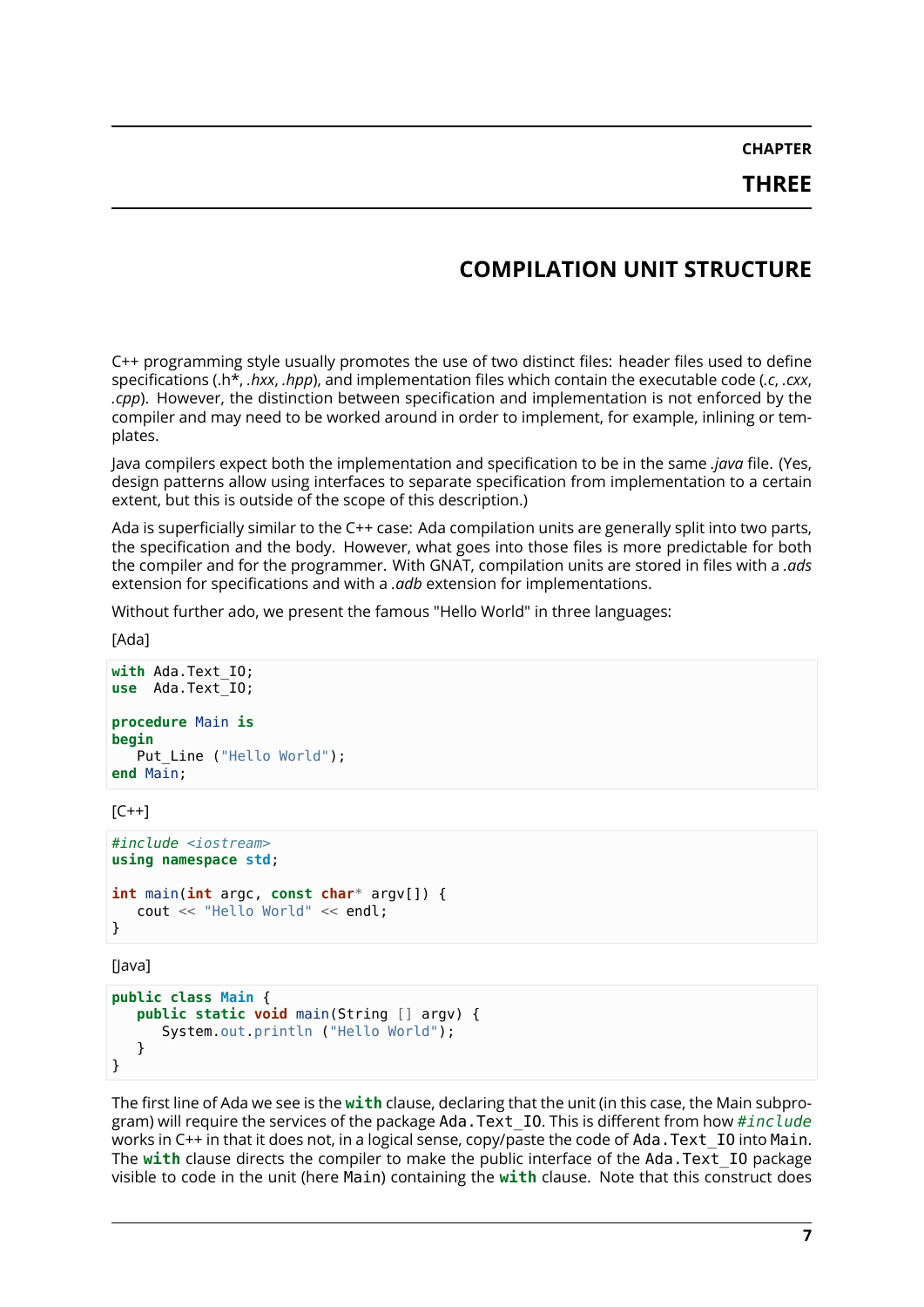# CHAPTER THREE

# COMPILATION UNIT STRUCTURE

C++ programming style usually promotes the use of two distinct files: header files used to define specifications (.h*, *.hxx*, *.hpp*), and implementation files which contain the executable code (*.c*, *.cxx*, *.cpp*). However, the distinction between specification and implementation is not enforced by the compiler and may need to be worked around in order to implement, for example, inlining or templates.

Java compilers expect both the implementation and specification to be in the same *.java* file. (Yes, design patterns allow using interfaces to separate specification from implementation to a certain extent, but this is outside of the scope of this description.)

Ada is superficially similar to the C++ case: Ada compilation units are generally split into two parts, the specification and the body. However, what goes into those files is more predictable for both the compiler and for the programmer. With GNAT, compilation units are stored in files with a *.ads* extension for specifications and with a *.adb* extension for implementations.

Without further ado, we present the famous "Hello World" in three languages:

[Ada]

```
with Ada.Text_IO;
use  Ada.Text_IO;

procedure Main is
begin
   Put_Line ("Hello World");
end Main;
```

[C++]

```
#include <iostream>
using namespace std;

int main(int argc, const char* argv[]) {
   cout << "Hello World" << endl;
}
```

[Java]

```
public class Main {
   public static void main(String [] argv) {
      System.out.println ("Hello World");
   }
}
```

The first line of Ada we see is the **with** clause, declaring that the unit (in this case, the Main subprogram) will require the services of the package `Ada.Text_IO`. This is different from how `#include` works in C++ in that it does not, in a logical sense, copy/paste the code of `Ada.Text_IO` into `Main`. The **with** clause directs the compiler to make the public interface of the `Ada.Text_IO` package visible to code in the unit (here `Main`) containing the **with** clause. Note that this construct does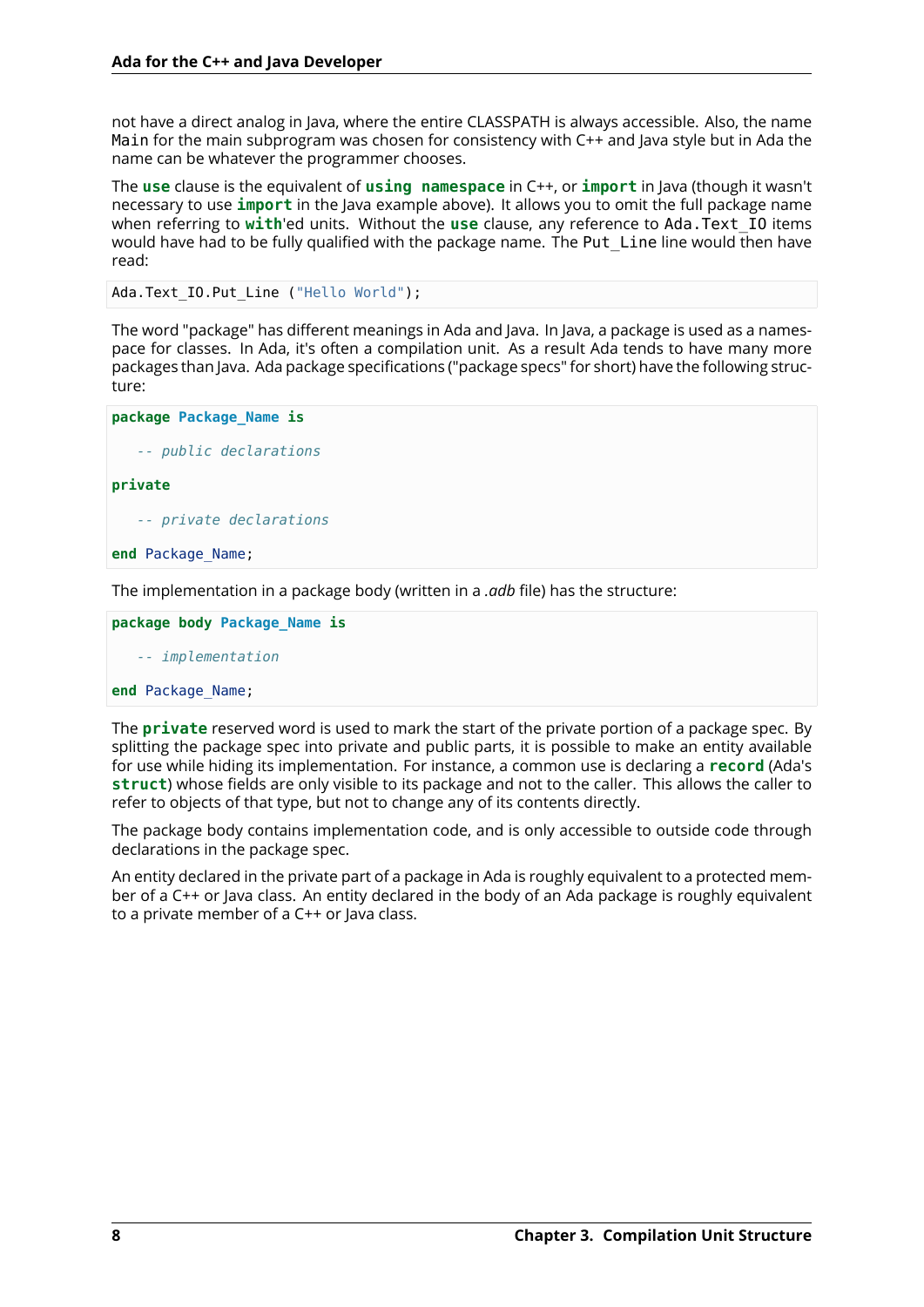not have a direct analog in Java, where the entire CLASSPATH is always accessible. Also, the name `Main` for the main subprogram was chosen for consistency with C++ and Java style but in Ada the name can be whatever the programmer chooses.

The **`use`** clause is the equivalent of **`using namespace`** in C++, or **`import`** in Java (though it wasn't necessary to use **`import`** in the Java example above). It allows you to omit the full package name when referring to **`with`**'ed units. Without the **`use`** clause, any reference to `Ada.Text_IO` items would have had to be fully qualified with the package name. The `Put_Line` line would then have read:

```
Ada.Text_IO.Put_Line ("Hello World");
```

The word "package" has different meanings in Ada and Java. In Java, a package is used as a namespace for classes. In Ada, it's often a compilation unit. As a result Ada tends to have many more packages than Java. Ada package specifications ("package specs" for short) have the following structure:

```
package Package_Name is

   -- public declarations

private

   -- private declarations

end Package_Name;
```

The implementation in a package body (written in a *.adb* file) has the structure:

```
package body Package_Name is

   -- implementation

end Package_Name;
```

The **`private`** reserved word is used to mark the start of the private portion of a package spec. By splitting the package spec into private and public parts, it is possible to make an entity available for use while hiding its implementation. For instance, a common use is declaring a **`record`** (Ada's **`struct`**) whose fields are only visible to its package and not to the caller. This allows the caller to refer to objects of that type, but not to change any of its contents directly.

The package body contains implementation code, and is only accessible to outside code through declarations in the package spec.

An entity declared in the private part of a package in Ada is roughly equivalent to a protected member of a C++ or Java class. An entity declared in the body of an Ada package is roughly equivalent to a private member of a C++ or Java class.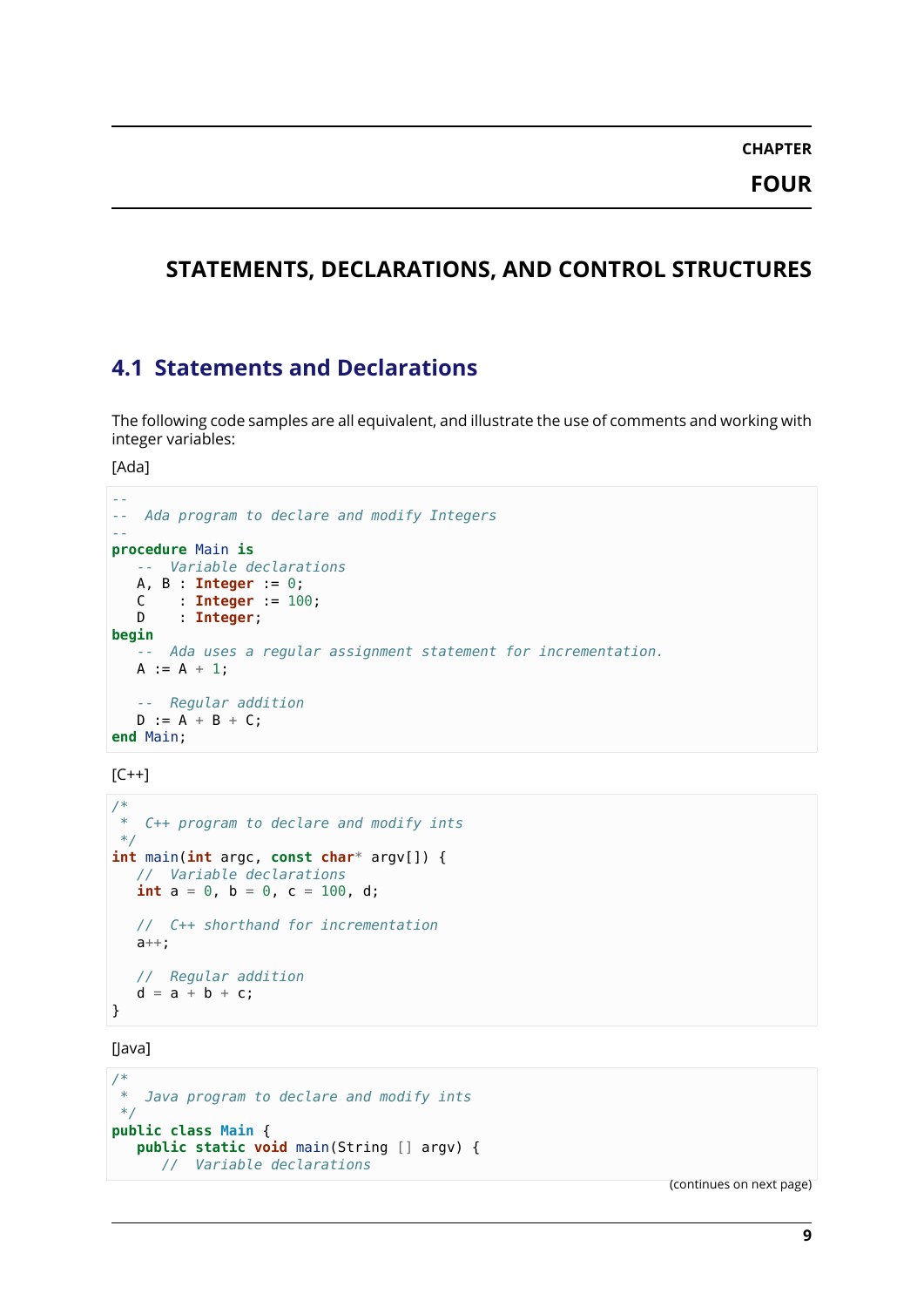# CHAPTER FOUR

# STATEMENTS, DECLARATIONS, AND CONTROL STRUCTURES

## 4.1 Statements and Declarations

The following code samples are all equivalent, and illustrate the use of comments and working with integer variables:

[Ada]

```
--
--  Ada program to declare and modify Integers
--
procedure Main is
   --  Variable declarations
   A, B : Integer := 0;
   C    : Integer := 100;
   D    : Integer;
begin
   --  Ada uses a regular assignment statement for incrementation.
   A := A + 1;

   --  Regular addition
   D := A + B + C;
end Main;
```

[C++]

```
/*
 *  C++ program to declare and modify ints
 */
int main(int argc, const char* argv[]) {
   //  Variable declarations
   int a = 0, b = 0, c = 100, d;

   //  C++ shorthand for incrementation
   a++;

   //  Regular addition
   d = a + b + c;
}
```

[Java]

```
/*
 *  Java program to declare and modify ints
 */
public class Main {
   public static void main(String [] argv) {
      //  Variable declarations
```

(continues on next page)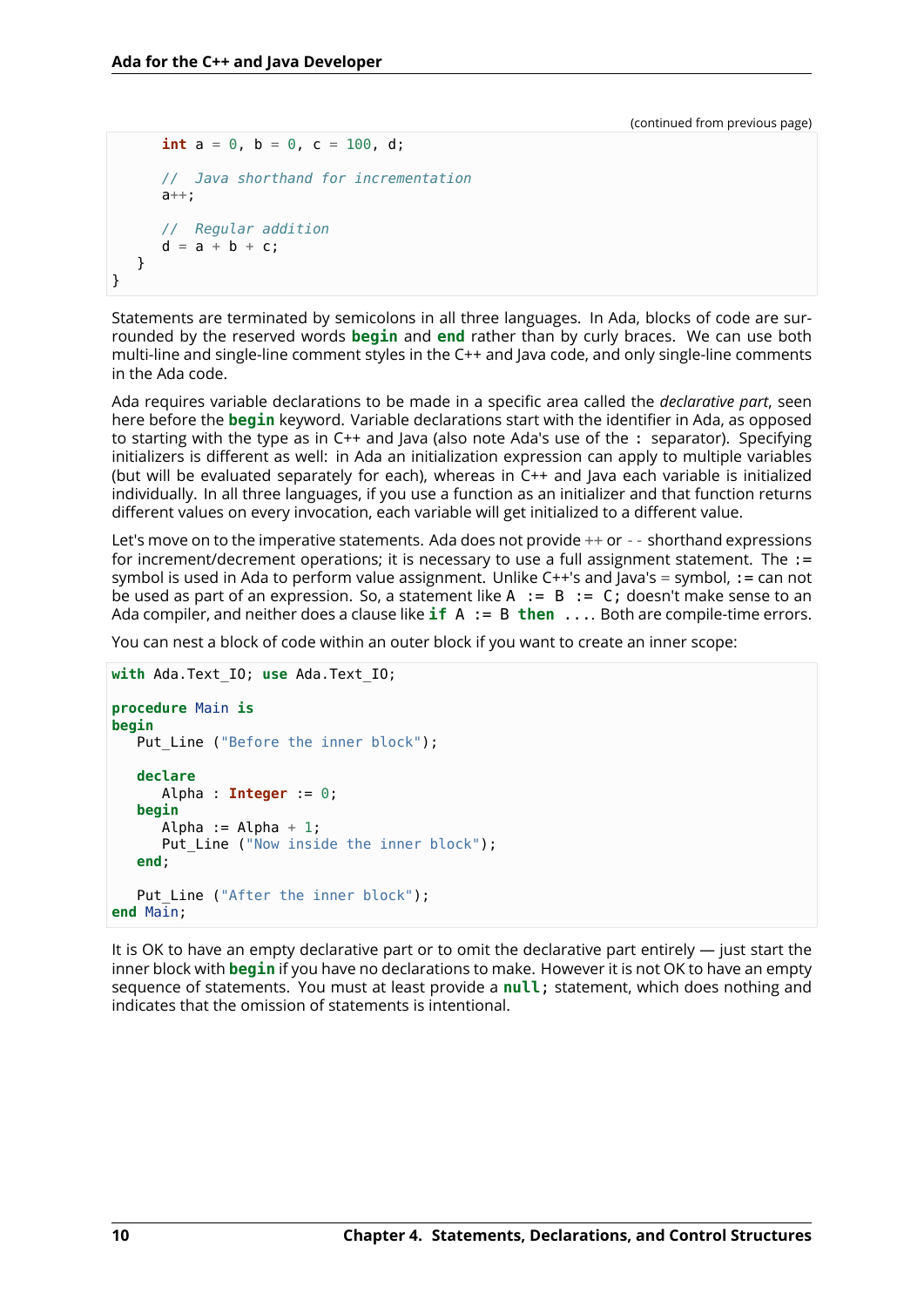(continued from previous page)

```
      int a = 0, b = 0, c = 100, d;

      //  Java shorthand for incrementation
      a++;

      //  Regular addition
      d = a + b + c;
   }
}
```

Statements are terminated by semicolons in all three languages. In Ada, blocks of code are surrounded by the reserved words **begin** and **end** rather than by curly braces. We can use both multi-line and single-line comment styles in the C++ and Java code, and only single-line comments in the Ada code.

Ada requires variable declarations to be made in a specific area called the *declarative part*, seen here before the **begin** keyword. Variable declarations start with the identifier in Ada, as opposed to starting with the type as in C++ and Java (also note Ada's use of the `:` separator). Specifying initializers is different as well: in Ada an initialization expression can apply to multiple variables (but will be evaluated separately for each), whereas in C++ and Java each variable is initialized individually. In all three languages, if you use a function as an initializer and that function returns different values on every invocation, each variable will get initialized to a different value.

Let's move on to the imperative statements. Ada does not provide ++ or -- shorthand expressions for increment/decrement operations; it is necessary to use a full assignment statement. The `:=` symbol is used in Ada to perform value assignment. Unlike C++'s and Java's = symbol, `:=` can not be used as part of an expression. So, a statement like `A := B := C;` doesn't make sense to an Ada compiler, and neither does a clause like `if A := B then ....` Both are compile-time errors.

You can nest a block of code within an outer block if you want to create an inner scope:

```
with Ada.Text_IO; use Ada.Text_IO;

procedure Main is
begin
   Put_Line ("Before the inner block");

   declare
      Alpha : Integer := 0;
   begin
      Alpha := Alpha + 1;
      Put_Line ("Now inside the inner block");
   end;

   Put_Line ("After the inner block");
end Main;
```

It is OK to have an empty declarative part or to omit the declarative part entirely — just start the inner block with **begin** if you have no declarations to make. However it is not OK to have an empty sequence of statements. You must at least provide a `null;` statement, which does nothing and indicates that the omission of statements is intentional.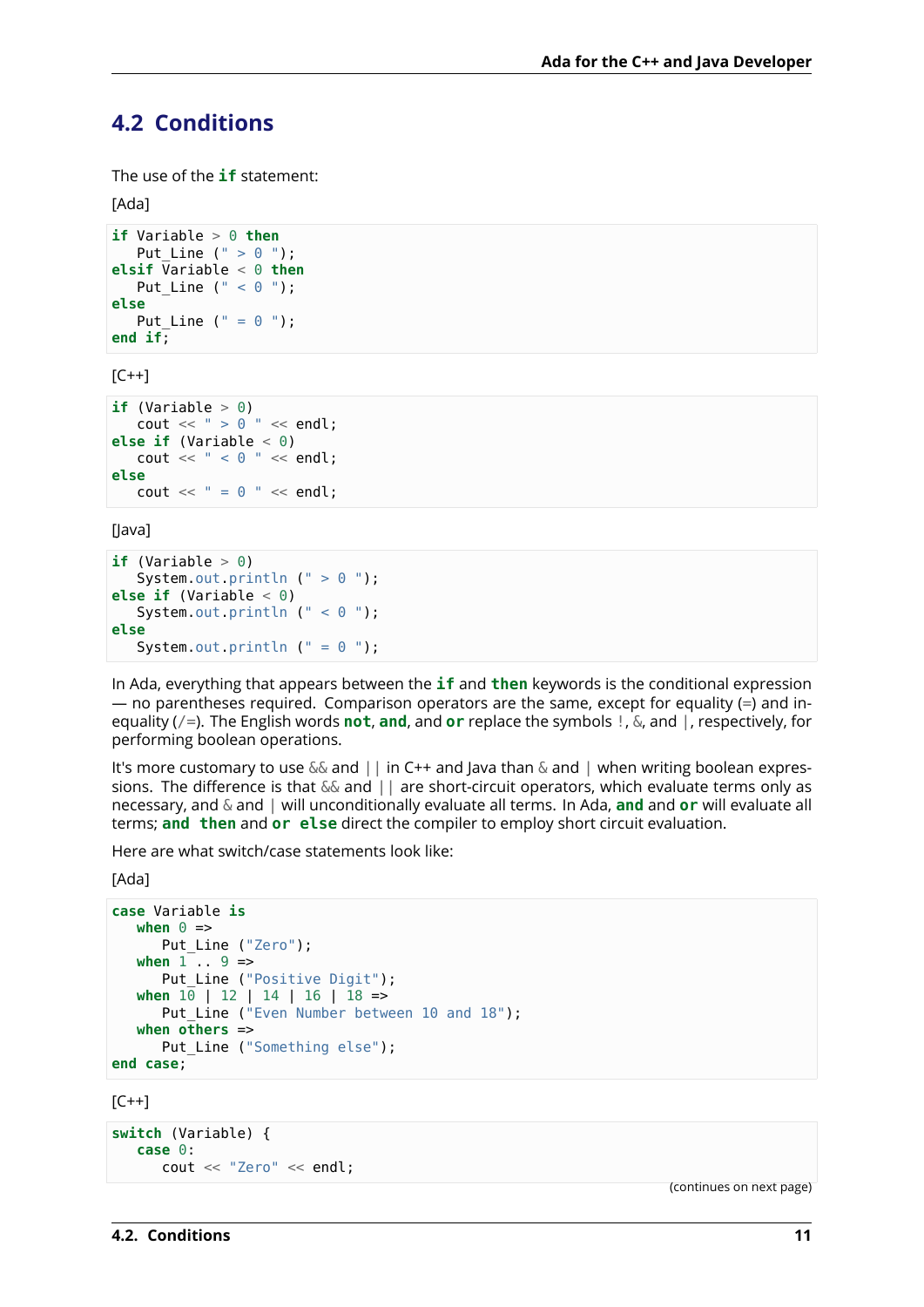## 4.2 Conditions

The use of the **if** statement:

[Ada]

```
if Variable > 0 then
   Put_Line (" > 0 ");
elsif Variable < 0 then
   Put_Line (" < 0 ");
else
   Put_Line (" = 0 ");
end if;
```

[C++]

```
if (Variable > 0)
   cout << " > 0 " << endl;
else if (Variable < 0)
   cout << " < 0 " << endl;
else
   cout << " = 0 " << endl;
```

[Java]

```
if (Variable > 0)
   System.out.println (" > 0 ");
else if (Variable < 0)
   System.out.println (" < 0 ");
else
   System.out.println (" = 0 ");
```

In Ada, everything that appears between the **if** and **then** keywords is the conditional expression — no parentheses required. Comparison operators are the same, except for equality (=) and inequality (/=). The English words **not**, **and**, and **or** replace the symbols !, &, and |, respectively, for performing boolean operations.

It's more customary to use && and || in C++ and Java than & and | when writing boolean expressions. The difference is that && and || are short-circuit operators, which evaluate terms only as necessary, and & and | will unconditionally evaluate all terms. In Ada, **and** and **or** will evaluate all terms; **and then** and **or else** direct the compiler to employ short circuit evaluation.

Here are what switch/case statements look like:

[Ada]

```
case Variable is
   when 0 =>
      Put_Line ("Zero");
   when 1 .. 9 =>
      Put_Line ("Positive Digit");
   when 10 | 12 | 14 | 16 | 18 =>
      Put_Line ("Even Number between 10 and 18");
   when others =>
      Put_Line ("Something else");
end case;
```

[C++]

```
switch (Variable) {
   case 0:
      cout << "Zero" << endl;
```

(continues on next page)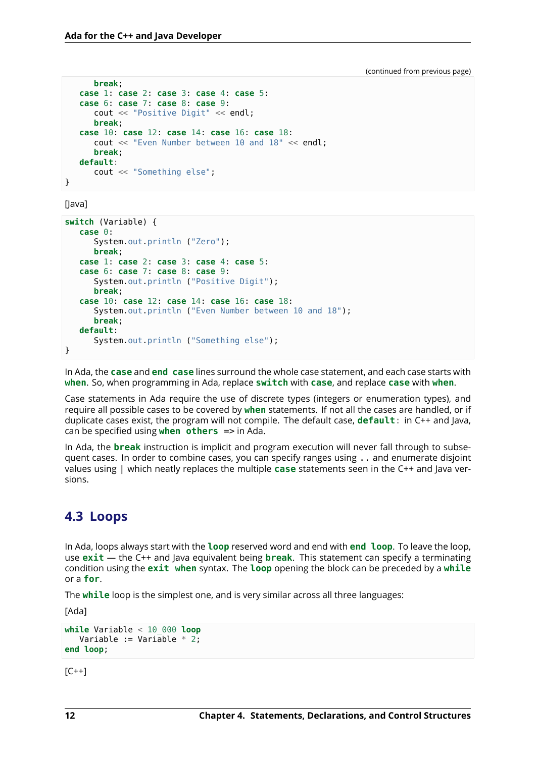(continued from previous page)

```
      break;
   case 1: case 2: case 3: case 4: case 5:
   case 6: case 7: case 8: case 9:
      cout << "Positive Digit" << endl;
      break;
   case 10: case 12: case 14: case 16: case 18:
      cout << "Even Number between 10 and 18" << endl;
      break;
   default:
      cout << "Something else";
}
```

[Java]

```
switch (Variable) {
   case 0:
      System.out.println ("Zero");
      break;
   case 1: case 2: case 3: case 4: case 5:
   case 6: case 7: case 8: case 9:
      System.out.println ("Positive Digit");
      break;
   case 10: case 12: case 14: case 16: case 18:
      System.out.println ("Even Number between 10 and 18");
      break;
   default:
      System.out.println ("Something else");
}
```

In Ada, the **case** and **end case** lines surround the whole case statement, and each case starts with **when**. So, when programming in Ada, replace **switch** with **case**, and replace **case** with **when**.

Case statements in Ada require the use of discrete types (integers or enumeration types), and require all possible cases to be covered by **when** statements. If not all the cases are handled, or if duplicate cases exist, the program will not compile. The default case, **default:** in C++ and Java, can be specified using **when others** => in Ada.

In Ada, the **break** instruction is implicit and program execution will never fall through to subsequent cases. In order to combine cases, you can specify ranges using `..` and enumerate disjoint values using | which neatly replaces the multiple **case** statements seen in the C++ and Java versions.

## 4.3 Loops

In Ada, loops always start with the **loop** reserved word and end with **end loop**. To leave the loop, use **exit** — the C++ and Java equivalent being **break**. This statement can specify a terminating condition using the **exit when** syntax. The **loop** opening the block can be preceded by a **while** or a **for**.

The **while** loop is the simplest one, and is very similar across all three languages:

[Ada]

```
while Variable < 10_000 loop
   Variable := Variable * 2;
end loop;
```

[C++]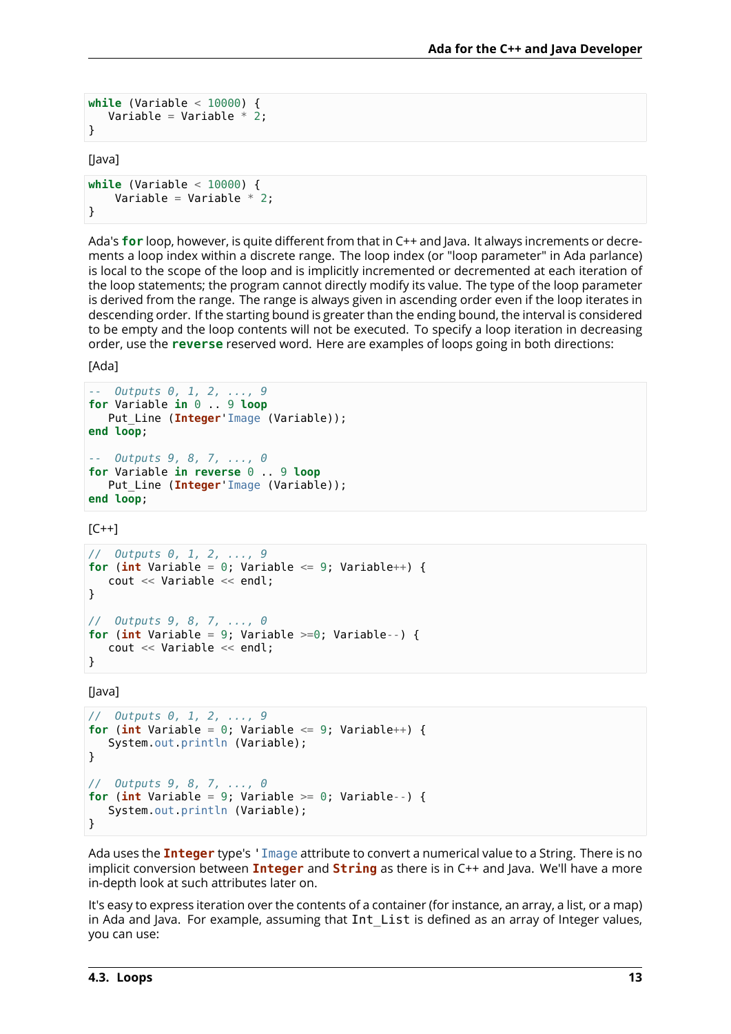```
while (Variable < 10000) {
   Variable = Variable * 2;
}
```

[Java]

```
while (Variable < 10000) {
    Variable = Variable * 2;
}
```

Ada's **for** loop, however, is quite different from that in C++ and Java. It always increments or decrements a loop index within a discrete range. The loop index (or "loop parameter" in Ada parlance) is local to the scope of the loop and is implicitly incremented or decremented at each iteration of the loop statements; the program cannot directly modify its value. The type of the loop parameter is derived from the range. The range is always given in ascending order even if the loop iterates in descending order. If the starting bound is greater than the ending bound, the interval is considered to be empty and the loop contents will not be executed. To specify a loop iteration in decreasing order, use the **reverse** reserved word. Here are examples of loops going in both directions:

[Ada]

```
--  Outputs 0, 1, 2, ..., 9
for Variable in 0 .. 9 loop
   Put_Line (Integer'Image (Variable));
end loop;

--  Outputs 9, 8, 7, ..., 0
for Variable in reverse 0 .. 9 loop
   Put_Line (Integer'Image (Variable));
end loop;
```

[C++]

```
//  Outputs 0, 1, 2, ..., 9
for (int Variable = 0; Variable <= 9; Variable++) {
   cout << Variable << endl;
}

//  Outputs 9, 8, 7, ..., 0
for (int Variable = 9; Variable >=0; Variable--) {
   cout << Variable << endl;
}
```

[Java]

```
//  Outputs 0, 1, 2, ..., 9
for (int Variable = 0; Variable <= 9; Variable++) {
   System.out.println (Variable);
}

//  Outputs 9, 8, 7, ..., 0
for (int Variable = 9; Variable >= 0; Variable--) {
   System.out.println (Variable);
}
```

Ada uses the `Integer` type's `'Image` attribute to convert a numerical value to a String. There is no implicit conversion between `Integer` and `String` as there is in C++ and Java. We'll have a more in-depth look at such attributes later on.

It's easy to express iteration over the contents of a container (for instance, an array, a list, or a map) in Ada and Java. For example, assuming that `Int_List` is defined as an array of Integer values, you can use: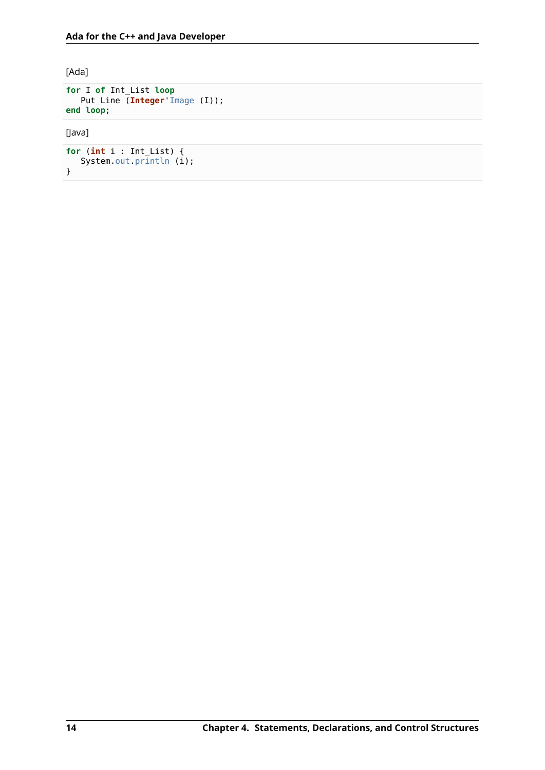[Ada]

```
for I of Int_List loop
   Put_Line (Integer'Image (I));
end loop;
```

[Java]

```
for (int i : Int_List) {
   System.out.println (i);
}
```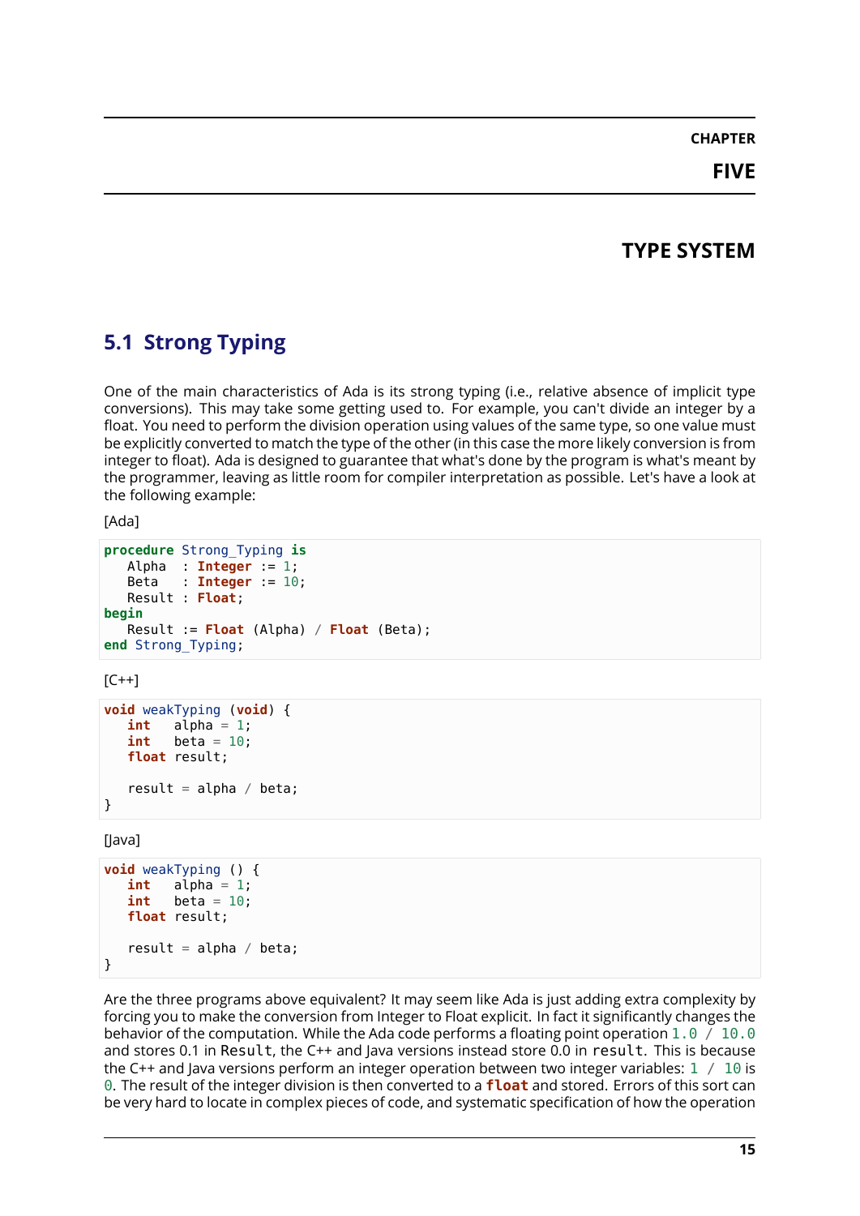# CHAPTER FIVE

# TYPE SYSTEM

## 5.1 Strong Typing

One of the main characteristics of Ada is its strong typing (i.e., relative absence of implicit type conversions). This may take some getting used to. For example, you can't divide an integer by a float. You need to perform the division operation using values of the same type, so one value must be explicitly converted to match the type of the other (in this case the more likely conversion is from integer to float). Ada is designed to guarantee that what's done by the program is what's meant by the programmer, leaving as little room for compiler interpretation as possible. Let's have a look at the following example:

[Ada]

```
procedure Strong_Typing is
   Alpha  : Integer := 1;
   Beta   : Integer := 10;
   Result : Float;
begin
   Result := Float (Alpha) / Float (Beta);
end Strong_Typing;
```

[C++]

```
void weakTyping (void) {
   int   alpha = 1;
   int   beta = 10;
   float result;

   result = alpha / beta;
}
```

[Java]

```
void weakTyping () {
   int   alpha = 1;
   int   beta = 10;
   float result;

   result = alpha / beta;
}
```

Are the three programs above equivalent? It may seem like Ada is just adding extra complexity by forcing you to make the conversion from Integer to Float explicit. In fact it significantly changes the behavior of the computation. While the Ada code performs a floating point operation `1.0 / 10.0` and stores 0.1 in `Result`, the C++ and Java versions instead store 0.0 in `result`. This is because the C++ and Java versions perform an integer operation between two integer variables: `1 / 10` is `0`. The result of the integer division is then converted to a `float` and stored. Errors of this sort can be very hard to locate in complex pieces of code, and systematic specification of how the operation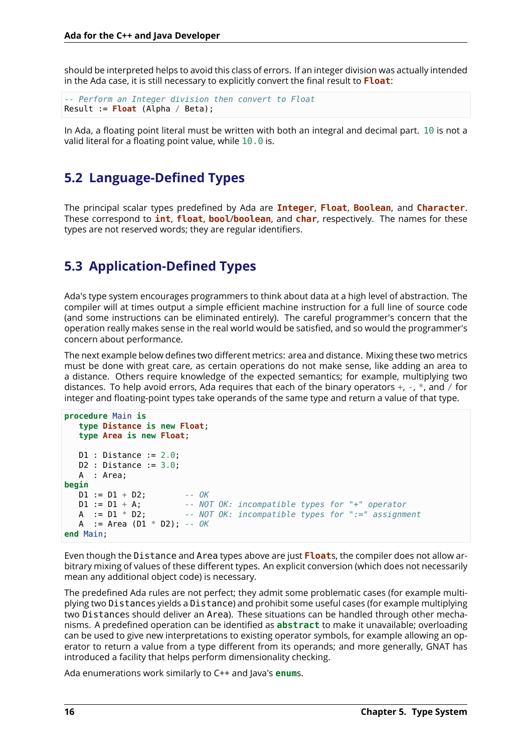should be interpreted helps to avoid this class of errors. If an integer division was actually intended in the Ada case, it is still necessary to explicitly convert the final result to `Float`:

```
-- Perform an Integer division then convert to Float
Result := Float (Alpha / Beta);
```

In Ada, a floating point literal must be written with both an integral and decimal part. `10` is not a valid literal for a floating point value, while `10.0` is.

## 5.2 Language-Defined Types

The principal scalar types predefined by Ada are `Integer`, `Float`, `Boolean`, and `Character`. These correspond to `int`, `float`, `bool`/`boolean`, and `char`, respectively. The names for these types are not reserved words; they are regular identifiers.

## 5.3 Application-Defined Types

Ada's type system encourages programmers to think about data at a high level of abstraction. The compiler will at times output a simple efficient machine instruction for a full line of source code (and some instructions can be eliminated entirely). The careful programmer's concern that the operation really makes sense in the real world would be satisfied, and so would the programmer's concern about performance.

The next example below defines two different metrics: area and distance. Mixing these two metrics must be done with great care, as certain operations do not make sense, like adding an area to a distance. Others require knowledge of the expected semantics; for example, multiplying two distances. To help avoid errors, Ada requires that each of the binary operators +, -, *, and / for integer and floating-point types take operands of the same type and return a value of that type.

```
procedure Main is
   type Distance is new Float;
   type Area is new Float;

   D1 : Distance := 2.0;
   D2 : Distance := 3.0;
   A  : Area;
begin
   D1 := D1 + D2;        -- OK
   D1 := D1 + A;         -- NOT OK: incompatible types for "+" operator
   A  := D1 * D2;        -- NOT OK: incompatible types for ":=" assignment
   A  := Area (D1 * D2); -- OK
end Main;
```

Even though the `Distance` and `Area` types above are just `Float`s, the compiler does not allow arbitrary mixing of values of these different types. An explicit conversion (which does not necessarily mean any additional object code) is necessary.

The predefined Ada rules are not perfect; they admit some problematic cases (for example multiplying two `Distance`s yields a `Distance`) and prohibit some useful cases (for example multiplying two `Distance`s should deliver an `Area`). These situations can be handled through other mechanisms. A predefined operation can be identified as **abstract** to make it unavailable; overloading can be used to give new interpretations to existing operator symbols, for example allowing an operator to return a value from a type different from its operands; and more generally, GNAT has introduced a facility that helps perform dimensionality checking.

Ada enumerations work similarly to C++ and Java's `enum`s.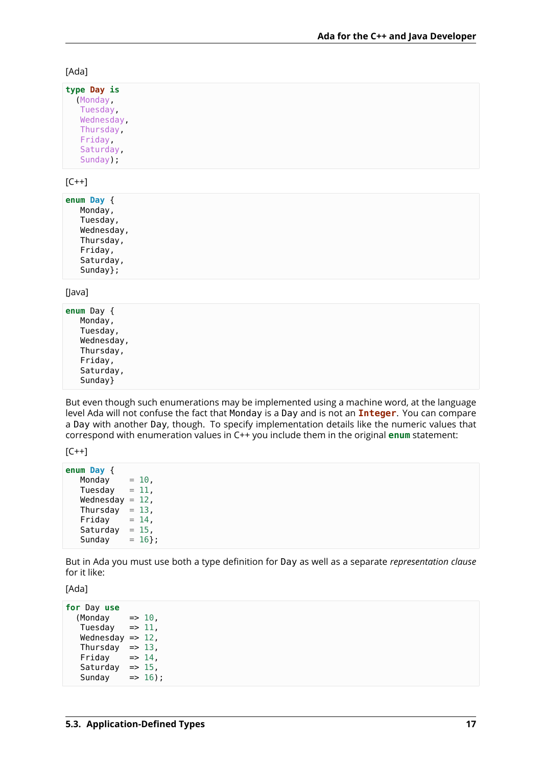[Ada]

```
type Day is
  (Monday,
   Tuesday,
   Wednesday,
   Thursday,
   Friday,
   Saturday,
   Sunday);
```

[C++]

```
enum Day {
   Monday,
   Tuesday,
   Wednesday,
   Thursday,
   Friday,
   Saturday,
   Sunday};
```

[Java]

```
enum Day {
   Monday,
   Tuesday,
   Wednesday,
   Thursday,
   Friday,
   Saturday,
   Sunday}
```

But even though such enumerations may be implemented using a machine word, at the language level Ada will not confuse the fact that `Monday` is a `Day` and is not an **`Integer`**. You can compare a `Day` with another `Day`, though. To specify implementation details like the numeric values that correspond with enumeration values in C++ you include them in the original **`enum`** statement:

[C++]

```
enum Day {
   Monday    = 10,
   Tuesday   = 11,
   Wednesday = 12,
   Thursday  = 13,
   Friday    = 14,
   Saturday  = 15,
   Sunday    = 16};
```

But in Ada you must use both a type definition for `Day` as well as a separate *representation clause* for it like:

[Ada]

```
for Day use
  (Monday    => 10,
   Tuesday   => 11,
   Wednesday => 12,
   Thursday  => 13,
   Friday    => 14,
   Saturday  => 15,
   Sunday    => 16);
```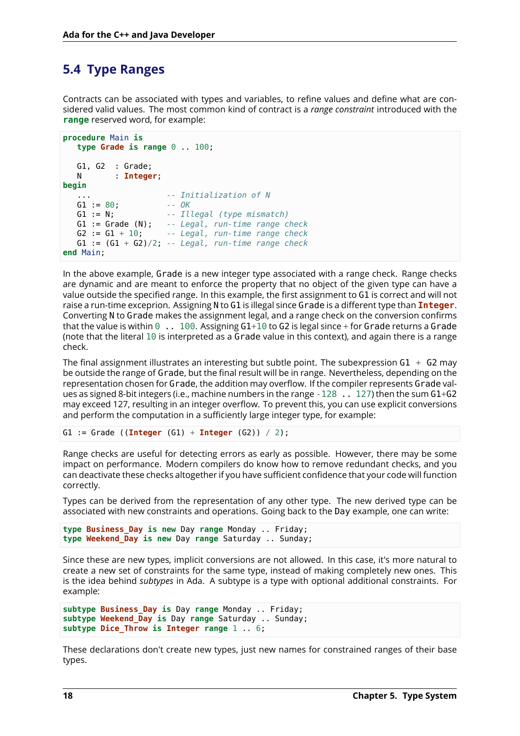## 5.4 Type Ranges

Contracts can be associated with types and variables, to refine values and define what are considered valid values. The most common kind of contract is a *range constraint* introduced with the **range** reserved word, for example:

```
procedure Main is
   type Grade is range 0 .. 100;

   G1, G2  : Grade;
   N       : Integer;
begin
   ...                -- Initialization of N
   G1 := 80;          -- OK
   G1 := N;           -- Illegal (type mismatch)
   G1 := Grade (N);   -- Legal, run-time range check
   G2 := G1 + 10;     -- Legal, run-time range check
   G1 := (G1 + G2)/2; -- Legal, run-time range check
end Main;
```

In the above example, `Grade` is a new integer type associated with a range check. Range checks are dynamic and are meant to enforce the property that no object of the given type can have a value outside the specified range. In this example, the first assignment to `G1` is correct and will not raise a run-time exceprion. Assigning `N` to `G1` is illegal since `Grade` is a different type than `Integer`. Converting `N` to `Grade` makes the assignment legal, and a range check on the conversion confirms that the value is within `0 .. 100`. Assigning `G1+10` to `G2` is legal since `+` for `Grade` returns a `Grade` (note that the literal `10` is interpreted as a `Grade` value in this context), and again there is a range check.

The final assignment illustrates an interesting but subtle point. The subexpression `G1 + G2` may be outside the range of `Grade`, but the final result will be in range. Nevertheless, depending on the representation chosen for `Grade`, the addition may overflow. If the compiler represents `Grade` values as signed 8-bit integers (i.e., machine numbers in the range `-128 .. 127`) then the sum `G1+G2` may exceed 127, resulting in an integer overflow. To prevent this, you can use explicit conversions and perform the computation in a sufficiently large integer type, for example:

```
G1 := Grade ((Integer (G1) + Integer (G2)) / 2);
```

Range checks are useful for detecting errors as early as possible. However, there may be some impact on performance. Modern compilers do know how to remove redundant checks, and you can deactivate these checks altogether if you have sufficient confidence that your code will function correctly.

Types can be derived from the representation of any other type. The new derived type can be associated with new constraints and operations. Going back to the `Day` example, one can write:

```
type Business_Day is new Day range Monday .. Friday;
type Weekend_Day is new Day range Saturday .. Sunday;
```

Since these are new types, implicit conversions are not allowed. In this case, it's more natural to create a new set of constraints for the same type, instead of making completely new ones. This is the idea behind *subtypes* in Ada. A subtype is a type with optional additional constraints. For example:

```
subtype Business_Day is Day range Monday .. Friday;
subtype Weekend_Day is Day range Saturday .. Sunday;
subtype Dice_Throw is Integer range 1 .. 6;
```

These declarations don't create new types, just new names for constrained ranges of their base types.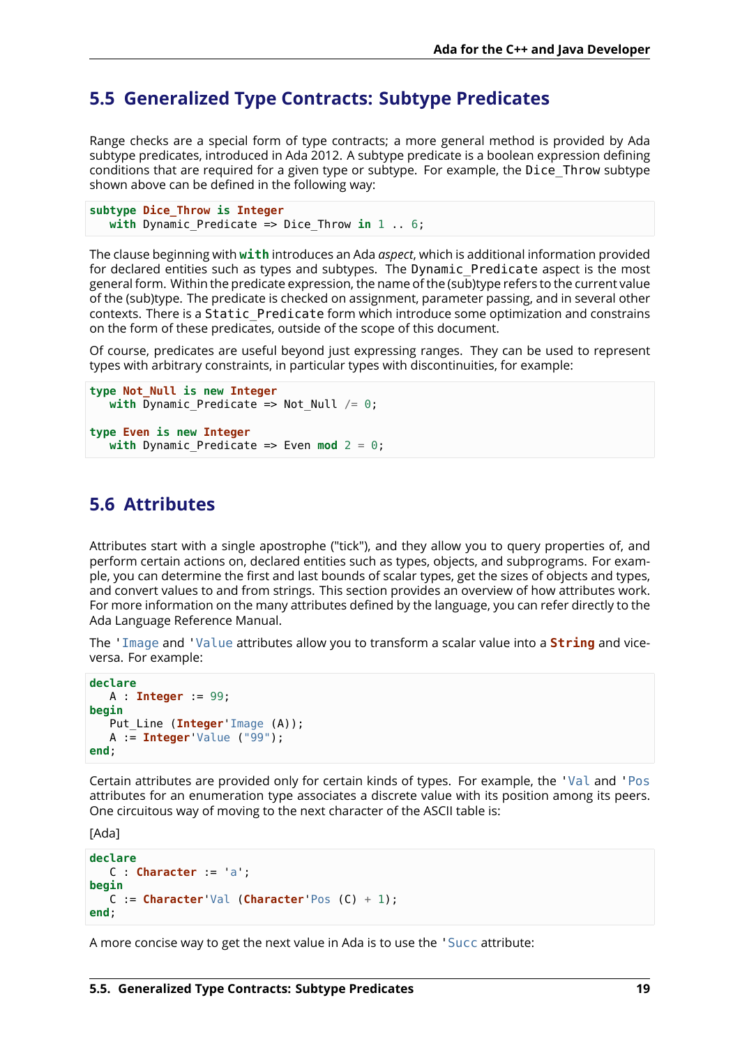## 5.5 Generalized Type Contracts: Subtype Predicates

Range checks are a special form of type contracts; a more general method is provided by Ada subtype predicates, introduced in Ada 2012. A subtype predicate is a boolean expression defining conditions that are required for a given type or subtype. For example, the `Dice_Throw` subtype shown above can be defined in the following way:

```
subtype Dice_Throw is Integer
   with Dynamic_Predicate => Dice_Throw in 1 .. 6;
```

The clause beginning with **with** introduces an Ada *aspect*, which is additional information provided for declared entities such as types and subtypes. The `Dynamic_Predicate` aspect is the most general form. Within the predicate expression, the name of the (sub)type refers to the current value of the (sub)type. The predicate is checked on assignment, parameter passing, and in several other contexts. There is a `Static_Predicate` form which introduce some optimization and constrains on the form of these predicates, outside of the scope of this document.

Of course, predicates are useful beyond just expressing ranges. They can be used to represent types with arbitrary constraints, in particular types with discontinuities, for example:

```
type Not_Null is new Integer
   with Dynamic_Predicate => Not_Null /= 0;

type Even is new Integer
   with Dynamic_Predicate => Even mod 2 = 0;
```

## 5.6 Attributes

Attributes start with a single apostrophe ("tick"), and they allow you to query properties of, and perform certain actions on, declared entities such as types, objects, and subprograms. For example, you can determine the first and last bounds of scalar types, get the sizes of objects and types, and convert values to and from strings. This section provides an overview of how attributes work. For more information on the many attributes defined by the language, you can refer directly to the Ada Language Reference Manual.

The `'Image` and `'Value` attributes allow you to transform a scalar value into a `String` and vice-versa. For example:

```
declare
   A : Integer := 99;
begin
   Put_Line (Integer'Image (A));
   A := Integer'Value ("99");
end;
```

Certain attributes are provided only for certain kinds of types. For example, the `'Val` and `'Pos` attributes for an enumeration type associates a discrete value with its position among its peers. One circuitous way of moving to the next character of the ASCII table is:

[Ada]

```
declare
   C : Character := 'a';
begin
   C := Character'Val (Character'Pos (C) + 1);
end;
```

A more concise way to get the next value in Ada is to use the `'Succ` attribute: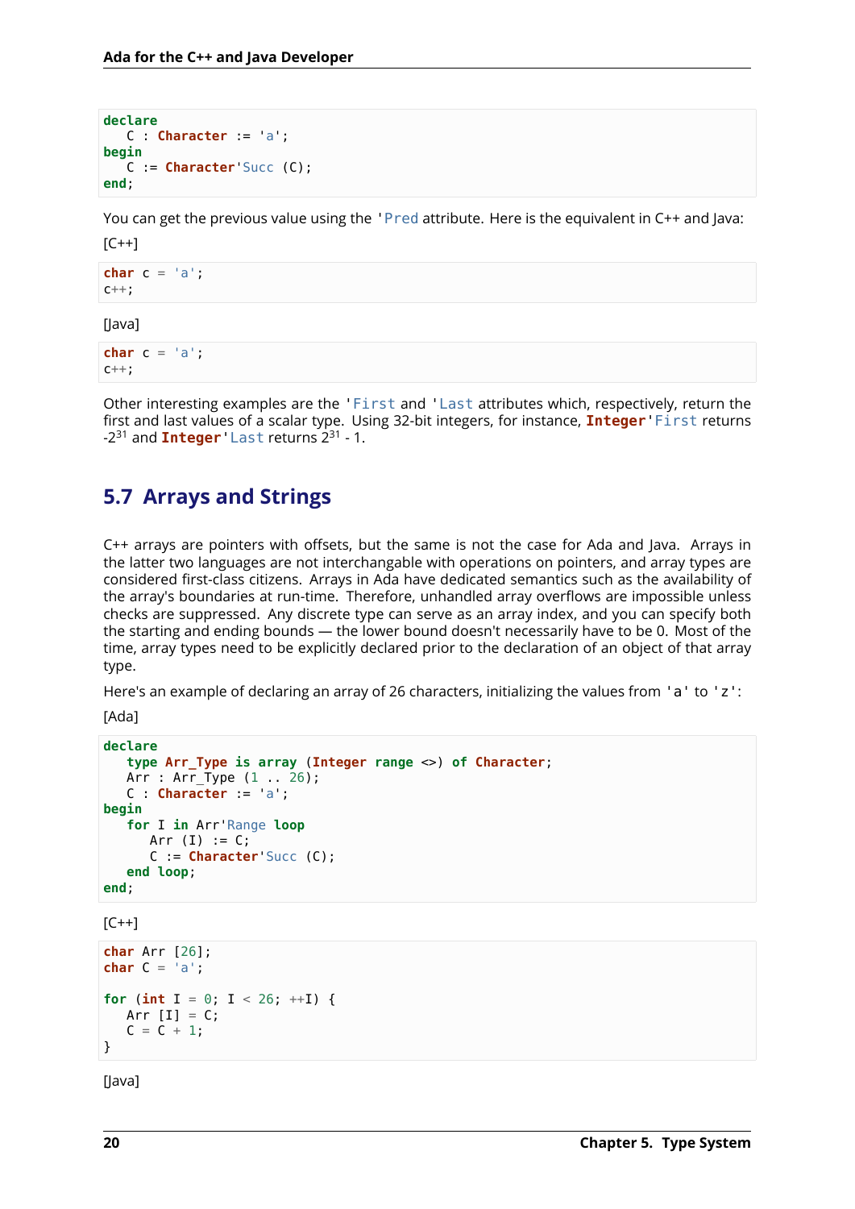```
declare
   C : Character := 'a';
begin
   C := Character'Succ (C);
end;
```

You can get the previous value using the `'Pred` attribute. Here is the equivalent in C++ and Java:

[C++]

```
char c = 'a';
c++;
```

[Java]

```
char c = 'a';
c++;
```

Other interesting examples are the `'First` and `'Last` attributes which, respectively, return the first and last values of a scalar type. Using 32-bit integers, for instance, `Integer'First` returns $-2^{31}$ and `Integer'Last` returns $2^{31} - 1$.

## 5.7 Arrays and Strings

C++ arrays are pointers with offsets, but the same is not the case for Ada and Java. Arrays in the latter two languages are not interchangable with operations on pointers, and array types are considered first-class citizens. Arrays in Ada have dedicated semantics such as the availability of the array's boundaries at run-time. Therefore, unhandled array overflows are impossible unless checks are suppressed. Any discrete type can serve as an array index, and you can specify both the starting and ending bounds — the lower bound doesn't necessarily have to be 0. Most of the time, array types need to be explicitly declared prior to the declaration of an object of that array type.

Here's an example of declaring an array of 26 characters, initializing the values from `'a'` to `'z'`:

[Ada]

```
declare
   type Arr_Type is array (Integer range <>) of Character;
   Arr : Arr_Type (1 .. 26);
   C : Character := 'a';
begin
   for I in Arr'Range loop
      Arr (I) := C;
      C := Character'Succ (C);
   end loop;
end;
```

[C++]

```
char Arr [26];
char C = 'a';

for (int I = 0; I < 26; ++I) {
   Arr [I] = C;
   C = C + 1;
}
```

[Java]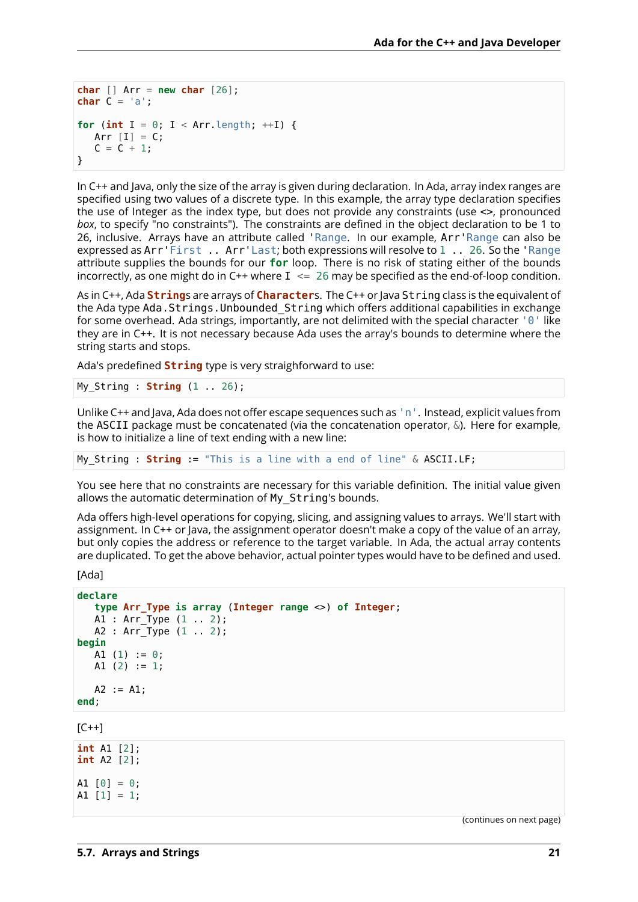```
char [] Arr = new char [26];
char C = 'a';

for (int I = 0; I < Arr.length; ++I) {
   Arr [I] = C;
   C = C + 1;
}
```

In C++ and Java, only the size of the array is given during declaration. In Ada, array index ranges are specified using two values of a discrete type. In this example, the array type declaration specifies the use of Integer as the index type, but does not provide any constraints (use <>, pronounced *box*, to specify "no constraints"). The constraints are defined in the object declaration to be 1 to 26, inclusive. Arrays have an attribute called `'Range`. In our example, `Arr'Range` can also be expressed as `Arr'First .. Arr'Last`; both expressions will resolve to `1 .. 26`. So the `'Range` attribute supplies the bounds for our **for** loop. There is no risk of stating either of the bounds incorrectly, as one might do in C++ where `I <= 26` may be specified as the end-of-loop condition.

As in C++, Ada **String**s are arrays of **Character**s. The C++ or Java `String` class is the equivalent of the Ada type `Ada.Strings.Unbounded_String` which offers additional capabilities in exchange for some overhead. Ada strings, importantly, are not delimited with the special character `'\0'` like they are in C++. It is not necessary because Ada uses the array's bounds to determine where the string starts and stops.

Ada's predefined **String** type is very straighforward to use:

```
My_String : String (1 .. 26);
```

Unlike C++ and Java, Ada does not offer escape sequences such as `'\n'`. Instead, explicit values from the `ASCII` package must be concatenated (via the concatenation operator, &). Here for example, is how to initialize a line of text ending with a new line:

```
My_String : String := "This is a line with a end of line" & ASCII.LF;
```

You see here that no constraints are necessary for this variable definition. The initial value given allows the automatic determination of `My_String`'s bounds.

Ada offers high-level operations for copying, slicing, and assigning values to arrays. We'll start with assignment. In C++ or Java, the assignment operator doesn't make a copy of the value of an array, but only copies the address or reference to the target variable. In Ada, the actual array contents are duplicated. To get the above behavior, actual pointer types would have to be defined and used.

[Ada]

```
declare
   type Arr_Type is array (Integer range <>) of Integer;
   A1 : Arr_Type (1 .. 2);
   A2 : Arr_Type (1 .. 2);
begin
   A1 (1) := 0;
   A1 (2) := 1;

   A2 := A1;
end;
```

[C++]

```
int A1 [2];
int A2 [2];

A1 [0] = 0;
A1 [1] = 1;
```

(continues on next page)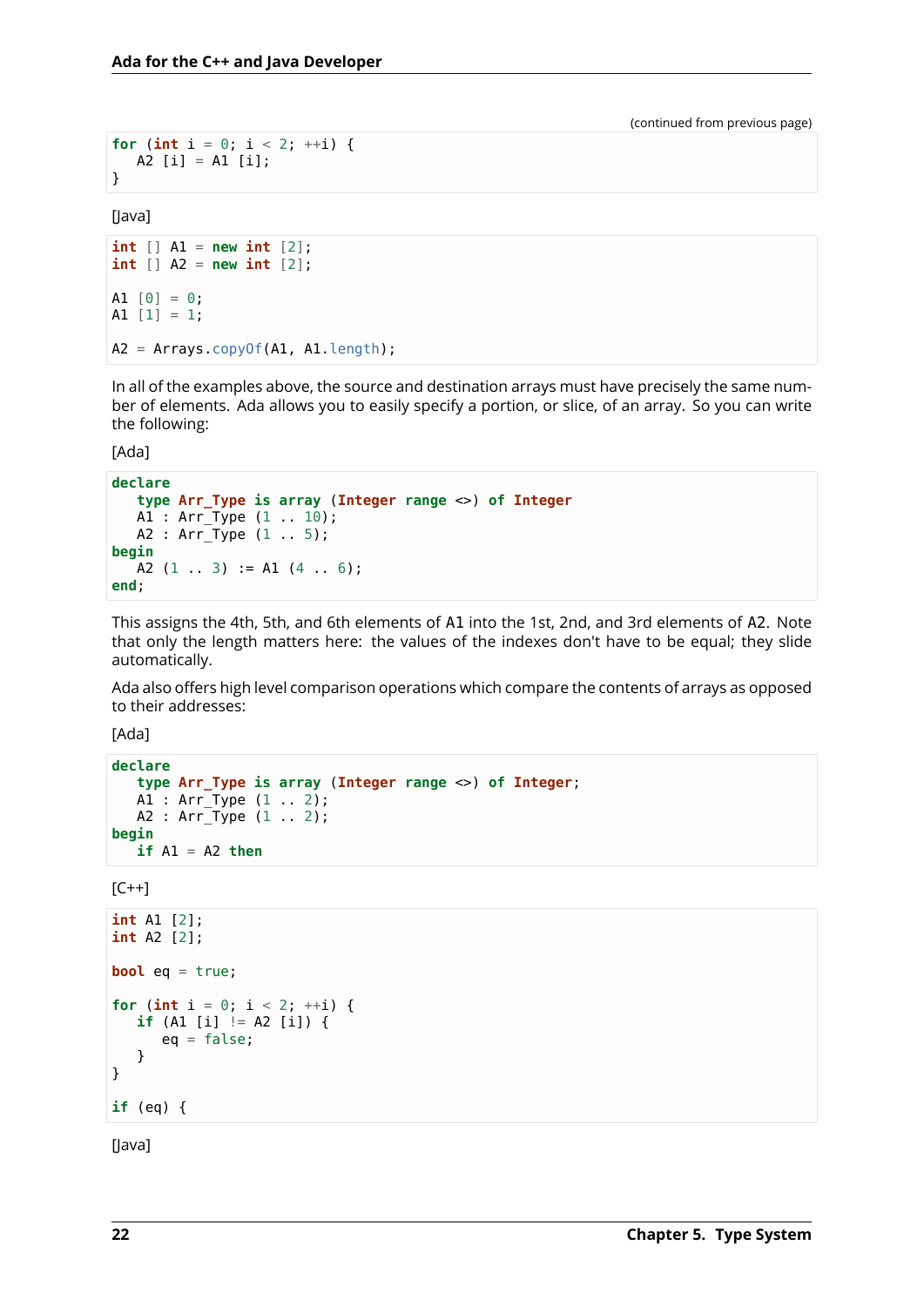(continued from previous page)

```
for (int i = 0; i < 2; ++i) {
   A2 [i] = A1 [i];
}
```

[Java]

```
int [] A1 = new int [2];
int [] A2 = new int [2];

A1 [0] = 0;
A1 [1] = 1;

A2 = Arrays.copyOf(A1, A1.length);
```

In all of the examples above, the source and destination arrays must have precisely the same number of elements. Ada allows you to easily specify a portion, or slice, of an array. So you can write the following:

[Ada]

```
declare
   type Arr_Type is array (Integer range <>) of Integer
   A1 : Arr_Type (1 .. 10);
   A2 : Arr_Type (1 .. 5);
begin
   A2 (1 .. 3) := A1 (4 .. 6);
end;
```

This assigns the 4th, 5th, and 6th elements of A1 into the 1st, 2nd, and 3rd elements of A2. Note that only the length matters here: the values of the indexes don't have to be equal; they slide automatically.

Ada also offers high level comparison operations which compare the contents of arrays as opposed to their addresses:

[Ada]

```
declare
   type Arr_Type is array (Integer range <>) of Integer;
   A1 : Arr_Type (1 .. 2);
   A2 : Arr_Type (1 .. 2);
begin
   if A1 = A2 then
```

[C++]

```
int A1 [2];
int A2 [2];

bool eq = true;

for (int i = 0; i < 2; ++i) {
   if (A1 [i] != A2 [i]) {
      eq = false;
   }
}

if (eq) {
```

[Java]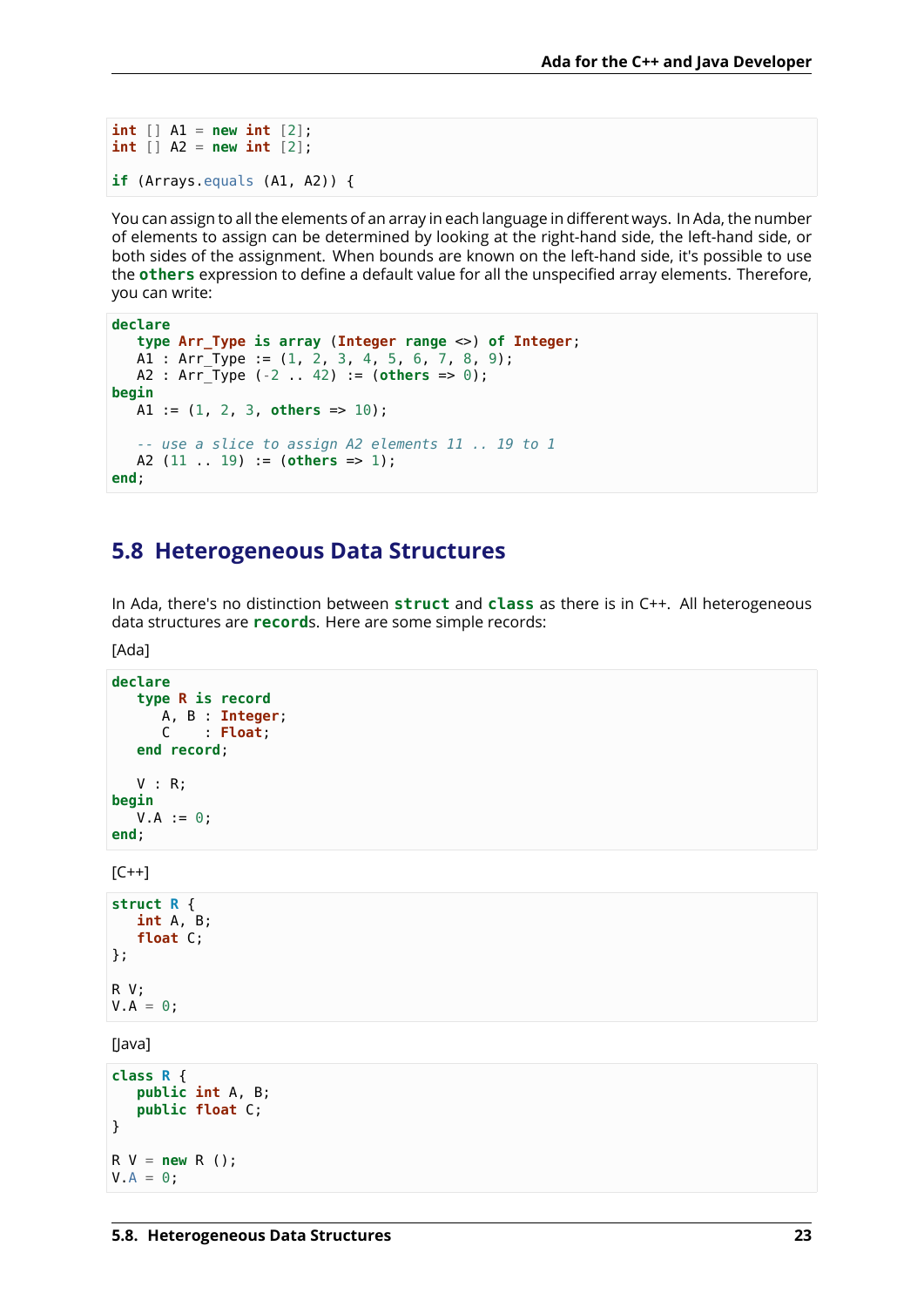```
int [] A1 = new int [2];
int [] A2 = new int [2];

if (Arrays.equals (A1, A2)) {
```

You can assign to all the elements of an array in each language in different ways. In Ada, the number of elements to assign can be determined by looking at the right-hand side, the left-hand side, or both sides of the assignment. When bounds are known on the left-hand side, it's possible to use the **others** expression to define a default value for all the unspecified array elements. Therefore, you can write:

```
declare
   type Arr_Type is array (Integer range <>) of Integer;
   A1 : Arr_Type := (1, 2, 3, 4, 5, 6, 7, 8, 9);
   A2 : Arr_Type (-2 .. 42) := (others => 0);
begin
   A1 := (1, 2, 3, others => 10);

   -- use a slice to assign A2 elements 11 .. 19 to 1
   A2 (11 .. 19) := (others => 1);
end;
```

## 5.8 Heterogeneous Data Structures

In Ada, there's no distinction between **struct** and **class** as there is in C++. All heterogeneous data structures are **record**s. Here are some simple records:

[Ada]

```
declare
   type R is record
      A, B : Integer;
      C    : Float;
   end record;

   V : R;
begin
   V.A := 0;
end;
```

[C++]

```
struct R {
   int A, B;
   float C;
};

R V;
V.A = 0;
```

[Java]

```
class R {
   public int A, B;
   public float C;
}

R V = new R ();
V.A = 0;
```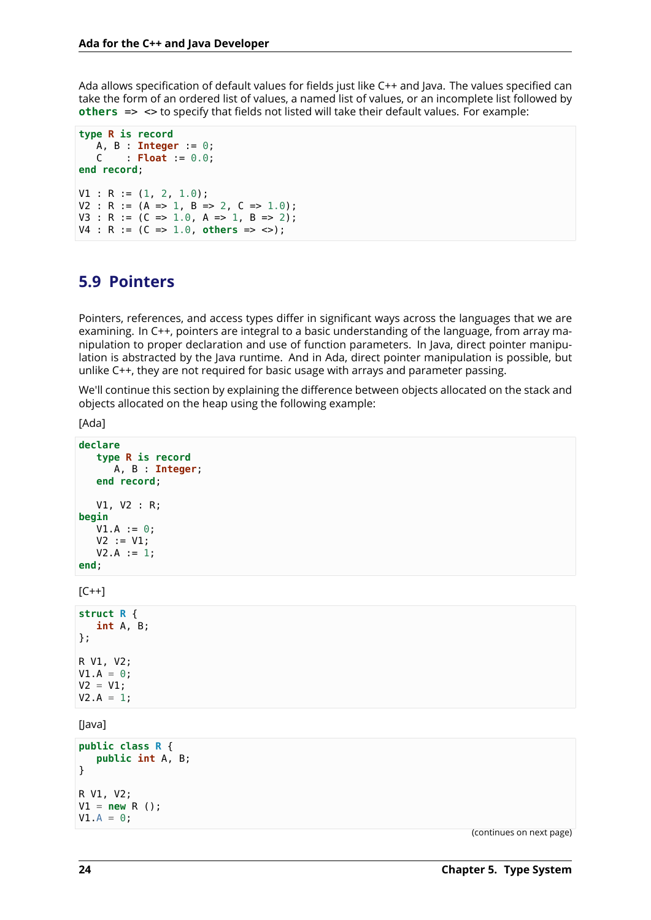Ada allows specification of default values for fields just like C++ and Java. The values specified can take the form of an ordered list of values, a named list of values, or an incomplete list followed by **others** => <> to specify that fields not listed will take their default values. For example:

```
type R is record
   A, B : Integer := 0;
   C    : Float := 0.0;
end record;

V1 : R := (1, 2, 1.0);
V2 : R := (A => 1, B => 2, C => 1.0);
V3 : R := (C => 1.0, A => 1, B => 2);
V4 : R := (C => 1.0, others => <>);
```

## 5.9 Pointers

Pointers, references, and access types differ in significant ways across the languages that we are examining. In C++, pointers are integral to a basic understanding of the language, from array manipulation to proper declaration and use of function parameters. In Java, direct pointer manipulation is abstracted by the Java runtime. And in Ada, direct pointer manipulation is possible, but unlike C++, they are not required for basic usage with arrays and parameter passing.

We'll continue this section by explaining the difference between objects allocated on the stack and objects allocated on the heap using the following example:

[Ada]

```
declare
   type R is record
      A, B : Integer;
   end record;

   V1, V2 : R;
begin
   V1.A := 0;
   V2 := V1;
   V2.A := 1;
end;
```

[C++]

```
struct R {
   int A, B;
};

R V1, V2;
V1.A = 0;
V2 = V1;
V2.A = 1;
```

[Java]

```
public class R {
   public int A, B;
}

R V1, V2;
V1 = new R ();
V1.A = 0;
```

(continues on next page)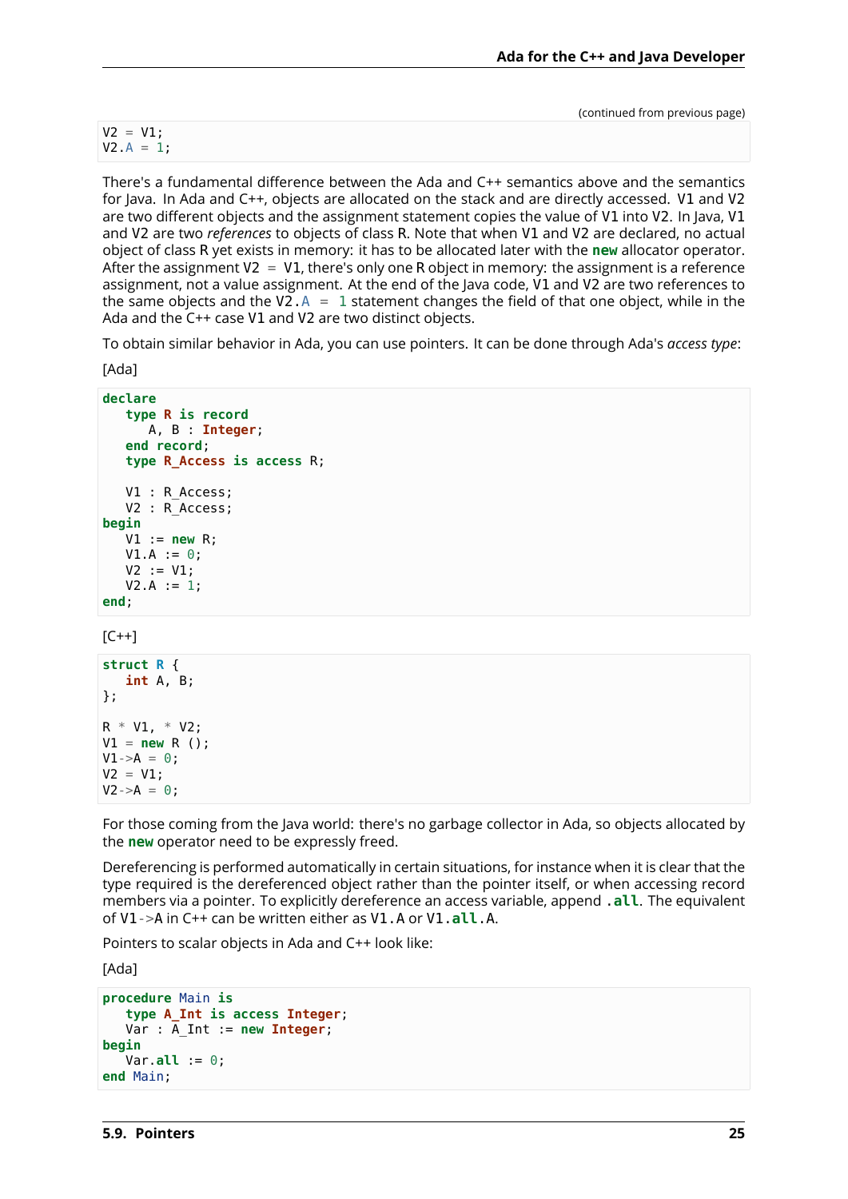(continued from previous page)

```
V2 = V1;
V2.A = 1;
```

There's a fundamental difference between the Ada and C++ semantics above and the semantics for Java. In Ada and C++, objects are allocated on the stack and are directly accessed. V1 and V2 are two different objects and the assignment statement copies the value of V1 into V2. In Java, V1 and V2 are two *references* to objects of class R. Note that when V1 and V2 are declared, no actual object of class R yet exists in memory: it has to be allocated later with the **new** allocator operator. After the assignment V2 = V1, there's only one R object in memory: the assignment is a reference assignment, not a value assignment. At the end of the Java code, V1 and V2 are two references to the same objects and the V2.A = 1 statement changes the field of that one object, while in the Ada and the C++ case V1 and V2 are two distinct objects.

To obtain similar behavior in Ada, you can use pointers. It can be done through Ada's *access type*:

[Ada]

```
declare
   type R is record
      A, B : Integer;
   end record;
   type R_Access is access R;

   V1 : R_Access;
   V2 : R_Access;
begin
   V1 := new R;
   V1.A := 0;
   V2 := V1;
   V2.A := 1;
end;
```

[C++]

```
struct R {
   int A, B;
};

R * V1, * V2;
V1 = new R ();
V1->A = 0;
V2 = V1;
V2->A = 0;
```

For those coming from the Java world: there's no garbage collector in Ada, so objects allocated by the **new** operator need to be expressly freed.

Dereferencing is performed automatically in certain situations, for instance when it is clear that the type required is the dereferenced object rather than the pointer itself, or when accessing record members via a pointer. To explicitly dereference an access variable, append `.all`. The equivalent of V1->A in C++ can be written either as V1.A or V1.**all**.A.

Pointers to scalar objects in Ada and C++ look like:

[Ada]

```
procedure Main is
   type A_Int is access Integer;
   Var : A_Int := new Integer;
begin
   Var.all := 0;
end Main;
```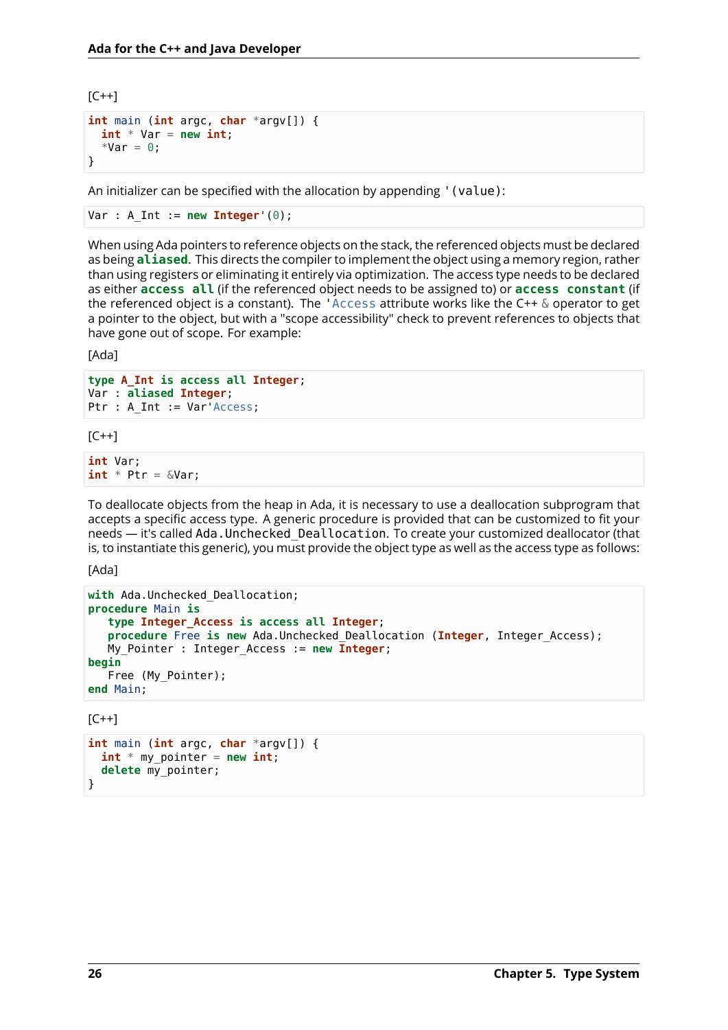[C++]

```
int main (int argc, char *argv[]) {
  int * Var = new int;
  *Var = 0;
}
```

An initializer can be specified with the allocation by appending `'(value)`:

```
Var : A_Int := new Integer'(0);
```

When using Ada pointers to reference objects on the stack, the referenced objects must be declared as being **aliased**. This directs the compiler to implement the object using a memory region, rather than using registers or eliminating it entirely via optimization. The access type needs to be declared as either **access all** (if the referenced object needs to be assigned to) or **access constant** (if the referenced object is a constant). The `'Access` attribute works like the C++ `&` operator to get a pointer to the object, but with a "scope accessibility" check to prevent references to objects that have gone out of scope. For example:

[Ada]

```
type A_Int is access all Integer;
Var : aliased Integer;
Ptr : A_Int := Var'Access;
```

[C++]

```
int Var;
int * Ptr = &Var;
```

To deallocate objects from the heap in Ada, it is necessary to use a deallocation subprogram that accepts a specific access type. A generic procedure is provided that can be customized to fit your needs — it's called `Ada.Unchecked_Deallocation`. To create your customized deallocator (that is, to instantiate this generic), you must provide the object type as well as the access type as follows:

[Ada]

```
with Ada.Unchecked_Deallocation;
procedure Main is
   type Integer_Access is access all Integer;
   procedure Free is new Ada.Unchecked_Deallocation (Integer, Integer_Access);
   My_Pointer : Integer_Access := new Integer;
begin
   Free (My_Pointer);
end Main;
```

[C++]

```
int main (int argc, char *argv[]) {
  int * my_pointer = new int;
  delete my_pointer;
}
```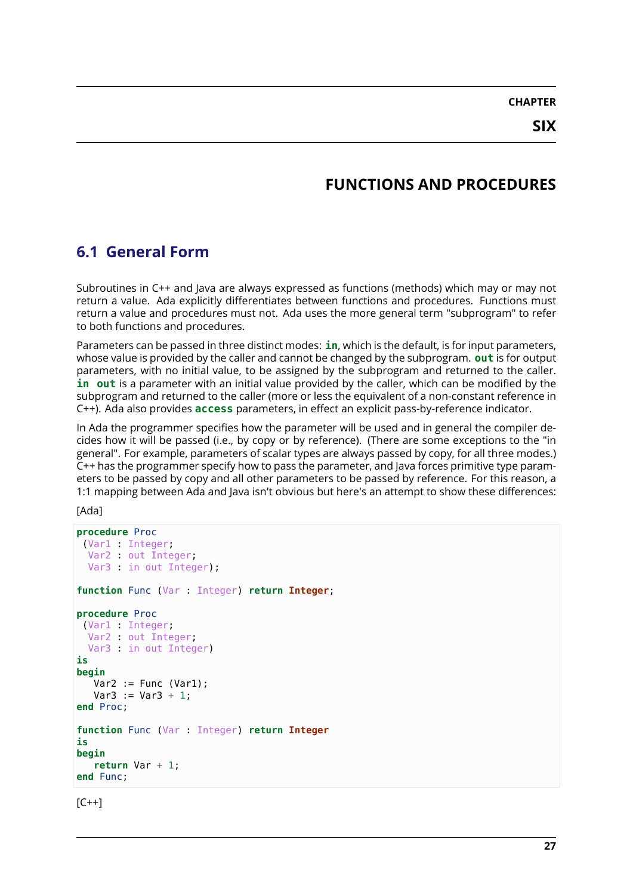# CHAPTER SIX

# FUNCTIONS AND PROCEDURES

## 6.1 General Form

Subroutines in C++ and Java are always expressed as functions (methods) which may or may not return a value. Ada explicitly differentiates between functions and procedures. Functions must return a value and procedures must not. Ada uses the more general term "subprogram" to refer to both functions and procedures.

Parameters can be passed in three distinct modes: **in**, which is the default, is for input parameters, whose value is provided by the caller and cannot be changed by the subprogram. **out** is for output parameters, with no initial value, to be assigned by the subprogram and returned to the caller. **in out** is a parameter with an initial value provided by the caller, which can be modified by the subprogram and returned to the caller (more or less the equivalent of a non-constant reference in C++). Ada also provides **access** parameters, in effect an explicit pass-by-reference indicator.

In Ada the programmer specifies how the parameter will be used and in general the compiler decides how it will be passed (i.e., by copy or by reference). (There are some exceptions to the "in general". For example, parameters of scalar types are always passed by copy, for all three modes.) C++ has the programmer specify how to pass the parameter, and Java forces primitive type parameters to be passed by copy and all other parameters to be passed by reference. For this reason, a 1:1 mapping between Ada and Java isn't obvious but here's an attempt to show these differences:

[Ada]

```
procedure Proc
 (Var1 : Integer;
  Var2 : out Integer;
  Var3 : in out Integer);

function Func (Var : Integer) return Integer;

procedure Proc
 (Var1 : Integer;
  Var2 : out Integer;
  Var3 : in out Integer)
is
begin
   Var2 := Func (Var1);
   Var3 := Var3 + 1;
end Proc;

function Func (Var : Integer) return Integer
is
begin
   return Var + 1;
end Func;
```

[C++]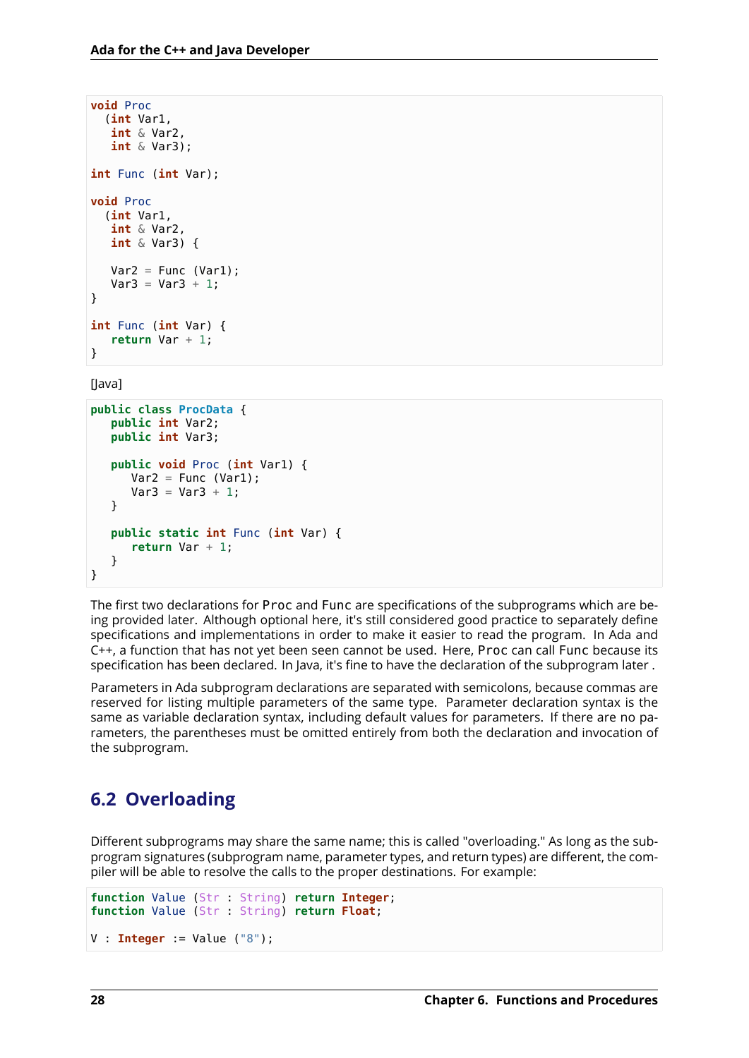```
void Proc
  (int Var1,
   int & Var2,
   int & Var3);

int Func (int Var);

void Proc
  (int Var1,
   int & Var2,
   int & Var3) {

   Var2 = Func (Var1);
   Var3 = Var3 + 1;
}

int Func (int Var) {
   return Var + 1;
}
```

[Java]

```
public class ProcData {
   public int Var2;
   public int Var3;

   public void Proc (int Var1) {
      Var2 = Func (Var1);
      Var3 = Var3 + 1;
   }

   public static int Func (int Var) {
      return Var + 1;
   }
}
```

The first two declarations for `Proc` and `Func` are specifications of the subprograms which are being provided later. Although optional here, it's still considered good practice to separately define specifications and implementations in order to make it easier to read the program. In Ada and C++, a function that has not yet been seen cannot be used. Here, `Proc` can call `Func` because its specification has been declared. In Java, it's fine to have the declaration of the subprogram later .

Parameters in Ada subprogram declarations are separated with semicolons, because commas are reserved for listing multiple parameters of the same type. Parameter declaration syntax is the same as variable declaration syntax, including default values for parameters. If there are no parameters, the parentheses must be omitted entirely from both the declaration and invocation of the subprogram.

## 6.2 Overloading

Different subprograms may share the same name; this is called "overloading." As long as the subprogram signatures (subprogram name, parameter types, and return types) are different, the compiler will be able to resolve the calls to the proper destinations. For example:

```
function Value (Str : String) return Integer;
function Value (Str : String) return Float;

V : Integer := Value ("8");
```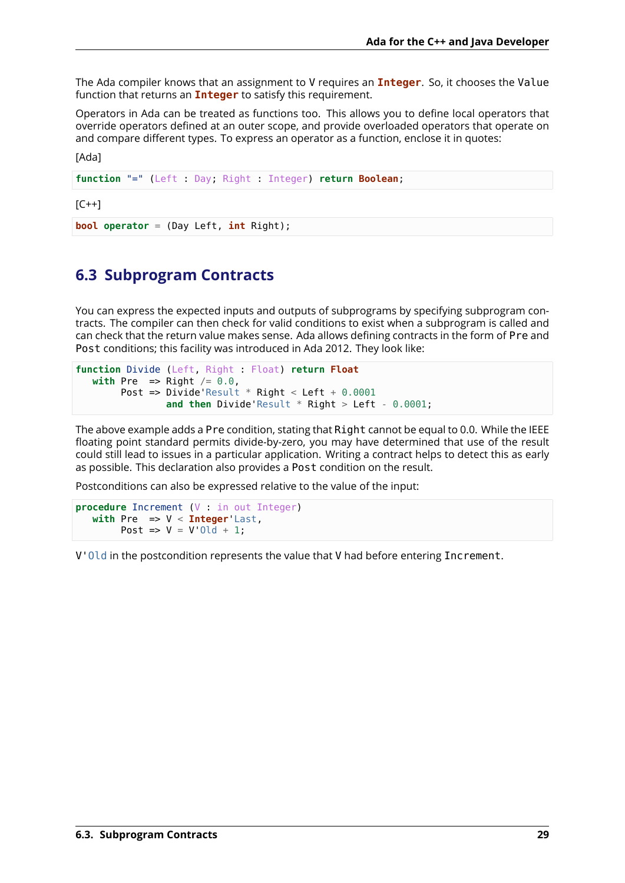The Ada compiler knows that an assignment to V requires an **Integer**. So, it chooses the `Value` function that returns an **Integer** to satisfy this requirement.

Operators in Ada can be treated as functions too. This allows you to define local operators that override operators defined at an outer scope, and provide overloaded operators that operate on and compare different types. To express an operator as a function, enclose it in quotes:

[Ada]

```
function "=" (Left : Day; Right : Integer) return Boolean;
```

[C++]

```
bool operator = (Day Left, int Right);
```

## 6.3 Subprogram Contracts

You can express the expected inputs and outputs of subprograms by specifying subprogram contracts. The compiler can then check for valid conditions to exist when a subprogram is called and can check that the return value makes sense. Ada allows defining contracts in the form of `Pre` and `Post` conditions; this facility was introduced in Ada 2012. They look like:

```
function Divide (Left, Right : Float) return Float
   with Pre  => Right /= 0.0,
        Post => Divide'Result * Right < Left + 0.0001
                and then Divide'Result * Right > Left - 0.0001;
```

The above example adds a `Pre` condition, stating that `Right` cannot be equal to 0.0. While the IEEE floating point standard permits divide-by-zero, you may have determined that use of the result could still lead to issues in a particular application. Writing a contract helps to detect this as early as possible. This declaration also provides a `Post` condition on the result.

Postconditions can also be expressed relative to the value of the input:

```
procedure Increment (V : in out Integer)
   with Pre  => V < Integer'Last,
        Post => V = V'Old + 1;
```

`V'Old` in the postcondition represents the value that V had before entering `Increment`.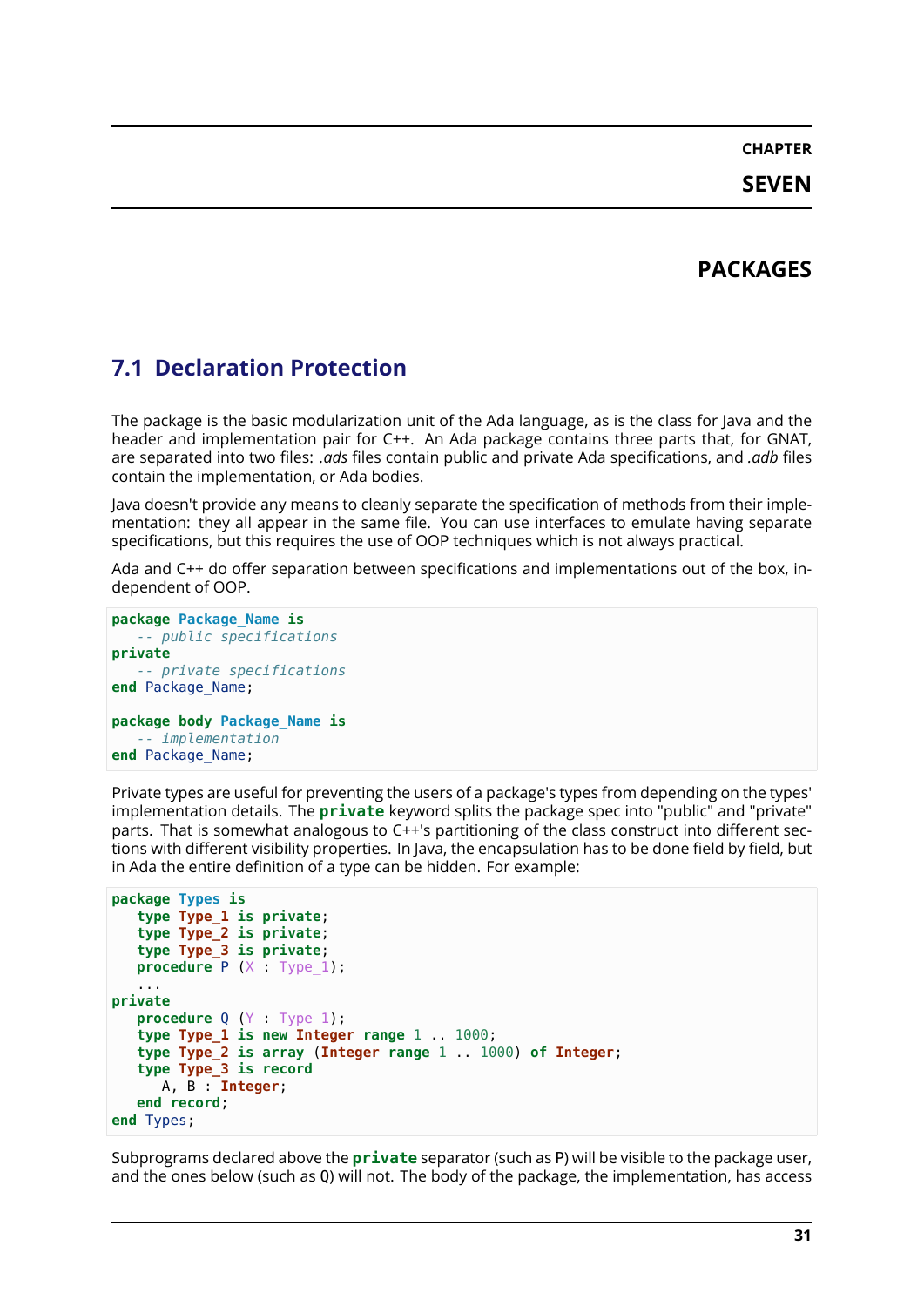# CHAPTER SEVEN

# PACKAGES

## 7.1 Declaration Protection

The package is the basic modularization unit of the Ada language, as is the class for Java and the header and implementation pair for C++. An Ada package contains three parts that, for GNAT, are separated into two files: *.ads* files contain public and private Ada specifications, and *.adb* files contain the implementation, or Ada bodies.

Java doesn't provide any means to cleanly separate the specification of methods from their implementation: they all appear in the same file. You can use interfaces to emulate having separate specifications, but this requires the use of OOP techniques which is not always practical.

Ada and C++ do offer separation between specifications and implementations out of the box, independent of OOP.

```ada
package Package_Name is
   -- public specifications
private
   -- private specifications
end Package_Name;

package body Package_Name is
   -- implementation
end Package_Name;
```

Private types are useful for preventing the users of a package's types from depending on the types' implementation details. The **private** keyword splits the package spec into "public" and "private" parts. That is somewhat analogous to C++'s partitioning of the class construct into different sections with different visibility properties. In Java, the encapsulation has to be done field by field, but in Ada the entire definition of a type can be hidden. For example:

```ada
package Types is
   type Type_1 is private;
   type Type_2 is private;
   type Type_3 is private;
   procedure P (X : Type_1);
   ...
private
   procedure Q (Y : Type_1);
   type Type_1 is new Integer range 1 .. 1000;
   type Type_2 is array (Integer range 1 .. 1000) of Integer;
   type Type_3 is record
      A, B : Integer;
   end record;
end Types;
```

Subprograms declared above the **private** separator (such as P) will be visible to the package user, and the ones below (such as Q) will not. The body of the package, the implementation, has access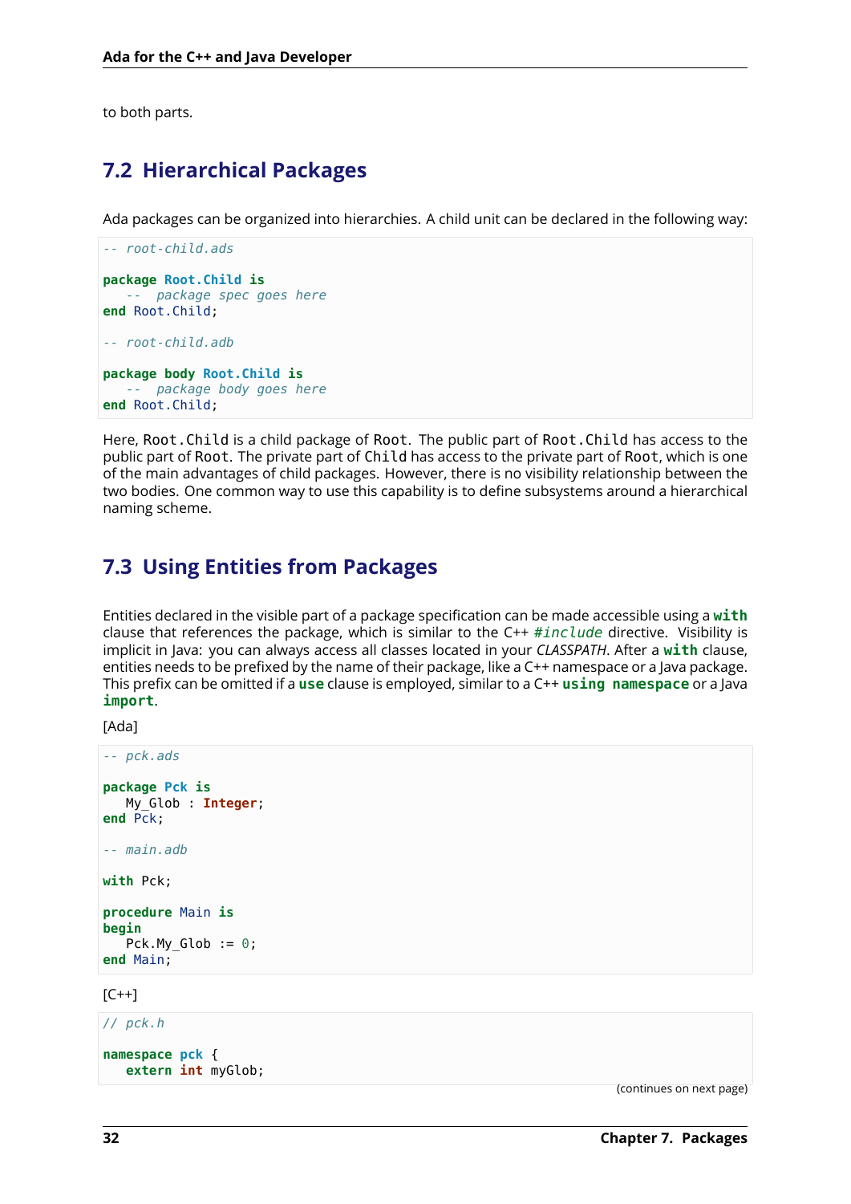to both parts.

## 7.2 Hierarchical Packages

Ada packages can be organized into hierarchies. A child unit can be declared in the following way:

```
-- root-child.ads

package Root.Child is
   --  package spec goes here
end Root.Child;

-- root-child.adb

package body Root.Child is
   --  package body goes here
end Root.Child;
```

Here, `Root.Child` is a child package of `Root`. The public part of `Root.Child` has access to the public part of `Root`. The private part of `Child` has access to the private part of `Root`, which is one of the main advantages of child packages. However, there is no visibility relationship between the two bodies. One common way to use this capability is to define subsystems around a hierarchical naming scheme.

## 7.3 Using Entities from Packages

Entities declared in the visible part of a package specification can be made accessible using a **with** clause that references the package, which is similar to the C++ *#include* directive. Visibility is implicit in Java: you can always access all classes located in your *CLASSPATH*. After a **with** clause, entities needs to be prefixed by the name of their package, like a C++ namespace or a Java package. This prefix can be omitted if a **use** clause is employed, similar to a C++ **using namespace** or a Java **import**.

[Ada]

```
-- pck.ads

package Pck is
   My_Glob : Integer;
end Pck;

-- main.adb

with Pck;

procedure Main is
begin
   Pck.My_Glob := 0;
end Main;
```

[C++]

```
// pck.h

namespace pck {
   extern int myGlob;
```

(continues on next page)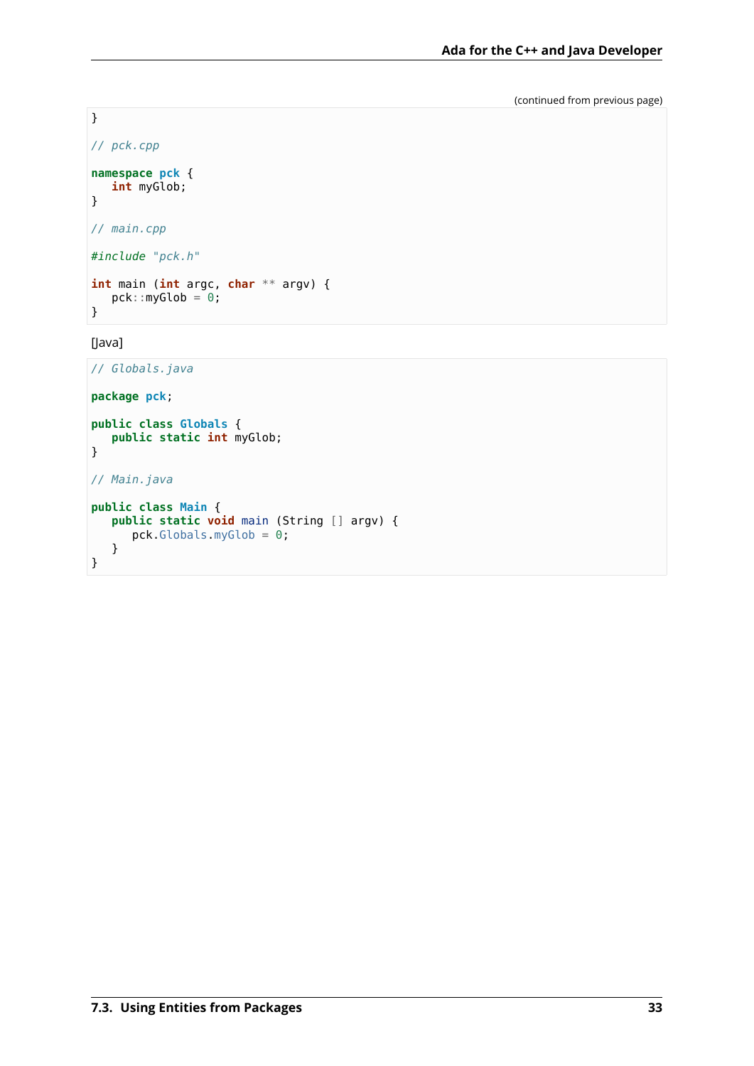(continued from previous page)

```
}

// pck.cpp

namespace pck {
   int myGlob;
}

// main.cpp

#include "pck.h"

int main (int argc, char ** argv) {
   pck::myGlob = 0;
}
```

[Java]

```
// Globals.java

package pck;

public class Globals {
   public static int myGlob;
}

// Main.java

public class Main {
   public static void main (String [] argv) {
      pck.Globals.myGlob = 0;
   }
}
```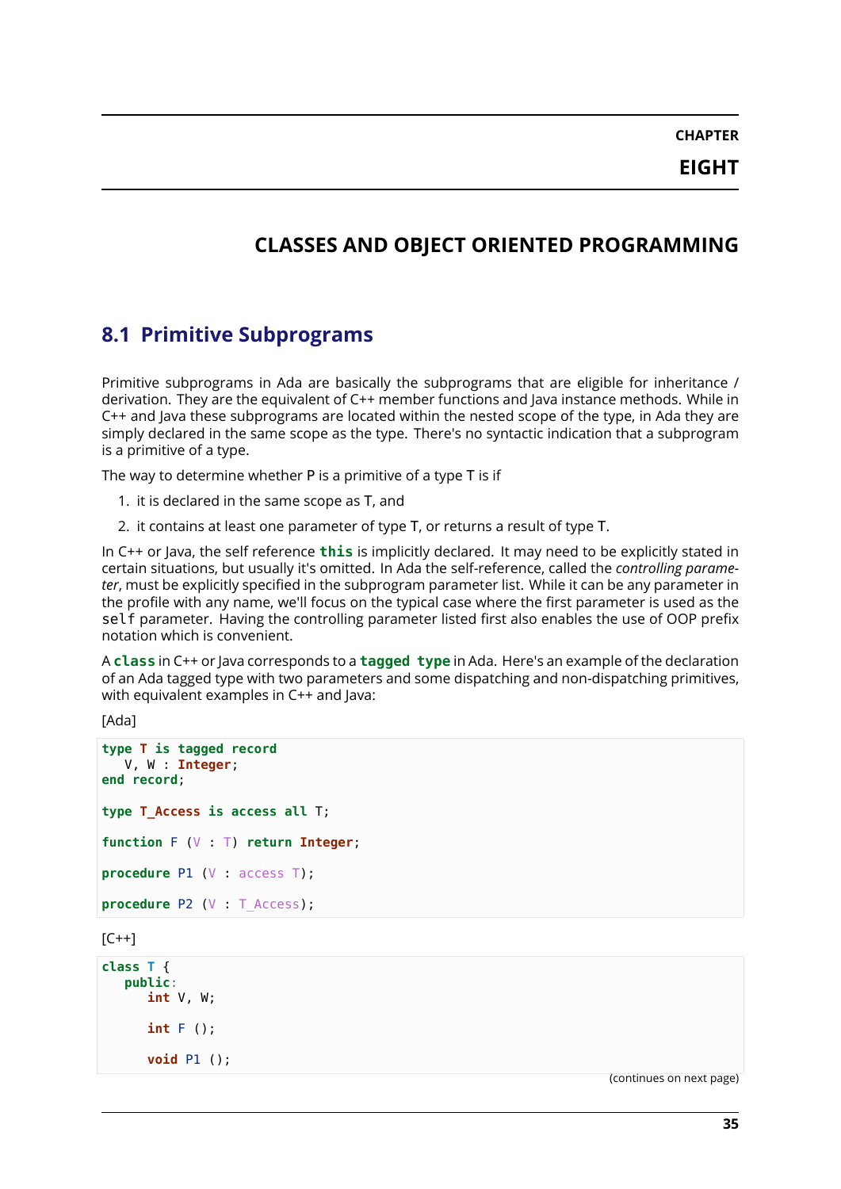# CHAPTER EIGHT

# CLASSES AND OBJECT ORIENTED PROGRAMMING

## 8.1 Primitive Subprograms

Primitive subprograms in Ada are basically the subprograms that are eligible for inheritance / derivation. They are the equivalent of C++ member functions and Java instance methods. While in C++ and Java these subprograms are located within the nested scope of the type, in Ada they are simply declared in the same scope as the type. There's no syntactic indication that a subprogram is a primitive of a type.

The way to determine whether P is a primitive of a type T is if

1. it is declared in the same scope as T, and
2. it contains at least one parameter of type T, or returns a result of type T.

In C++ or Java, the self reference **this** is implicitly declared. It may need to be explicitly stated in certain situations, but usually it's omitted. In Ada the self-reference, called the *controlling parameter*, must be explicitly specified in the subprogram parameter list. While it can be any parameter in the profile with any name, we'll focus on the typical case where the first parameter is used as the `self` parameter. Having the controlling parameter listed first also enables the use of OOP prefix notation which is convenient.

A **class** in C++ or Java corresponds to a **tagged type** in Ada. Here's an example of the declaration of an Ada tagged type with two parameters and some dispatching and non-dispatching primitives, with equivalent examples in C++ and Java:

[Ada]

```ada
type T is tagged record
   V, W : Integer;
end record;

type T_Access is access all T;

function F (V : T) return Integer;

procedure P1 (V : access T);

procedure P2 (V : T_Access);
```

[C++]

```cpp
class T {
   public:
      int V, W;

      int F ();

      void P1 ();
```

(continues on next page)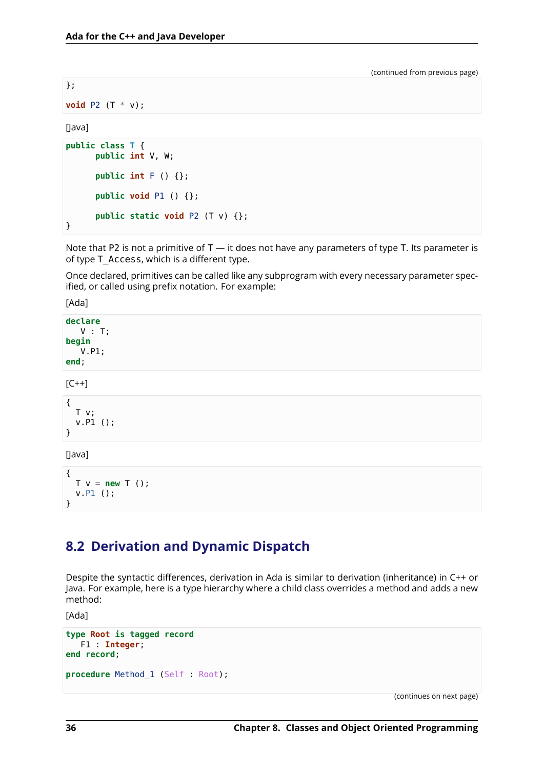(continued from previous page)

```
};

void P2 (T * v);
```

[Java]

```
public class T {
      public int V, W;

      public int F () {};

      public void P1 () {};

      public static void P2 (T v) {};
}
```

Note that P2 is not a primitive of T — it does not have any parameters of type T. Its parameter is of type `T_Access`, which is a different type.

Once declared, primitives can be called like any subprogram with every necessary parameter specified, or called using prefix notation. For example:

[Ada]

```
declare
   V : T;
begin
   V.P1;
end;
```

[C++]

```
{
  T v;
  v.P1 ();
}
```

[Java]

```
{
  T v = new T ();
  v.P1 ();
}
```

## 8.2 Derivation and Dynamic Dispatch

Despite the syntactic differences, derivation in Ada is similar to derivation (inheritance) in C++ or Java. For example, here is a type hierarchy where a child class overrides a method and adds a new method:

[Ada]

```
type Root is tagged record
   F1 : Integer;
end record;

procedure Method_1 (Self : Root);
```

(continues on next page)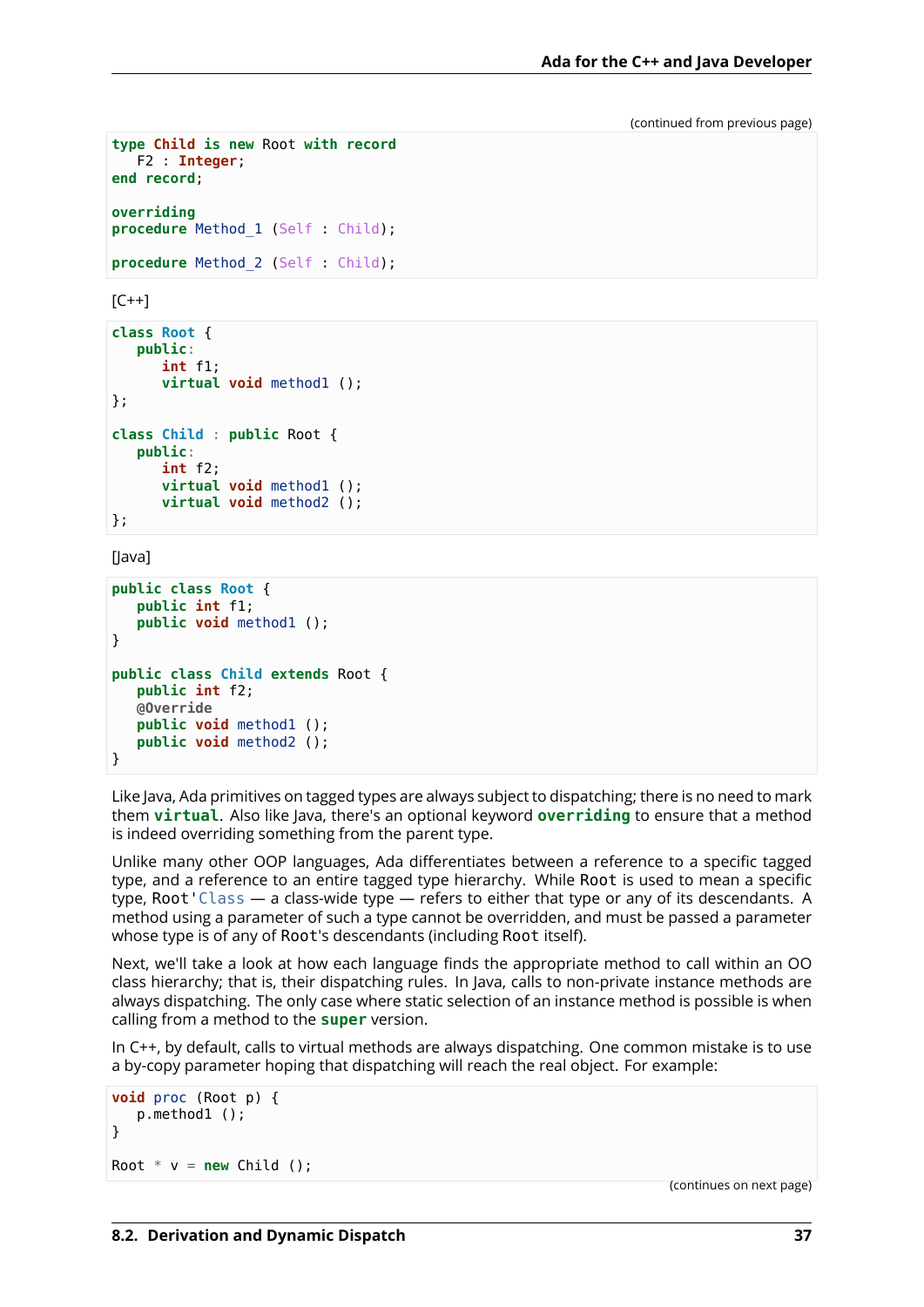(continued from previous page)

```
type Child is new Root with record
   F2 : Integer;
end record;

overriding
procedure Method_1 (Self : Child);

procedure Method_2 (Self : Child);
```

[C++]

```
class Root {
   public:
      int f1;
      virtual void method1 ();
};

class Child : public Root {
   public:
      int f2;
      virtual void method1 ();
      virtual void method2 ();
};
```

[Java]

```
public class Root {
   public int f1;
   public void method1 ();
}

public class Child extends Root {
   public int f2;
   @Override
   public void method1 ();
   public void method2 ();
}
```

Like Java, Ada primitives on tagged types are always subject to dispatching; there is no need to mark them **virtual**. Also like Java, there's an optional keyword **overriding** to ensure that a method is indeed overriding something from the parent type.

Unlike many other OOP languages, Ada differentiates between a reference to a specific tagged type, and a reference to an entire tagged type hierarchy. While `Root` is used to mean a specific type, `Root'Class` — a class-wide type — refers to either that type or any of its descendants. A method using a parameter of such a type cannot be overridden, and must be passed a parameter whose type is of any of `Root`'s descendants (including `Root` itself).

Next, we'll take a look at how each language finds the appropriate method to call within an OO class hierarchy; that is, their dispatching rules. In Java, calls to non-private instance methods are always dispatching. The only case where static selection of an instance method is possible is when calling from a method to the **super** version.

In C++, by default, calls to virtual methods are always dispatching. One common mistake is to use a by-copy parameter hoping that dispatching will reach the real object. For example:

```
void proc (Root p) {
   p.method1 ();
}

Root * v = new Child ();
```

(continues on next page)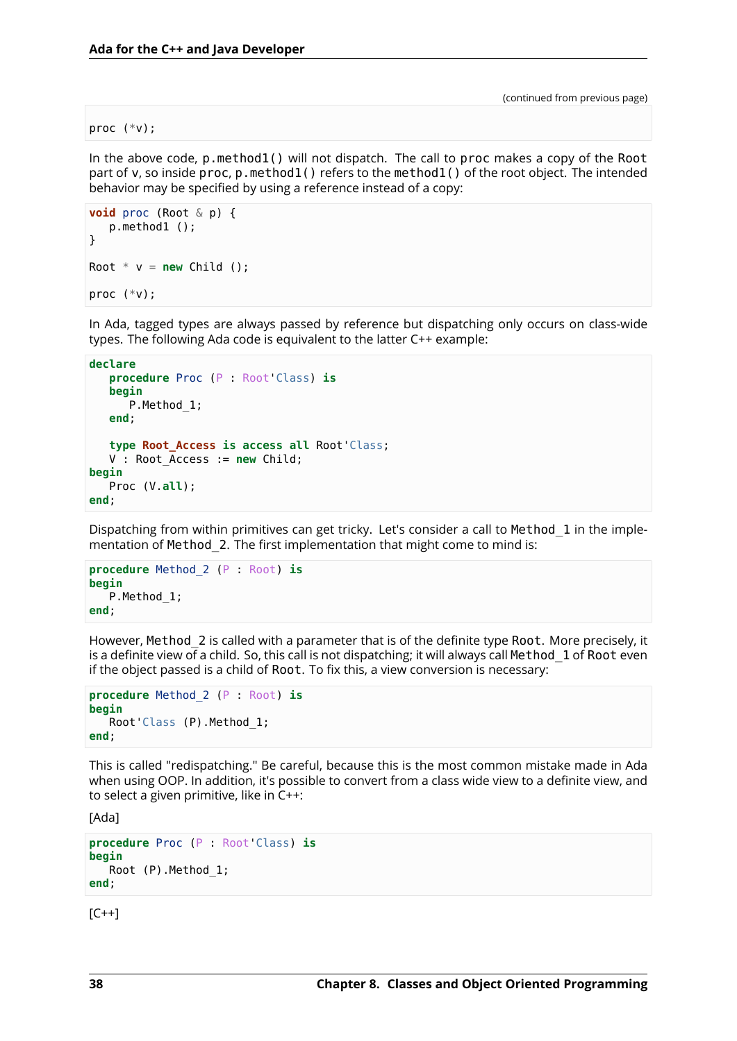(continued from previous page)

```
proc (*v);
```

In the above code, `p.method1()` will not dispatch. The call to `proc` makes a copy of the `Root` part of `v`, so inside `proc`, `p.method1()` refers to the `method1()` of the root object. The intended behavior may be specified by using a reference instead of a copy:

```
void proc (Root & p) {
   p.method1 ();
}

Root * v = new Child ();

proc (*v);
```

In Ada, tagged types are always passed by reference but dispatching only occurs on class-wide types. The following Ada code is equivalent to the latter C++ example:

```
declare
   procedure Proc (P : Root'Class) is
   begin
      P.Method_1;
   end;

   type Root_Access is access all Root'Class;
   V : Root_Access := new Child;
begin
   Proc (V.all);
end;
```

Dispatching from within primitives can get tricky. Let's consider a call to `Method_1` in the implementation of `Method_2`. The first implementation that might come to mind is:

```
procedure Method_2 (P : Root) is
begin
   P.Method_1;
end;
```

However, `Method_2` is called with a parameter that is of the definite type `Root`. More precisely, it is a definite view of a child. So, this call is not dispatching; it will always call `Method_1` of `Root` even if the object passed is a child of `Root`. To fix this, a view conversion is necessary:

```
procedure Method_2 (P : Root) is
begin
   Root'Class (P).Method_1;
end;
```

This is called "redispatching." Be careful, because this is the most common mistake made in Ada when using OOP. In addition, it's possible to convert from a class wide view to a definite view, and to select a given primitive, like in C++:

[Ada]

```
procedure Proc (P : Root'Class) is
begin
   Root (P).Method_1;
end;
```

[C++]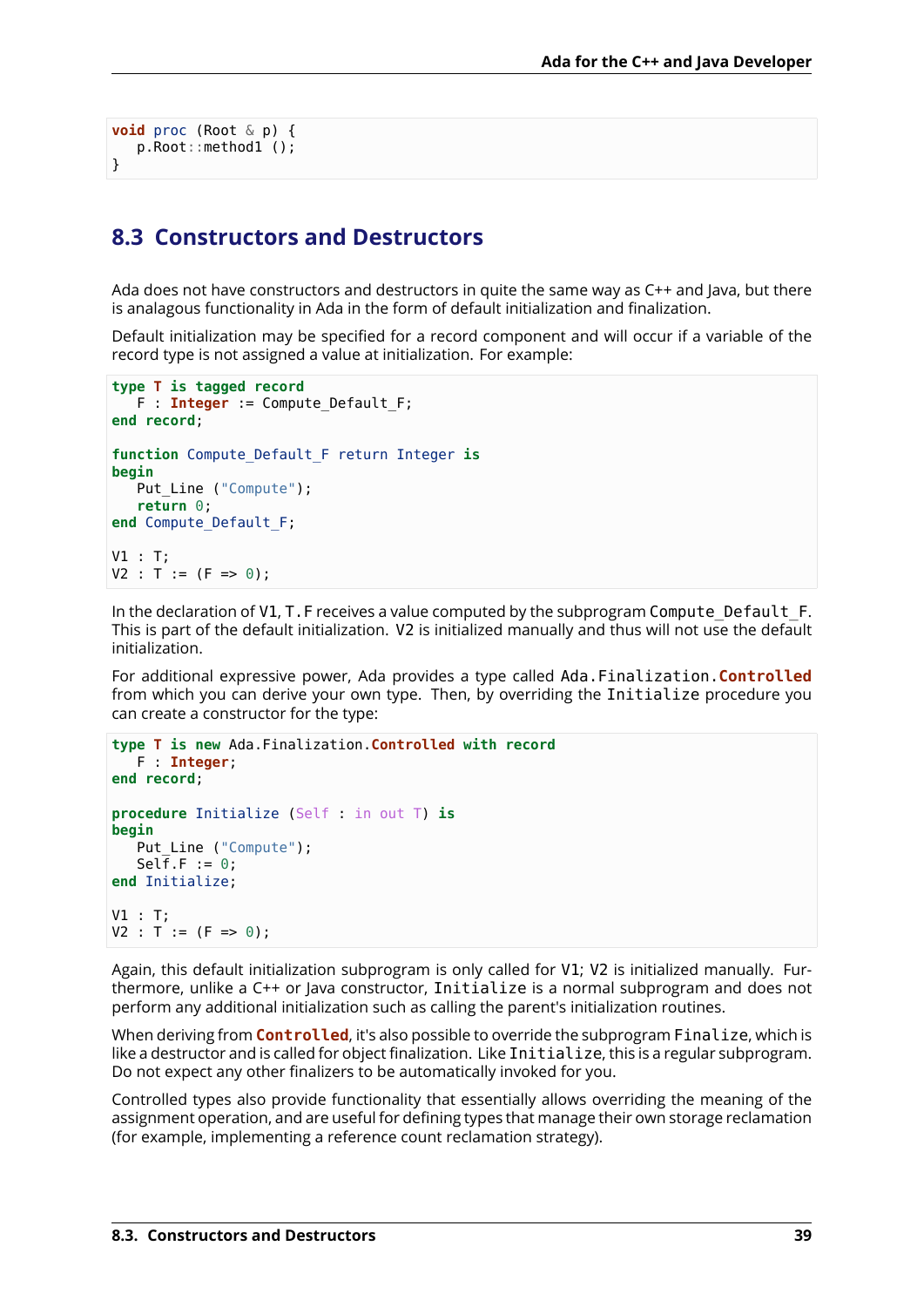```
void proc (Root & p) {
   p.Root::method1 ();
}
```

## 8.3 Constructors and Destructors

Ada does not have constructors and destructors in quite the same way as C++ and Java, but there is analagous functionality in Ada in the form of default initialization and finalization.

Default initialization may be specified for a record component and will occur if a variable of the record type is not assigned a value at initialization. For example:

```
type T is tagged record
   F : Integer := Compute_Default_F;
end record;

function Compute_Default_F return Integer is
begin
   Put_Line ("Compute");
   return 0;
end Compute_Default_F;

V1 : T;
V2 : T := (F => 0);
```

In the declaration of `V1`, `T.F` receives a value computed by the subprogram `Compute_Default_F`. This is part of the default initialization. `V2` is initialized manually and thus will not use the default initialization.

For additional expressive power, Ada provides a type called `Ada.Finalization.Controlled` from which you can derive your own type. Then, by overriding the `Initialize` procedure you can create a constructor for the type:

```
type T is new Ada.Finalization.Controlled with record
   F : Integer;
end record;

procedure Initialize (Self : in out T) is
begin
   Put_Line ("Compute");
   Self.F := 0;
end Initialize;

V1 : T;
V2 : T := (F => 0);
```

Again, this default initialization subprogram is only called for `V1`; `V2` is initialized manually. Furthermore, unlike a C++ or Java constructor, `Initialize` is a normal subprogram and does not perform any additional initialization such as calling the parent's initialization routines.

When deriving from `Controlled`, it's also possible to override the subprogram `Finalize`, which is like a destructor and is called for object finalization. Like `Initialize`, this is a regular subprogram. Do not expect any other finalizers to be automatically invoked for you.

Controlled types also provide functionality that essentially allows overriding the meaning of the assignment operation, and are useful for defining types that manage their own storage reclamation (for example, implementing a reference count reclamation strategy).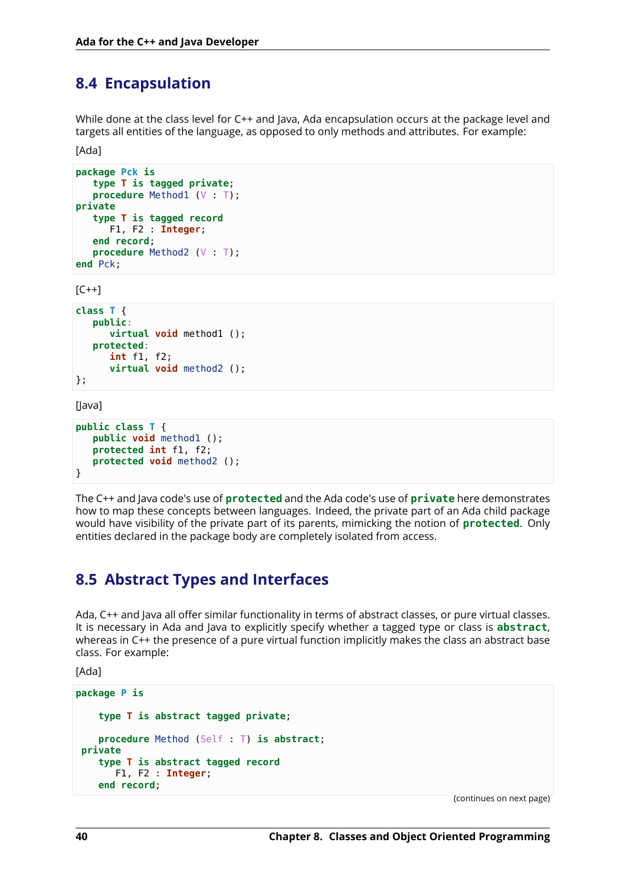## 8.4 Encapsulation

While done at the class level for C++ and Java, Ada encapsulation occurs at the package level and targets all entities of the language, as opposed to only methods and attributes. For example:

[Ada]

```
package Pck is
   type T is tagged private;
   procedure Method1 (V : T);
private
   type T is tagged record
      F1, F2 : Integer;
   end record;
   procedure Method2 (V : T);
end Pck;
```

[C++]

```
class T {
   public:
      virtual void method1 ();
   protected:
      int f1, f2;
      virtual void method2 ();
};
```

[Java]

```
public class T {
   public void method1 ();
   protected int f1, f2;
   protected void method2 ();
}
```

The C++ and Java code's use of **protected** and the Ada code's use of **private** here demonstrates how to map these concepts between languages. Indeed, the private part of an Ada child package would have visibility of the private part of its parents, mimicking the notion of **protected**. Only entities declared in the package body are completely isolated from access.

## 8.5 Abstract Types and Interfaces

Ada, C++ and Java all offer similar functionality in terms of abstract classes, or pure virtual classes. It is necessary in Ada and Java to explicitly specify whether a tagged type or class is **abstract**, whereas in C++ the presence of a pure virtual function implicitly makes the class an abstract base class. For example:

[Ada]

```
package P is

    type T is abstract tagged private;

    procedure Method (Self : T) is abstract;
 private
    type T is abstract tagged record
       F1, F2 : Integer;
    end record;
```

(continues on next page)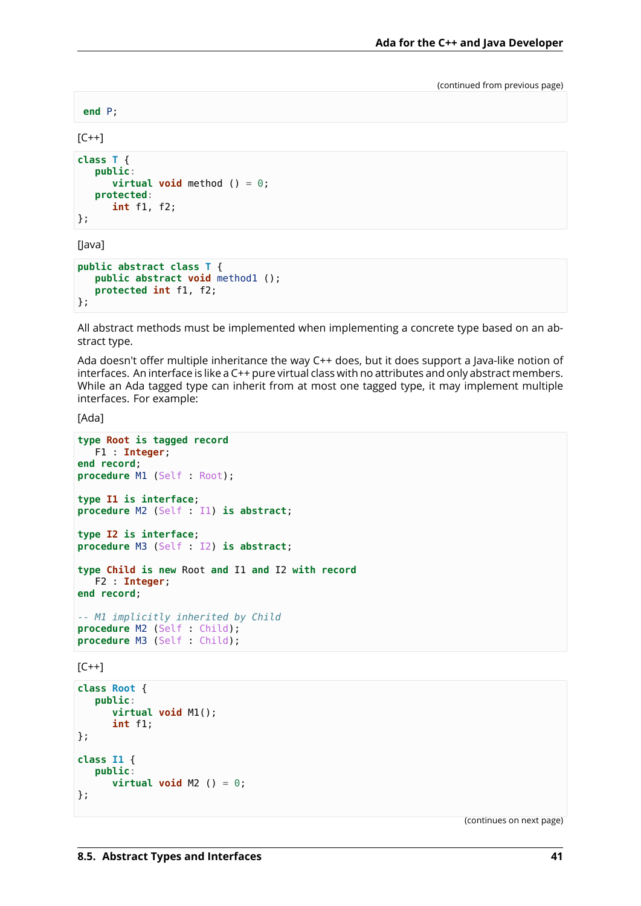(continued from previous page)

```
end P;
```

[C++]

```
class T {
   public:
      virtual void method () = 0;
   protected:
      int f1, f2;
};
```

[Java]

```
public abstract class T {
   public abstract void method1 ();
   protected int f1, f2;
};
```

All abstract methods must be implemented when implementing a concrete type based on an abstract type.

Ada doesn't offer multiple inheritance the way C++ does, but it does support a Java-like notion of interfaces. An interface is like a C++ pure virtual class with no attributes and only abstract members. While an Ada tagged type can inherit from at most one tagged type, it may implement multiple interfaces. For example:

[Ada]

```
type Root is tagged record
   F1 : Integer;
end record;
procedure M1 (Self : Root);

type I1 is interface;
procedure M2 (Self : I1) is abstract;

type I2 is interface;
procedure M3 (Self : I2) is abstract;

type Child is new Root and I1 and I2 with record
   F2 : Integer;
end record;

-- M1 implicitly inherited by Child
procedure M2 (Self : Child);
procedure M3 (Self : Child);
```

[C++]

```
class Root {
   public:
      virtual void M1();
      int f1;
};

class I1 {
   public:
      virtual void M2 () = 0;
};
```

(continues on next page)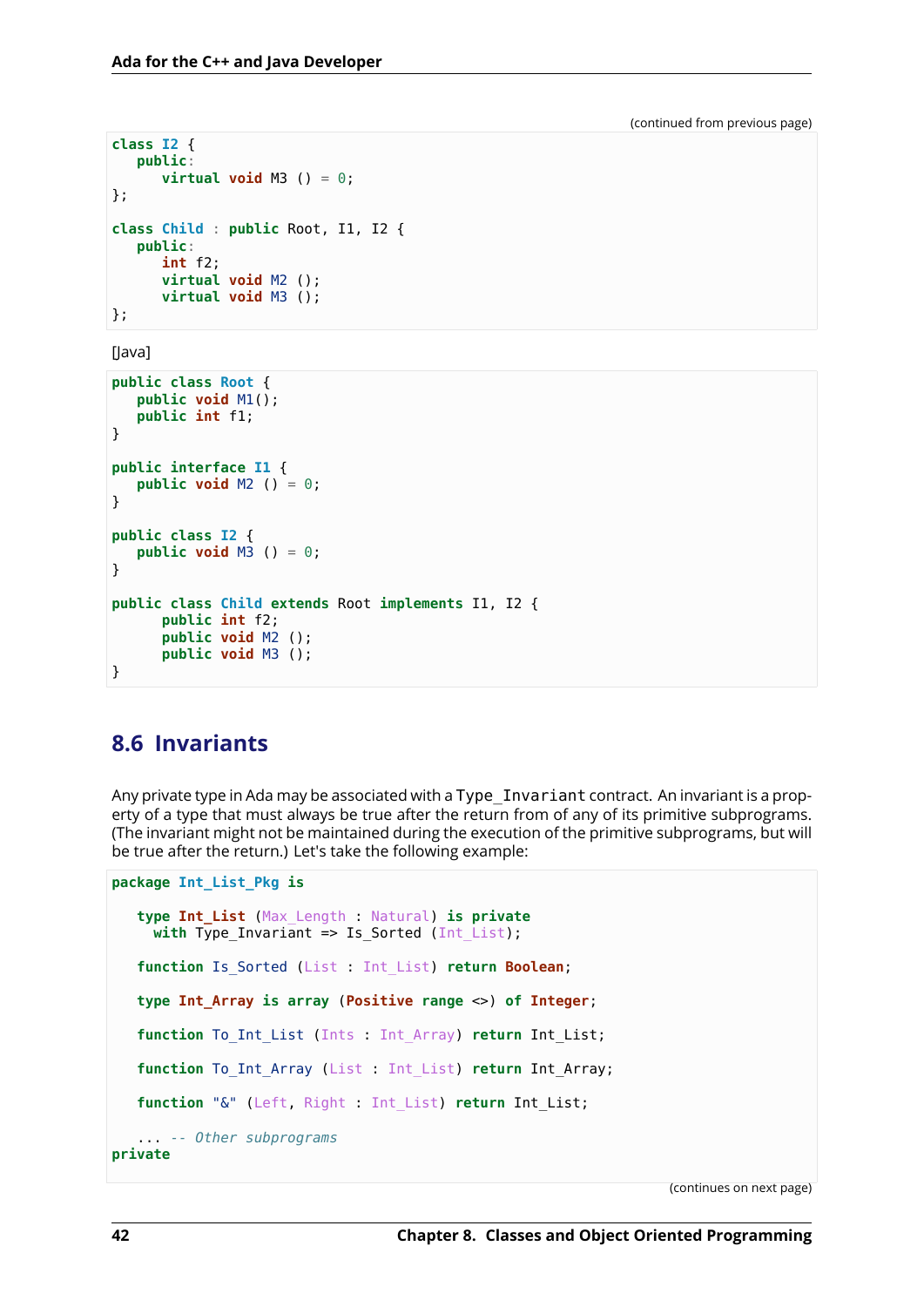(continued from previous page)

```
class I2 {
   public:
      virtual void M3 () = 0;
};

class Child : public Root, I1, I2 {
   public:
      int f2;
      virtual void M2 ();
      virtual void M3 ();
};
```

[Java]

```
public class Root {
   public void M1();
   public int f1;
}

public interface I1 {
   public void M2 () = 0;
}

public class I2 {
   public void M3 () = 0;
}

public class Child extends Root implements I1, I2 {
      public int f2;
      public void M2 ();
      public void M3 ();
}
```

## 8.6 Invariants

Any private type in Ada may be associated with a `Type_Invariant` contract. An invariant is a property of a type that must always be true after the return from of any of its primitive subprograms. (The invariant might not be maintained during the execution of the primitive subprograms, but will be true after the return.) Let's take the following example:

```
package Int_List_Pkg is

   type Int_List (Max_Length : Natural) is private
     with Type_Invariant => Is_Sorted (Int_List);

   function Is_Sorted (List : Int_List) return Boolean;

   type Int_Array is array (Positive range <>) of Integer;

   function To_Int_List (Ints : Int_Array) return Int_List;

   function To_Int_Array (List : Int_List) return Int_Array;

   function "&" (Left, Right : Int_List) return Int_List;

   ... -- Other subprograms
private
```

(continues on next page)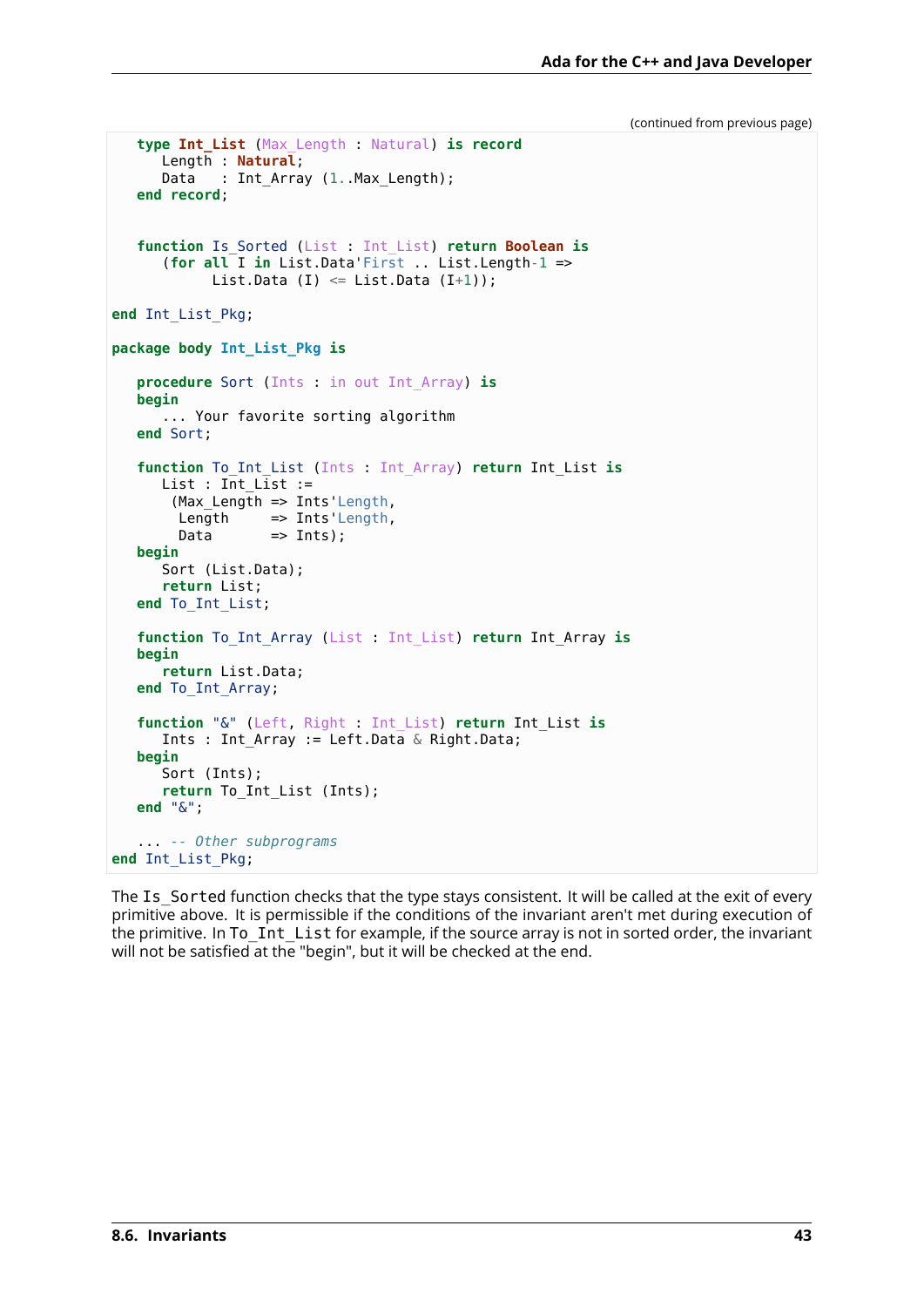(continued from previous page)

```
   type Int_List (Max_Length : Natural) is record
      Length : Natural;
      Data   : Int_Array (1..Max_Length);
   end record;


   function Is_Sorted (List : Int_List) return Boolean is
      (for all I in List.Data'First .. List.Length-1 =>
            List.Data (I) <= List.Data (I+1));

end Int_List_Pkg;

package body Int_List_Pkg is

   procedure Sort (Ints : in out Int_Array) is
   begin
      ... Your favorite sorting algorithm
   end Sort;

   function To_Int_List (Ints : Int_Array) return Int_List is
      List : Int_List :=
       (Max_Length => Ints'Length,
        Length     => Ints'Length,
        Data       => Ints);
   begin
      Sort (List.Data);
      return List;
   end To_Int_List;

   function To_Int_Array (List : Int_List) return Int_Array is
   begin
      return List.Data;
   end To_Int_Array;

   function "&" (Left, Right : Int_List) return Int_List is
      Ints : Int_Array := Left.Data & Right.Data;
   begin
      Sort (Ints);
      return To_Int_List (Ints);
   end "&";

   ... -- Other subprograms
end Int_List_Pkg;
```

The `Is_Sorted` function checks that the type stays consistent. It will be called at the exit of every primitive above. It is permissible if the conditions of the invariant aren't met during execution of the primitive. In `To_Int_List` for example, if the source array is not in sorted order, the invariant will not be satisfied at the "begin", but it will be checked at the end.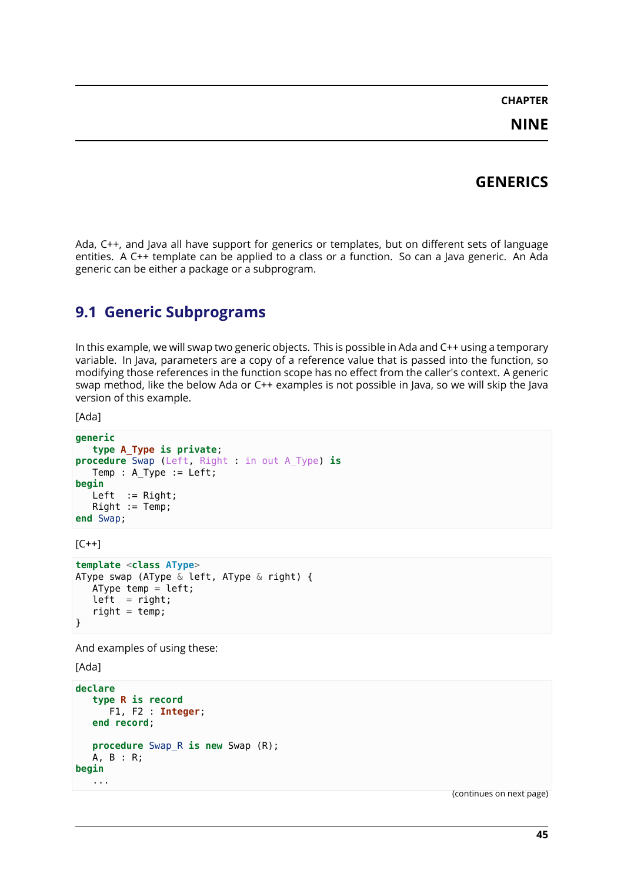# CHAPTER NINE

# GENERICS

Ada, C++, and Java all have support for generics or templates, but on different sets of language entities. A C++ template can be applied to a class or a function. So can a Java generic. An Ada generic can be either a package or a subprogram.

## 9.1 Generic Subprograms

In this example, we will swap two generic objects. This is possible in Ada and C++ using a temporary variable. In Java, parameters are a copy of a reference value that is passed into the function, so modifying those references in the function scope has no effect from the caller's context. A generic swap method, like the below Ada or C++ examples is not possible in Java, so we will skip the Java version of this example.

[Ada]

```
generic
   type A_Type is private;
procedure Swap (Left, Right : in out A_Type) is
   Temp : A_Type := Left;
begin
   Left  := Right;
   Right := Temp;
end Swap;
```

[C++]

```
template <class AType>
AType swap (AType & left, AType & right) {
   AType temp = left;
   left  = right;
   right = temp;
}
```

And examples of using these:

[Ada]

```
declare
   type R is record
      F1, F2 : Integer;
   end record;

   procedure Swap_R is new Swap (R);
   A, B : R;
begin
   ...
```

(continues on next page)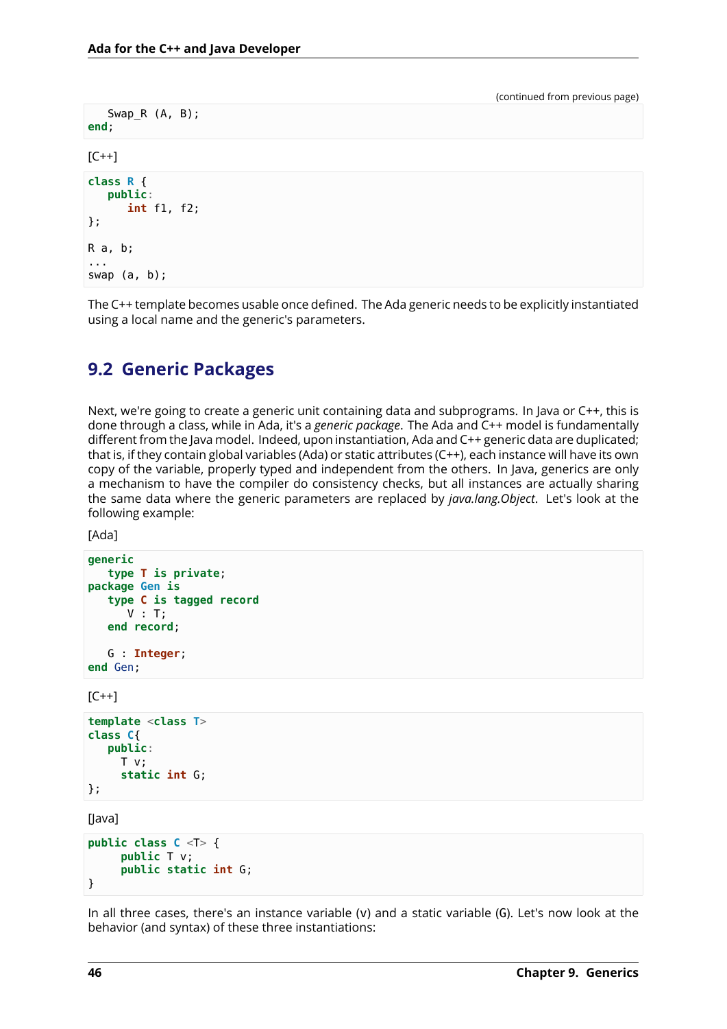(continued from previous page)

```
   Swap_R (A, B);
end;
```

[C++]

```
class R {
   public:
      int f1, f2;
};

R a, b;
...
swap (a, b);
```

The C++ template becomes usable once defined. The Ada generic needs to be explicitly instantiated using a local name and the generic's parameters.

## 9.2 Generic Packages

Next, we're going to create a generic unit containing data and subprograms. In Java or C++, this is done through a class, while in Ada, it's a *generic package*. The Ada and C++ model is fundamentally different from the Java model. Indeed, upon instantiation, Ada and C++ generic data are duplicated; that is, if they contain global variables (Ada) or static attributes (C++), each instance will have its own copy of the variable, properly typed and independent from the others. In Java, generics are only a mechanism to have the compiler do consistency checks, but all instances are actually sharing the same data where the generic parameters are replaced by *java.lang.Object*. Let's look at the following example:

[Ada]

```
generic
   type T is private;
package Gen is
   type C is tagged record
      V : T;
   end record;

   G : Integer;
end Gen;
```

[C++]

```
template <class T>
class C{
   public:
     T v;
     static int G;
};
```

[Java]

```
public class C <T> {
     public T v;
     public static int G;
}
```

In all three cases, there's an instance variable (v) and a static variable (G). Let's now look at the behavior (and syntax) of these three instantiations: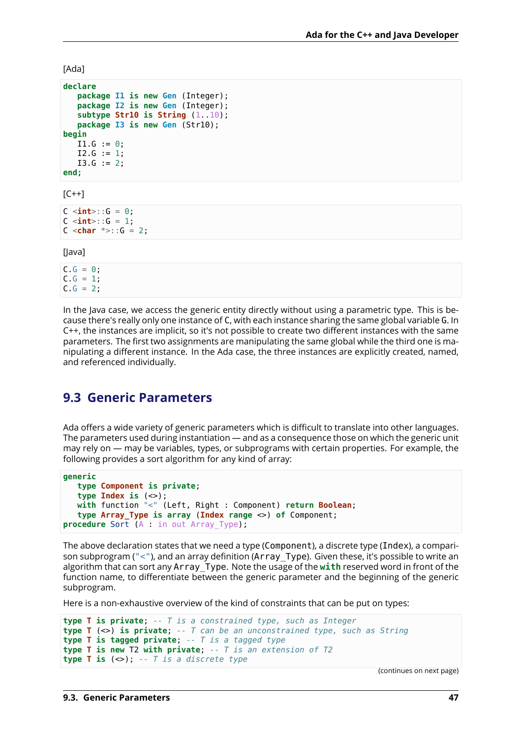[Ada]

```
declare
   package I1 is new Gen (Integer);
   package I2 is new Gen (Integer);
   subtype Str10 is String (1..10);
   package I3 is new Gen (Str10);
begin
   I1.G := 0;
   I2.G := 1;
   I3.G := 2;
end;
```

[C++]

```
C <int>::G = 0;
C <int>::G = 1;
C <char *>::G = 2;
```

[Java]

```
C.G = 0;
C.G = 1;
C.G = 2;
```

In the Java case, we access the generic entity directly without using a parametric type. This is because there's really only one instance of C, with each instance sharing the same global variable G. In C++, the instances are implicit, so it's not possible to create two different instances with the same parameters. The first two assignments are manipulating the same global while the third one is manipulating a different instance. In the Ada case, the three instances are explicitly created, named, and referenced individually.

## 9.3 Generic Parameters

Ada offers a wide variety of generic parameters which is difficult to translate into other languages. The parameters used during instantiation — and as a consequence those on which the generic unit may rely on — may be variables, types, or subprograms with certain properties. For example, the following provides a sort algorithm for any kind of array:

```
generic
   type Component is private;
   type Index is (<>);
   with function "<" (Left, Right : Component) return Boolean;
   type Array_Type is array (Index range <>) of Component;
procedure Sort (A : in out Array_Type);
```

The above declaration states that we need a type (`Component`), a discrete type (`Index`), a comparison subprogram (`"<"`), and an array definition (`Array_Type`). Given these, it's possible to write an algorithm that can sort any `Array_Type`. Note the usage of the **with** reserved word in front of the function name, to differentiate between the generic parameter and the beginning of the generic subprogram.

Here is a non-exhaustive overview of the kind of constraints that can be put on types:

```
type T is private; -- T is a constrained type, such as Integer
type T (<>) is private; -- T can be an unconstrained type, such as String
type T is tagged private; -- T is a tagged type
type T is new T2 with private; -- T is an extension of T2
type T is (<>); -- T is a discrete type
```

(continues on next page)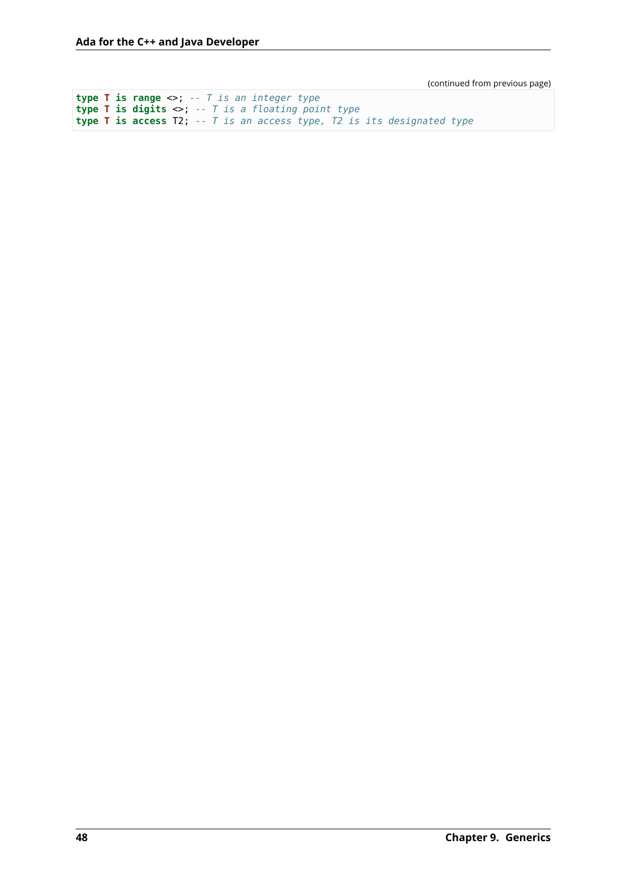```
type T is range <>; -- T is an integer type
type T is digits <>; -- T is a floating point type
type T is access T2; -- T is an access type, T2 is its designated type
```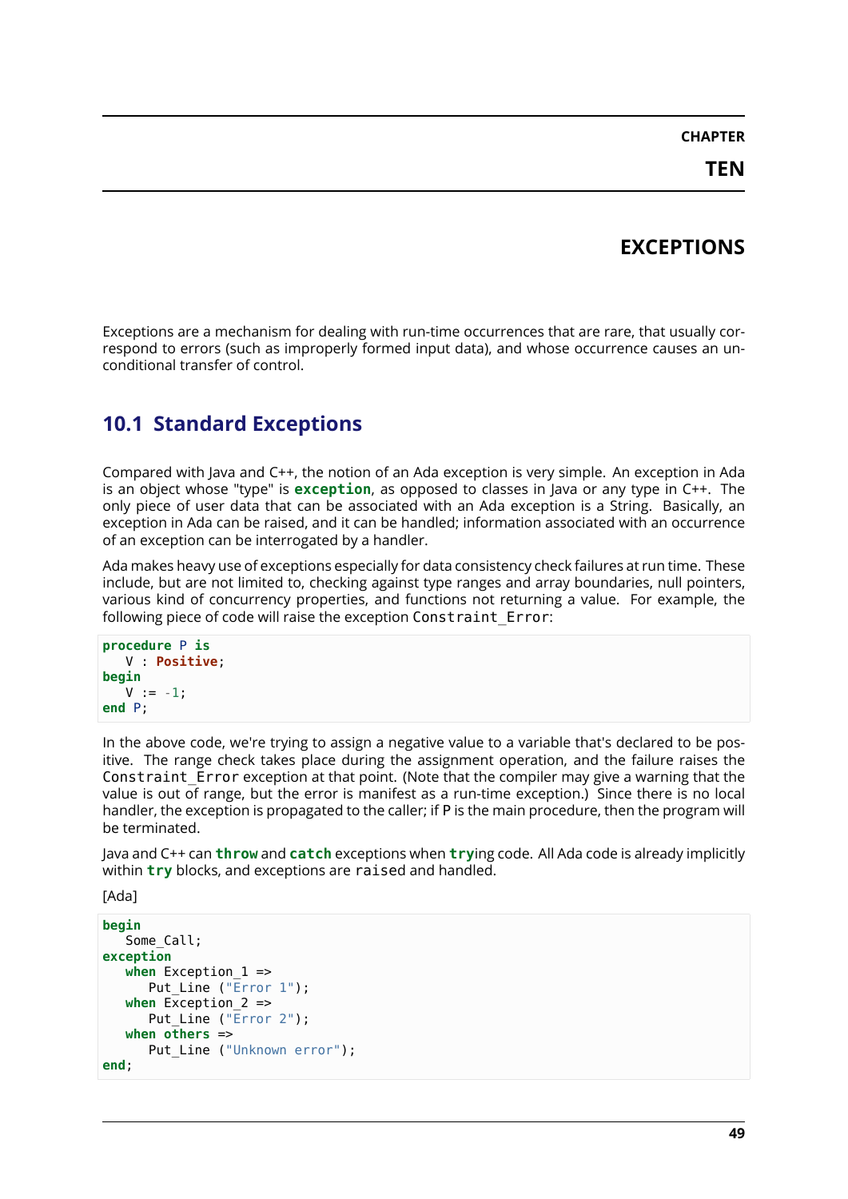# CHAPTER TEN

# EXCEPTIONS

Exceptions are a mechanism for dealing with run-time occurrences that are rare, that usually correspond to errors (such as improperly formed input data), and whose occurrence causes an unconditional transfer of control.

## 10.1 Standard Exceptions

Compared with Java and C++, the notion of an Ada exception is very simple. An exception in Ada is an object whose "type" is **exception**, as opposed to classes in Java or any type in C++. The only piece of user data that can be associated with an Ada exception is a String. Basically, an exception in Ada can be raised, and it can be handled; information associated with an occurrence of an exception can be interrogated by a handler.

Ada makes heavy use of exceptions especially for data consistency check failures at run time. These include, but are not limited to, checking against type ranges and array boundaries, null pointers, various kind of concurrency properties, and functions not returning a value. For example, the following piece of code will raise the exception `Constraint_Error`:

```
procedure P is
   V : Positive;
begin
   V := -1;
end P;
```

In the above code, we're trying to assign a negative value to a variable that's declared to be positive. The range check takes place during the assignment operation, and the failure raises the `Constraint_Error` exception at that point. (Note that the compiler may give a warning that the value is out of range, but the error is manifest as a run-time exception.) Since there is no local handler, the exception is propagated to the caller; if P is the main procedure, then the program will be terminated.

Java and C++ can **throw** and **catch** exceptions when **try**ing code. All Ada code is already implicitly within **try** blocks, and exceptions are `raise`d and handled.

[Ada]

```
begin
   Some_Call;
exception
   when Exception_1 =>
      Put_Line ("Error 1");
   when Exception_2 =>
      Put_Line ("Error 2");
   when others =>
      Put_Line ("Unknown error");
end;
```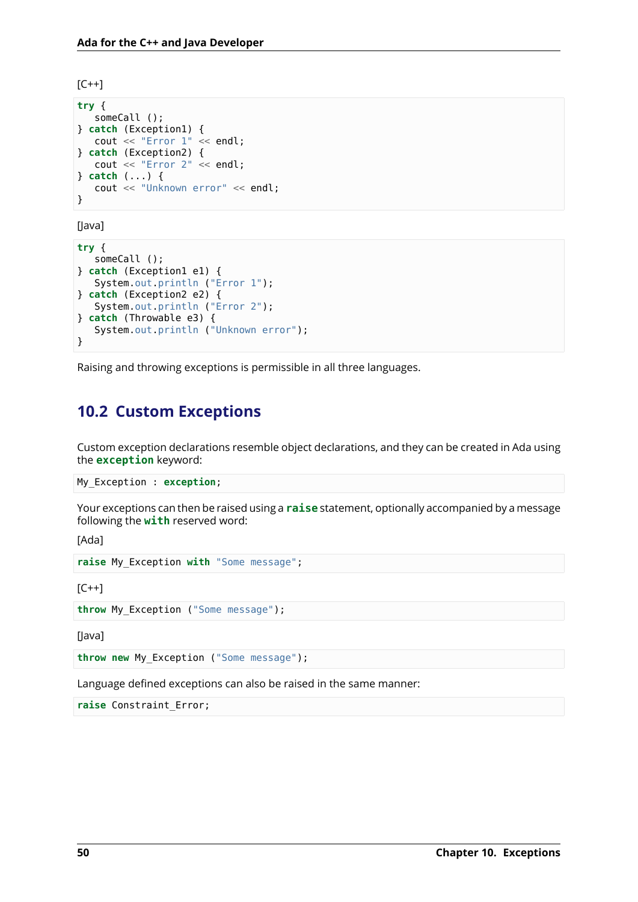[C++]

```
try {
   someCall ();
} catch (Exception1) {
   cout << "Error 1" << endl;
} catch (Exception2) {
   cout << "Error 2" << endl;
} catch (...) {
   cout << "Unknown error" << endl;
}
```

[Java]

```
try {
   someCall ();
} catch (Exception1 e1) {
   System.out.println ("Error 1");
} catch (Exception2 e2) {
   System.out.println ("Error 2");
} catch (Throwable e3) {
   System.out.println ("Unknown error");
}
```

Raising and throwing exceptions is permissible in all three languages.

## 10.2 Custom Exceptions

Custom exception declarations resemble object declarations, and they can be created in Ada using the **exception** keyword:

```
My_Exception : exception;
```

Your exceptions can then be raised using a **raise** statement, optionally accompanied by a message following the **with** reserved word:

[Ada]

```
raise My_Exception with "Some message";
```

[C++]

```
throw My_Exception ("Some message");
```

[Java]

```
throw new My_Exception ("Some message");
```

Language defined exceptions can also be raised in the same manner:

```
raise Constraint_Error;
```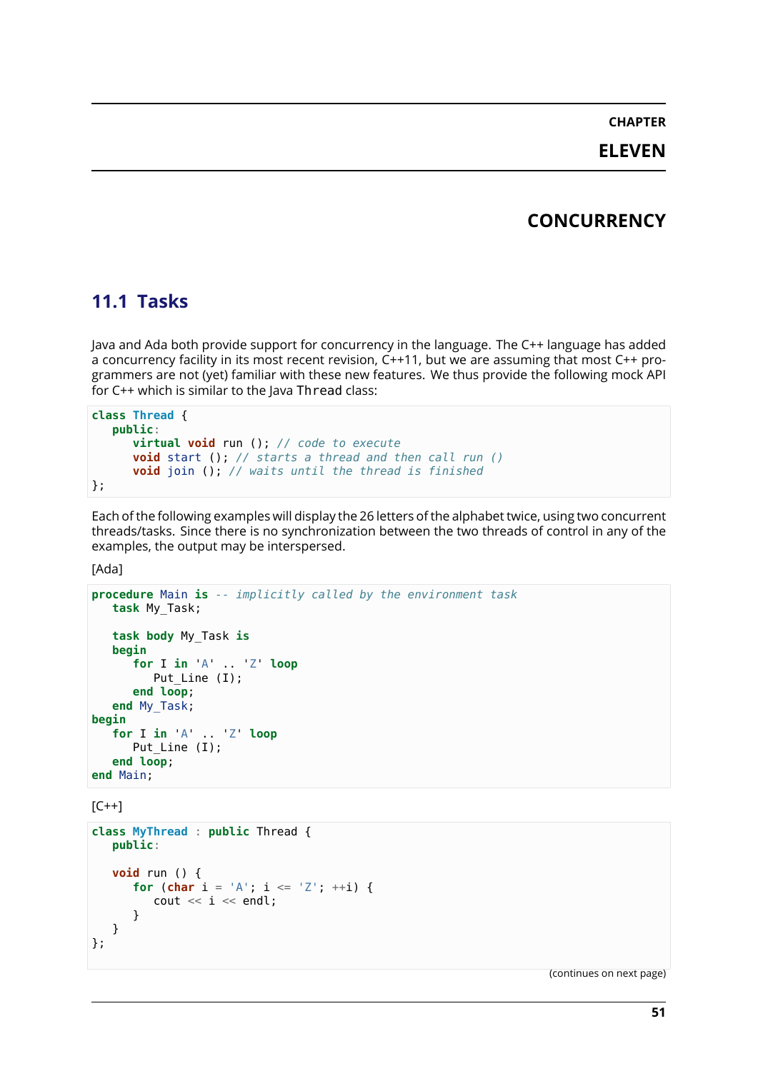# CHAPTER ELEVEN

# CONCURRENCY

## 11.1 Tasks

Java and Ada both provide support for concurrency in the language. The C++ language has added a concurrency facility in its most recent revision, C++11, but we are assuming that most C++ programmers are not (yet) familiar with these new features. We thus provide the following mock API for C++ which is similar to the Java `Thread` class:

```
class Thread {
   public:
      virtual void run (); // code to execute
      void start (); // starts a thread and then call run ()
      void join (); // waits until the thread is finished
};
```

Each of the following examples will display the 26 letters of the alphabet twice, using two concurrent threads/tasks. Since there is no synchronization between the two threads of control in any of the examples, the output may be interspersed.

[Ada]

```
procedure Main is -- implicitly called by the environment task
   task My_Task;

   task body My_Task is
   begin
      for I in 'A' .. 'Z' loop
         Put_Line (I);
      end loop;
   end My_Task;
begin
   for I in 'A' .. 'Z' loop
      Put_Line (I);
   end loop;
end Main;
```

[C++]

```
class MyThread : public Thread {
   public:

   void run () {
      for (char i = 'A'; i <= 'Z'; ++i) {
         cout << i << endl;
      }
   }
};
```

(continues on next page)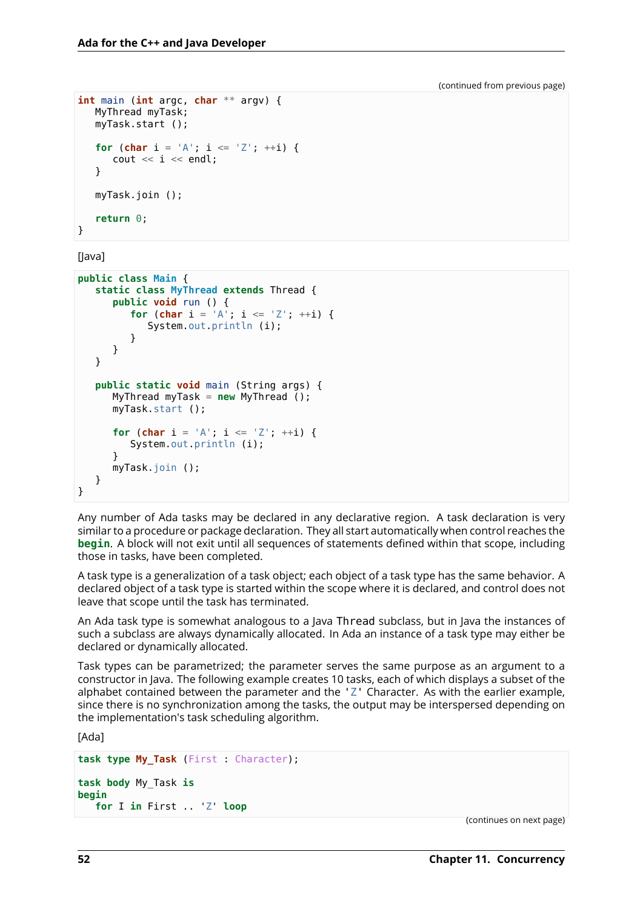(continued from previous page)

```
int main (int argc, char ** argv) {
   MyThread myTask;
   myTask.start ();

   for (char i = 'A'; i <= 'Z'; ++i) {
      cout << i << endl;
   }

   myTask.join ();

   return 0;
}
```

[Java]

```
public class Main {
   static class MyThread extends Thread {
      public void run () {
         for (char i = 'A'; i <= 'Z'; ++i) {
            System.out.println (i);
         }
      }
   }

   public static void main (String args) {
      MyThread myTask = new MyThread ();
      myTask.start ();

      for (char i = 'A'; i <= 'Z'; ++i) {
         System.out.println (i);
      }
      myTask.join ();
   }
}
```

Any number of Ada tasks may be declared in any declarative region. A task declaration is very similar to a procedure or package declaration. They all start automatically when control reaches the **begin**. A block will not exit until all sequences of statements defined within that scope, including those in tasks, have been completed.

A task type is a generalization of a task object; each object of a task type has the same behavior. A declared object of a task type is started within the scope where it is declared, and control does not leave that scope until the task has terminated.

An Ada task type is somewhat analogous to a Java `Thread` subclass, but in Java the instances of such a subclass are always dynamically allocated. In Ada an instance of a task type may either be declared or dynamically allocated.

Task types can be parametrized; the parameter serves the same purpose as an argument to a constructor in Java. The following example creates 10 tasks, each of which displays a subset of the alphabet contained between the parameter and the `'Z'` Character. As with the earlier example, since there is no synchronization among the tasks, the output may be interspersed depending on the implementation's task scheduling algorithm.

[Ada]

```
task type My_Task (First : Character);

task body My_Task is
begin
   for I in First .. 'Z' loop
```

(continues on next page)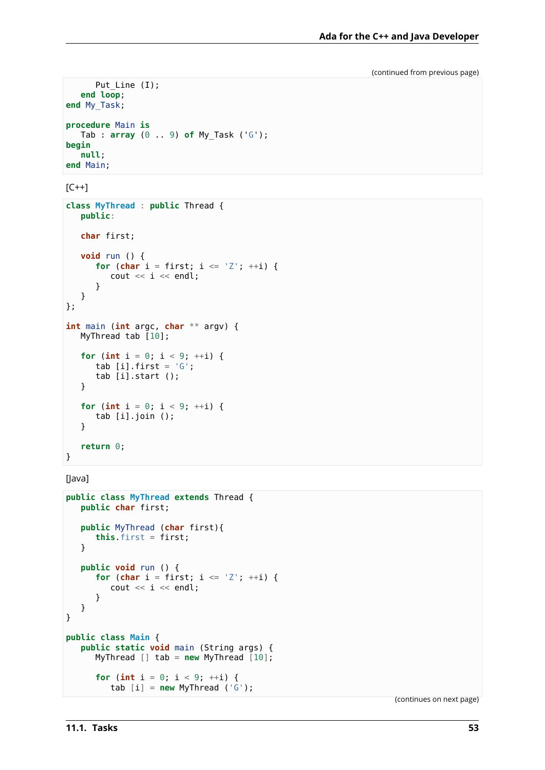(continued from previous page)

```
      Put_Line (I);
   end loop;
end My_Task;

procedure Main is
   Tab : array (0 .. 9) of My_Task ('G');
begin
   null;
end Main;
```

[C++]

```
class MyThread : public Thread {
   public:

   char first;

   void run () {
      for (char i = first; i <= 'Z'; ++i) {
         cout << i << endl;
      }
   }
};

int main (int argc, char ** argv) {
   MyThread tab [10];

   for (int i = 0; i < 9; ++i) {
      tab [i].first = 'G';
      tab [i].start ();
   }

   for (int i = 0; i < 9; ++i) {
      tab [i].join ();
   }

   return 0;
}
```

[Java]

```
public class MyThread extends Thread {
   public char first;

   public MyThread (char first){
      this.first = first;
   }

   public void run () {
      for (char i = first; i <= 'Z'; ++i) {
         cout << i << endl;
      }
   }
}

public class Main {
   public static void main (String args) {
      MyThread [] tab = new MyThread [10];

      for (int i = 0; i < 9; ++i) {
         tab [i] = new MyThread ('G');
```

(continues on next page)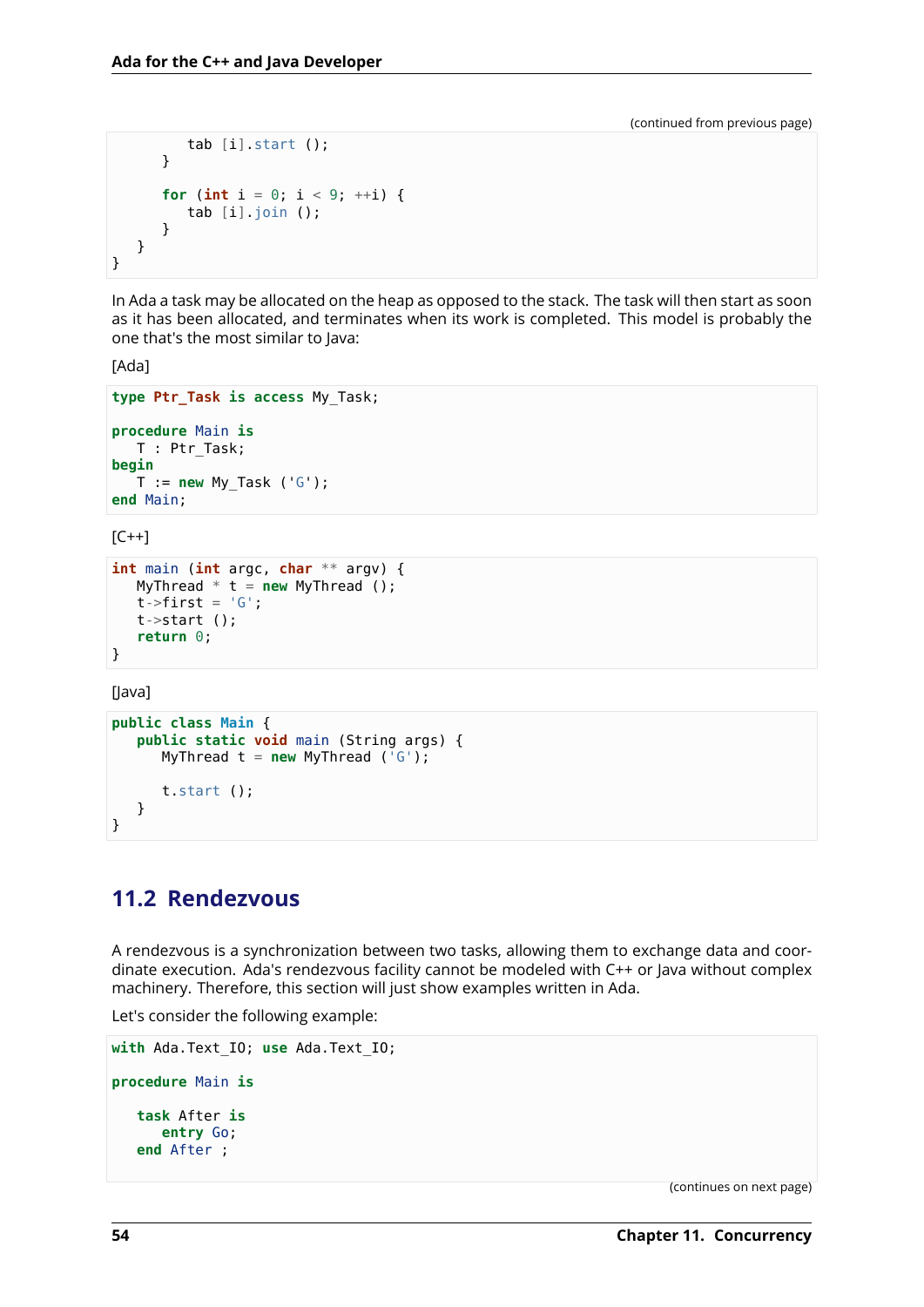(continued from previous page)

```
         tab [i].start ();
      }

      for (int i = 0; i < 9; ++i) {
         tab [i].join ();
      }
   }
}
```

In Ada a task may be allocated on the heap as opposed to the stack. The task will then start as soon as it has been allocated, and terminates when its work is completed. This model is probably the one that's the most similar to Java:

[Ada]

```
type Ptr_Task is access My_Task;

procedure Main is
   T : Ptr_Task;
begin
   T := new My_Task ('G');
end Main;
```

[C++]

```
int main (int argc, char ** argv) {
   MyThread * t = new MyThread ();
   t->first = 'G';
   t->start ();
   return 0;
}
```

[Java]

```
public class Main {
   public static void main (String args) {
      MyThread t = new MyThread ('G');

      t.start ();
   }
}
```

## 11.2 Rendezvous

A rendezvous is a synchronization between two tasks, allowing them to exchange data and coordinate execution. Ada's rendezvous facility cannot be modeled with C++ or Java without complex machinery. Therefore, this section will just show examples written in Ada.

Let's consider the following example:

```
with Ada.Text_IO; use Ada.Text_IO;

procedure Main is

   task After is
      entry Go;
   end After ;
```

(continues on next page)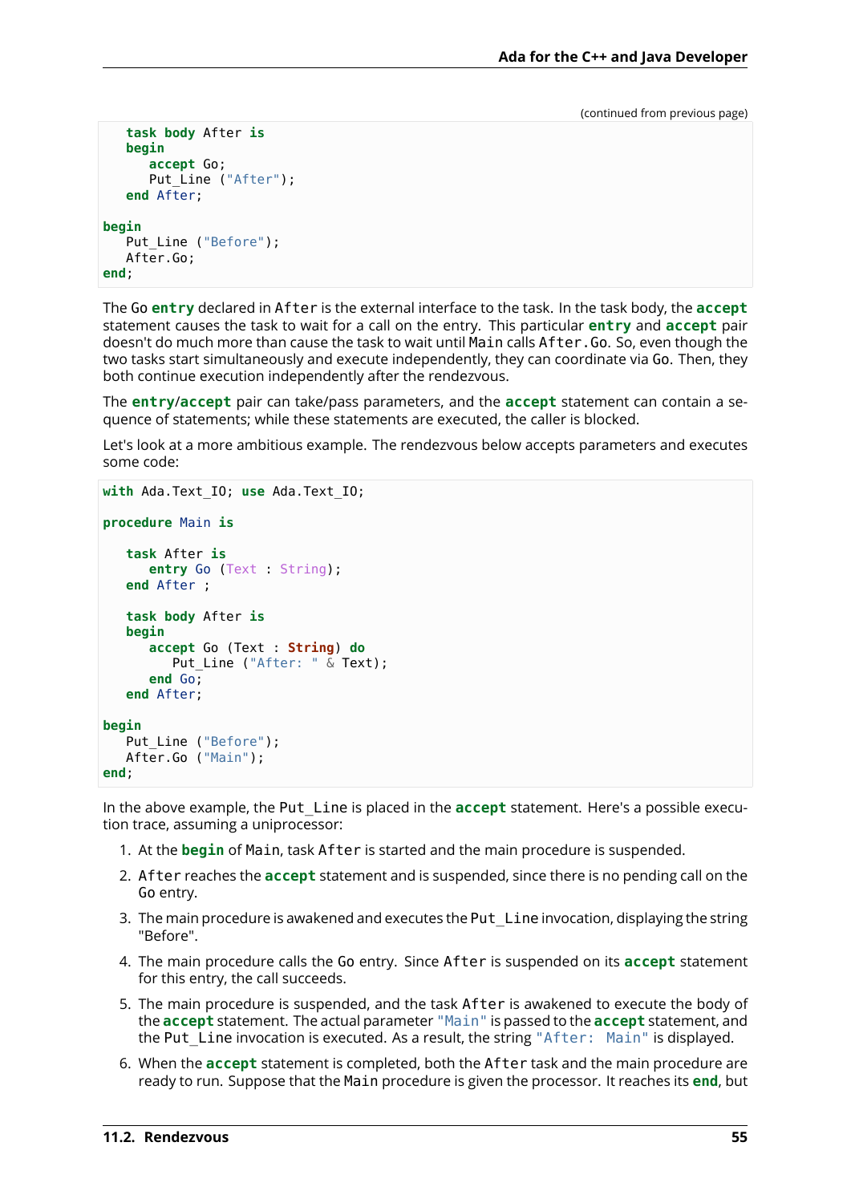(continued from previous page)

```
   task body After is
   begin
      accept Go;
      Put_Line ("After");
   end After;

begin
   Put_Line ("Before");
   After.Go;
end;
```

The Go **entry** declared in After is the external interface to the task. In the task body, the **accept** statement causes the task to wait for a call on the entry. This particular **entry** and **accept** pair doesn't do much more than cause the task to wait until Main calls After.Go. So, even though the two tasks start simultaneously and execute independently, they can coordinate via Go. Then, they both continue execution independently after the rendezvous.

The **entry**/**accept** pair can take/pass parameters, and the **accept** statement can contain a sequence of statements; while these statements are executed, the caller is blocked.

Let's look at a more ambitious example. The rendezvous below accepts parameters and executes some code:

```
with Ada.Text_IO; use Ada.Text_IO;

procedure Main is

   task After is
      entry Go (Text : String);
   end After ;

   task body After is
   begin
      accept Go (Text : String) do
         Put_Line ("After: " & Text);
      end Go;
   end After;

begin
   Put_Line ("Before");
   After.Go ("Main");
end;
```

In the above example, the Put_Line is placed in the **accept** statement. Here's a possible execution trace, assuming a uniprocessor:

1. At the **begin** of Main, task After is started and the main procedure is suspended.
2. After reaches the **accept** statement and is suspended, since there is no pending call on the Go entry.
3. The main procedure is awakened and executes the Put_Line invocation, displaying the string "Before".
4. The main procedure calls the Go entry. Since After is suspended on its **accept** statement for this entry, the call succeeds.
5. The main procedure is suspended, and the task After is awakened to execute the body of the **accept** statement. The actual parameter "Main" is passed to the **accept** statement, and the Put_Line invocation is executed. As a result, the string "After: Main" is displayed.
6. When the **accept** statement is completed, both the After task and the main procedure are ready to run. Suppose that the Main procedure is given the processor. It reaches its **end**, but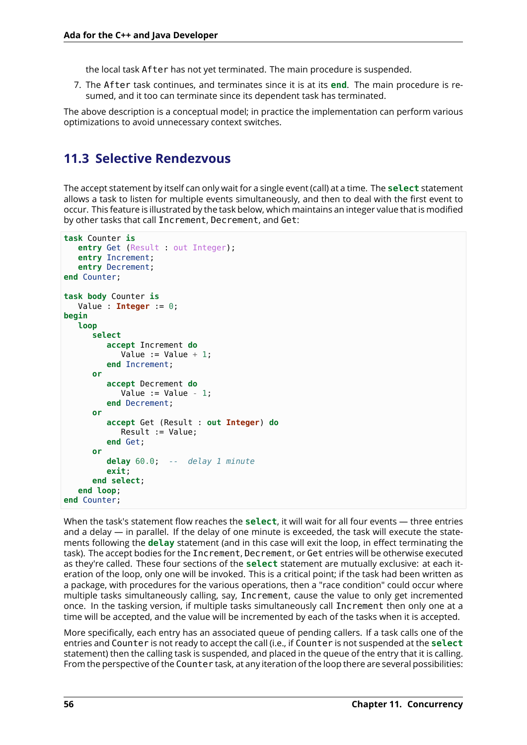the local task `After` has not yet terminated. The main procedure is suspended.

7. The `After` task continues, and terminates since it is at its **end**. The main procedure is resumed, and it too can terminate since its dependent task has terminated.

The above description is a conceptual model; in practice the implementation can perform various optimizations to avoid unnecessary context switches.

## 11.3 Selective Rendezvous

The accept statement by itself can only wait for a single event (call) at a time. The **select** statement allows a task to listen for multiple events simultaneously, and then to deal with the first event to occur. This feature is illustrated by the task below, which maintains an integer value that is modified by other tasks that call `Increment`, `Decrement`, and `Get`:

```
task Counter is
   entry Get (Result : out Integer);
   entry Increment;
   entry Decrement;
end Counter;

task body Counter is
   Value : Integer := 0;
begin
   loop
      select
         accept Increment do
            Value := Value + 1;
         end Increment;
      or
         accept Decrement do
            Value := Value - 1;
         end Decrement;
      or
         accept Get (Result : out Integer) do
            Result := Value;
         end Get;
      or
         delay 60.0;  --  delay 1 minute
         exit;
      end select;
   end loop;
end Counter;
```

When the task's statement flow reaches the **select**, it will wait for all four events — three entries and a delay — in parallel. If the delay of one minute is exceeded, the task will execute the statements following the **delay** statement (and in this case will exit the loop, in effect terminating the task). The accept bodies for the `Increment`, `Decrement`, or `Get` entries will be otherwise executed as they're called. These four sections of the **select** statement are mutually exclusive: at each iteration of the loop, only one will be invoked. This is a critical point; if the task had been written as a package, with procedures for the various operations, then a "race condition" could occur where multiple tasks simultaneously calling, say, `Increment`, cause the value to only get incremented once. In the tasking version, if multiple tasks simultaneously call `Increment` then only one at a time will be accepted, and the value will be incremented by each of the tasks when it is accepted.

More specifically, each entry has an associated queue of pending callers. If a task calls one of the entries and `Counter` is not ready to accept the call (i.e., if `Counter` is not suspended at the **select** statement) then the calling task is suspended, and placed in the queue of the entry that it is calling. From the perspective of the `Counter` task, at any iteration of the loop there are several possibilities: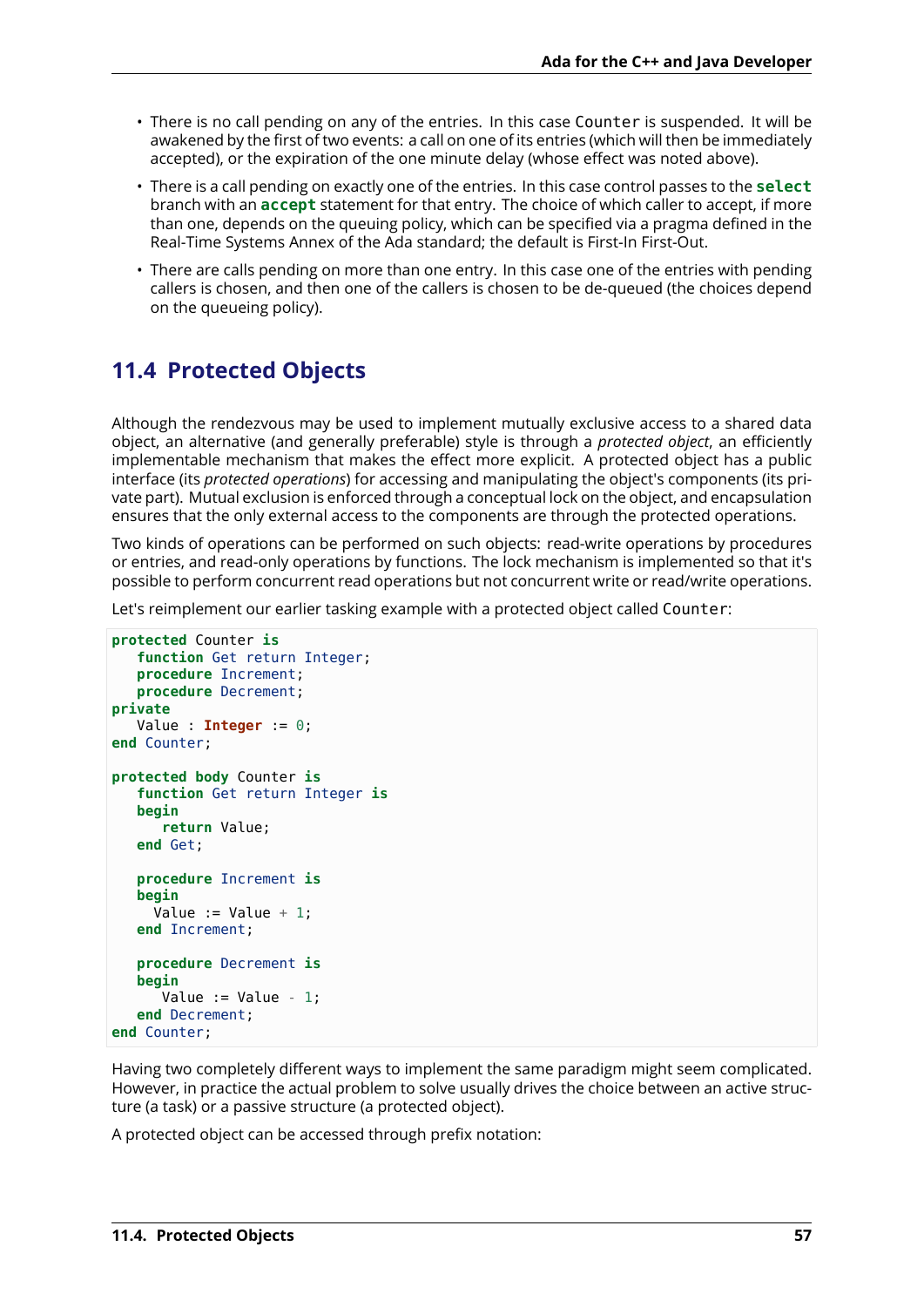- There is no call pending on any of the entries. In this case `Counter` is suspended. It will be awakened by the first of two events: a call on one of its entries (which will then be immediately accepted), or the expiration of the one minute delay (whose effect was noted above).
- There is a call pending on exactly one of the entries. In this case control passes to the **select** branch with an **accept** statement for that entry. The choice of which caller to accept, if more than one, depends on the queuing policy, which can be specified via a pragma defined in the Real-Time Systems Annex of the Ada standard; the default is First-In First-Out.
- There are calls pending on more than one entry. In this case one of the entries with pending callers is chosen, and then one of the callers is chosen to be de-queued (the choices depend on the queueing policy).

## 11.4 Protected Objects

Although the rendezvous may be used to implement mutually exclusive access to a shared data object, an alternative (and generally preferable) style is through a *protected object*, an efficiently implementable mechanism that makes the effect more explicit. A protected object has a public interface (its *protected operations*) for accessing and manipulating the object's components (its private part). Mutual exclusion is enforced through a conceptual lock on the object, and encapsulation ensures that the only external access to the components are through the protected operations.

Two kinds of operations can be performed on such objects: read-write operations by procedures or entries, and read-only operations by functions. The lock mechanism is implemented so that it's possible to perform concurrent read operations but not concurrent write or read/write operations.

Let's reimplement our earlier tasking example with a protected object called `Counter`:

```
protected Counter is
   function Get return Integer;
   procedure Increment;
   procedure Decrement;
private
   Value : Integer := 0;
end Counter;

protected body Counter is
   function Get return Integer is
   begin
      return Value;
   end Get;

   procedure Increment is
   begin
     Value := Value + 1;
   end Increment;

   procedure Decrement is
   begin
      Value := Value - 1;
   end Decrement;
end Counter;
```

Having two completely different ways to implement the same paradigm might seem complicated. However, in practice the actual problem to solve usually drives the choice between an active structure (a task) or a passive structure (a protected object).

A protected object can be accessed through prefix notation: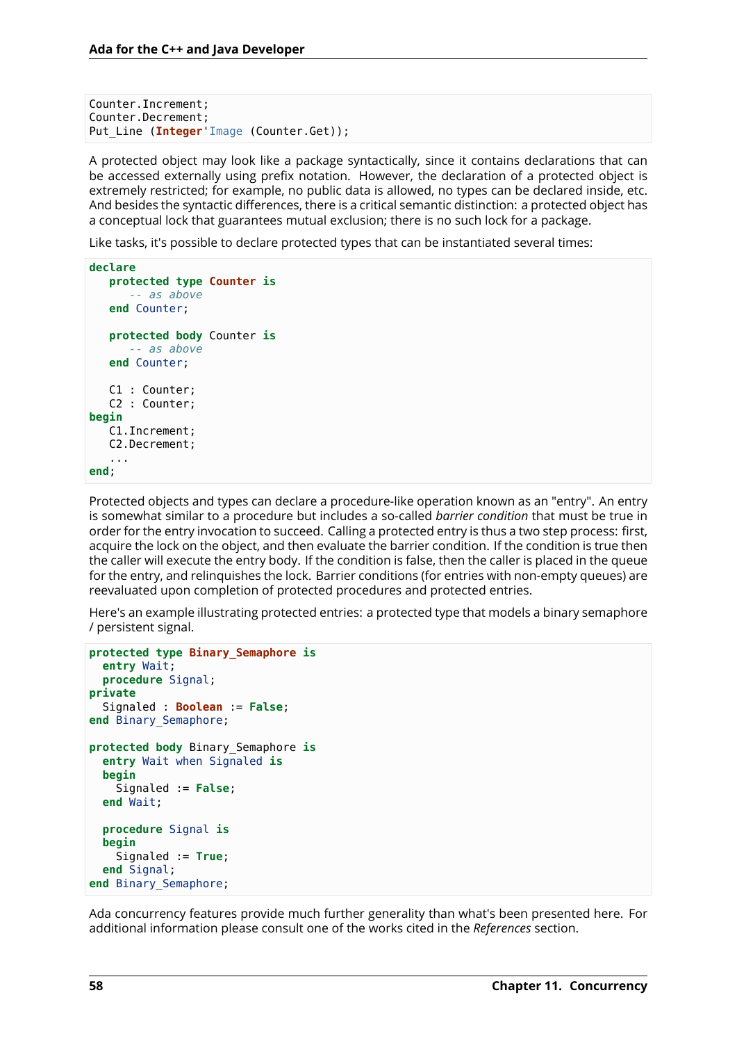```
Counter.Increment;
Counter.Decrement;
Put_Line (Integer'Image (Counter.Get));
```

A protected object may look like a package syntactically, since it contains declarations that can be accessed externally using prefix notation. However, the declaration of a protected object is extremely restricted; for example, no public data is allowed, no types can be declared inside, etc. And besides the syntactic differences, there is a critical semantic distinction: a protected object has a conceptual lock that guarantees mutual exclusion; there is no such lock for a package.

Like tasks, it's possible to declare protected types that can be instantiated several times:

```
declare
   protected type Counter is
      -- as above
   end Counter;

   protected body Counter is
      -- as above
   end Counter;

   C1 : Counter;
   C2 : Counter;
begin
   C1.Increment;
   C2.Decrement;
   ...
end;
```

Protected objects and types can declare a procedure-like operation known as an "entry". An entry is somewhat similar to a procedure but includes a so-called *barrier condition* that must be true in order for the entry invocation to succeed. Calling a protected entry is thus a two step process: first, acquire the lock on the object, and then evaluate the barrier condition. If the condition is true then the caller will execute the entry body. If the condition is false, then the caller is placed in the queue for the entry, and relinquishes the lock. Barrier conditions (for entries with non-empty queues) are reevaluated upon completion of protected procedures and protected entries.

Here's an example illustrating protected entries: a protected type that models a binary semaphore / persistent signal.

```
protected type Binary_Semaphore is
  entry Wait;
  procedure Signal;
private
  Signaled : Boolean := False;
end Binary_Semaphore;

protected body Binary_Semaphore is
  entry Wait when Signaled is
  begin
    Signaled := False;
  end Wait;

  procedure Signal is
  begin
    Signaled := True;
  end Signal;
end Binary_Semaphore;
```

Ada concurrency features provide much further generality than what's been presented here. For additional information please consult one of the works cited in the *References* section.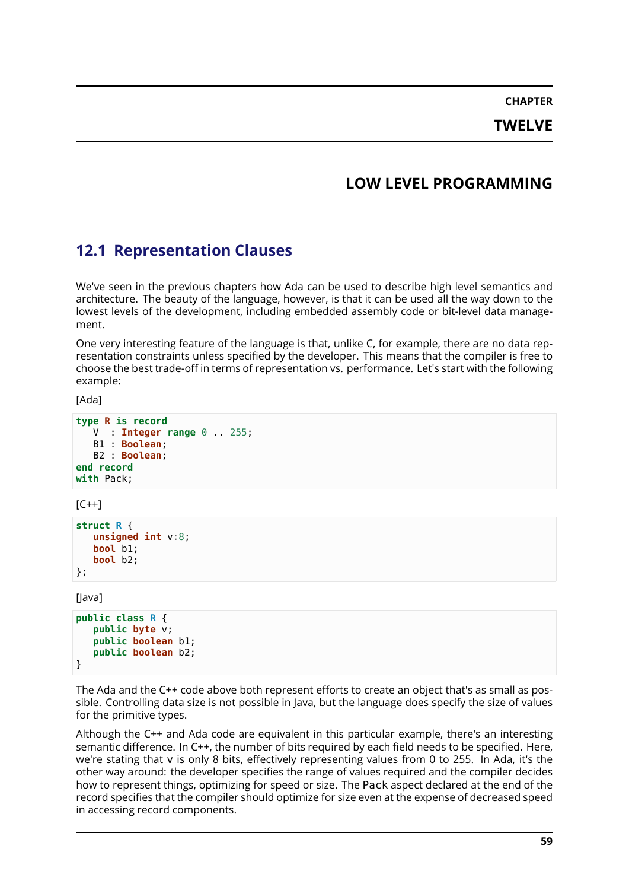# CHAPTER TWELVE

# LOW LEVEL PROGRAMMING

## 12.1 Representation Clauses

We've seen in the previous chapters how Ada can be used to describe high level semantics and architecture. The beauty of the language, however, is that it can be used all the way down to the lowest levels of the development, including embedded assembly code or bit-level data management.

One very interesting feature of the language is that, unlike C, for example, there are no data representation constraints unless specified by the developer. This means that the compiler is free to choose the best trade-off in terms of representation vs. performance. Let's start with the following example:

[Ada]

```
type R is record
   V  : Integer range 0 .. 255;
   B1 : Boolean;
   B2 : Boolean;
end record
with Pack;
```

[C++]

```
struct R {
   unsigned int v:8;
   bool b1;
   bool b2;
};
```

[Java]

```
public class R {
   public byte v;
   public boolean b1;
   public boolean b2;
}
```

The Ada and the C++ code above both represent efforts to create an object that's as small as possible. Controlling data size is not possible in Java, but the language does specify the size of values for the primitive types.

Although the C++ and Ada code are equivalent in this particular example, there's an interesting semantic difference. In C++, the number of bits required by each field needs to be specified. Here, we're stating that v is only 8 bits, effectively representing values from 0 to 255. In Ada, it's the other way around: the developer specifies the range of values required and the compiler decides how to represent things, optimizing for speed or size. The Pack aspect declared at the end of the record specifies that the compiler should optimize for size even at the expense of decreased speed in accessing record components.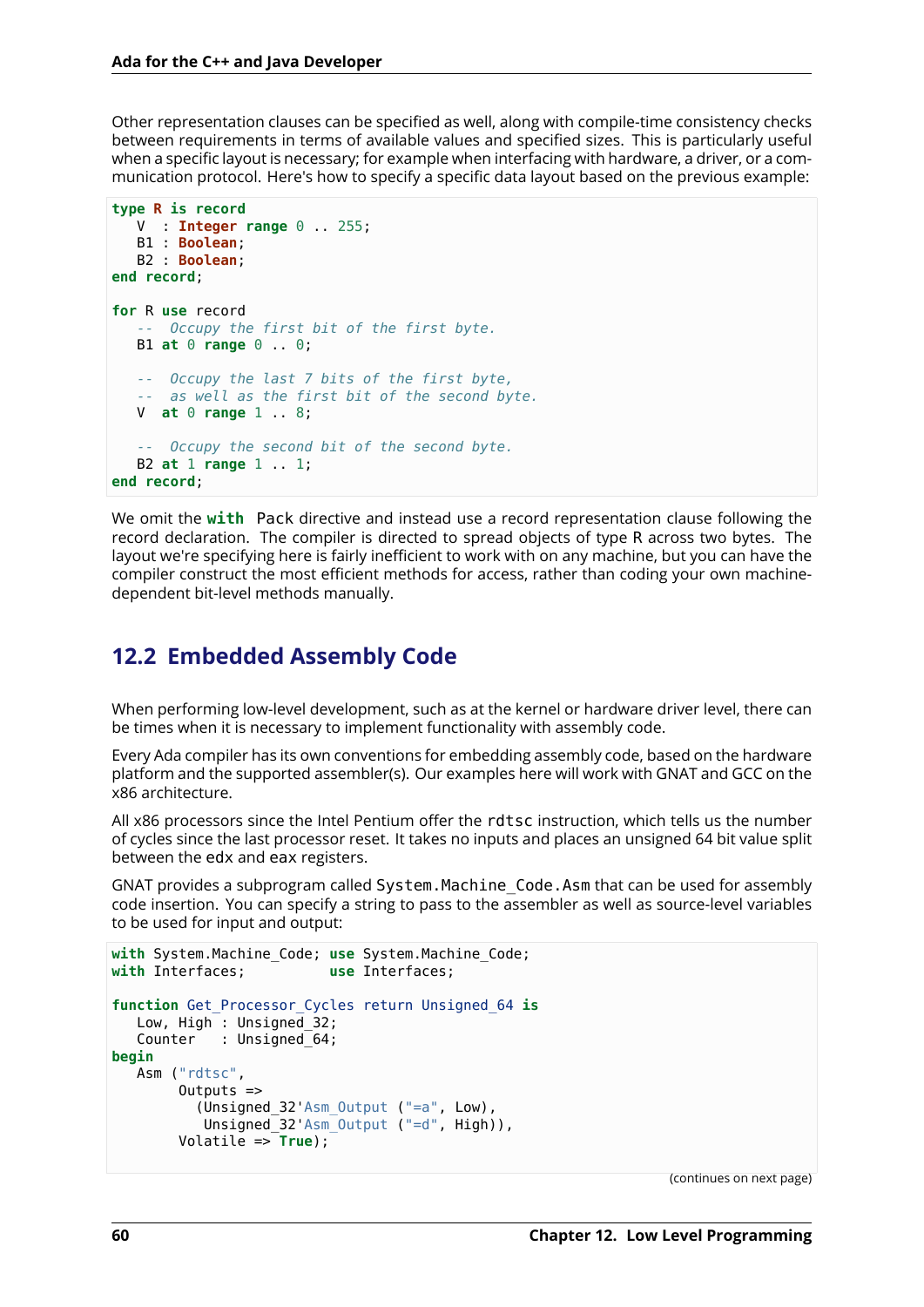Other representation clauses can be specified as well, along with compile-time consistency checks between requirements in terms of available values and specified sizes. This is particularly useful when a specific layout is necessary; for example when interfacing with hardware, a driver, or a communication protocol. Here's how to specify a specific data layout based on the previous example:

```
type R is record
   V  : Integer range 0 .. 255;
   B1 : Boolean;
   B2 : Boolean;
end record;

for R use record
   --  Occupy the first bit of the first byte.
   B1 at 0 range 0 .. 0;

   --  Occupy the last 7 bits of the first byte,
   --  as well as the first bit of the second byte.
   V  at 0 range 1 .. 8;

   --  Occupy the second bit of the second byte.
   B2 at 1 range 1 .. 1;
end record;
```

We omit the **with** Pack directive and instead use a record representation clause following the record declaration. The compiler is directed to spread objects of type R across two bytes. The layout we're specifying here is fairly inefficient to work with on any machine, but you can have the compiler construct the most efficient methods for access, rather than coding your own machine-dependent bit-level methods manually.

## 12.2 Embedded Assembly Code

When performing low-level development, such as at the kernel or hardware driver level, there can be times when it is necessary to implement functionality with assembly code.

Every Ada compiler has its own conventions for embedding assembly code, based on the hardware platform and the supported assembler(s). Our examples here will work with GNAT and GCC on the x86 architecture.

All x86 processors since the Intel Pentium offer the rdtsc instruction, which tells us the number of cycles since the last processor reset. It takes no inputs and places an unsigned 64 bit value split between the edx and eax registers.

GNAT provides a subprogram called System.Machine_Code.Asm that can be used for assembly code insertion. You can specify a string to pass to the assembler as well as source-level variables to be used for input and output:

```
with System.Machine_Code; use System.Machine_Code;
with Interfaces;          use Interfaces;

function Get_Processor_Cycles return Unsigned_64 is
   Low, High : Unsigned_32;
   Counter   : Unsigned_64;
begin
   Asm ("rdtsc",
         Outputs =>
           (Unsigned_32'Asm_Output ("=a", Low),
            Unsigned_32'Asm_Output ("=d", High)),
         Volatile => True);
```

(continues on next page)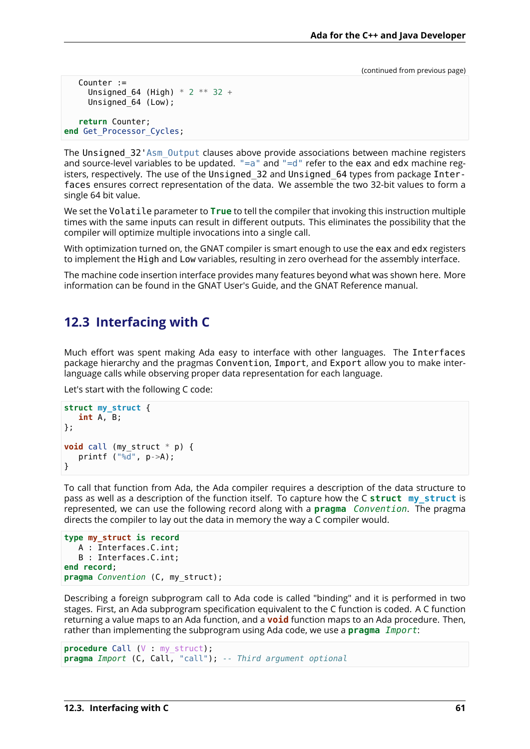(continued from previous page)

```
   Counter :=
     Unsigned_64 (High) * 2 ** 32 +
     Unsigned_64 (Low);

   return Counter;
end Get_Processor_Cycles;
```

The `Unsigned_32'Asm_Output` clauses above provide associations between machine registers and source-level variables to be updated. `"=a"` and `"=d"` refer to the `eax` and `edx` machine registers, respectively. The use of the `Unsigned_32` and `Unsigned_64` types from package `Interfaces` ensures correct representation of the data. We assemble the two 32-bit values to form a single 64 bit value.

We set the `Volatile` parameter to `True` to tell the compiler that invoking this instruction multiple times with the same inputs can result in different outputs. This eliminates the possibility that the compiler will optimize multiple invocations into a single call.

With optimization turned on, the GNAT compiler is smart enough to use the `eax` and `edx` registers to implement the `High` and `Low` variables, resulting in zero overhead for the assembly interface.

The machine code insertion interface provides many features beyond what was shown here. More information can be found in the GNAT User's Guide, and the GNAT Reference manual.

## 12.3 Interfacing with C

Much effort was spent making Ada easy to interface with other languages. The `Interfaces` package hierarchy and the pragmas `Convention`, `Import`, and `Export` allow you to make inter-language calls while observing proper data representation for each language.

Let's start with the following C code:

```
struct my_struct {
   int A, B;
};

void call (my_struct * p) {
   printf ("%d", p->A);
}
```

To call that function from Ada, the Ada compiler requires a description of the data structure to pass as well as a description of the function itself. To capture how the C `struct my_struct` is represented, we can use the following record along with a `pragma Convention`. The pragma directs the compiler to lay out the data in memory the way a C compiler would.

```
type my_struct is record
   A : Interfaces.C.int;
   B : Interfaces.C.int;
end record;
pragma Convention (C, my_struct);
```

Describing a foreign subprogram call to Ada code is called "binding" and it is performed in two stages. First, an Ada subprogram specification equivalent to the C function is coded. A C function returning a value maps to an Ada function, and a `void` function maps to an Ada procedure. Then, rather than implementing the subprogram using Ada code, we use a `pragma Import`:

```
procedure Call (V : my_struct);
pragma Import (C, Call, "call"); -- Third argument optional
```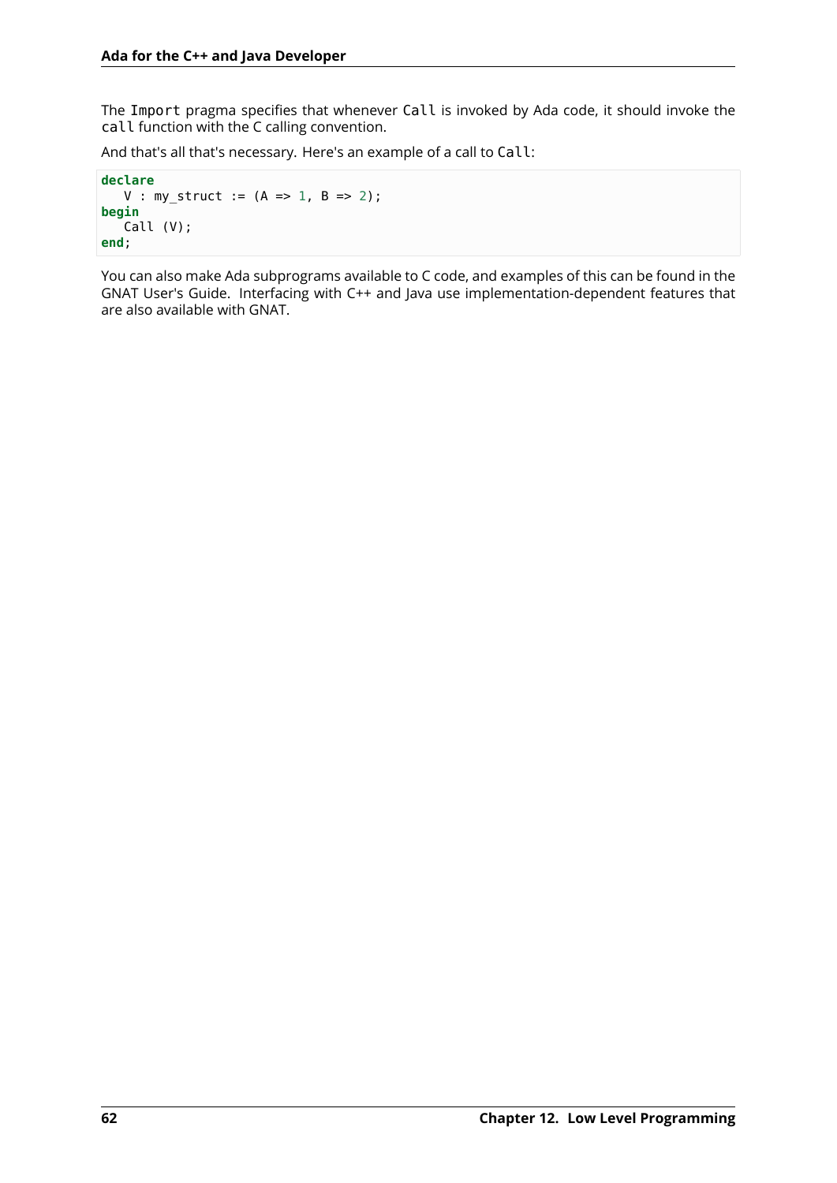The `Import` pragma specifies that whenever `Call` is invoked by Ada code, it should invoke the `call` function with the C calling convention.

And that's all that's necessary. Here's an example of a call to `Call`:

```
declare
   V : my_struct := (A => 1, B => 2);
begin
   Call (V);
end;
```

You can also make Ada subprograms available to C code, and examples of this can be found in the GNAT User's Guide. Interfacing with C++ and Java use implementation-dependent features that are also available with GNAT.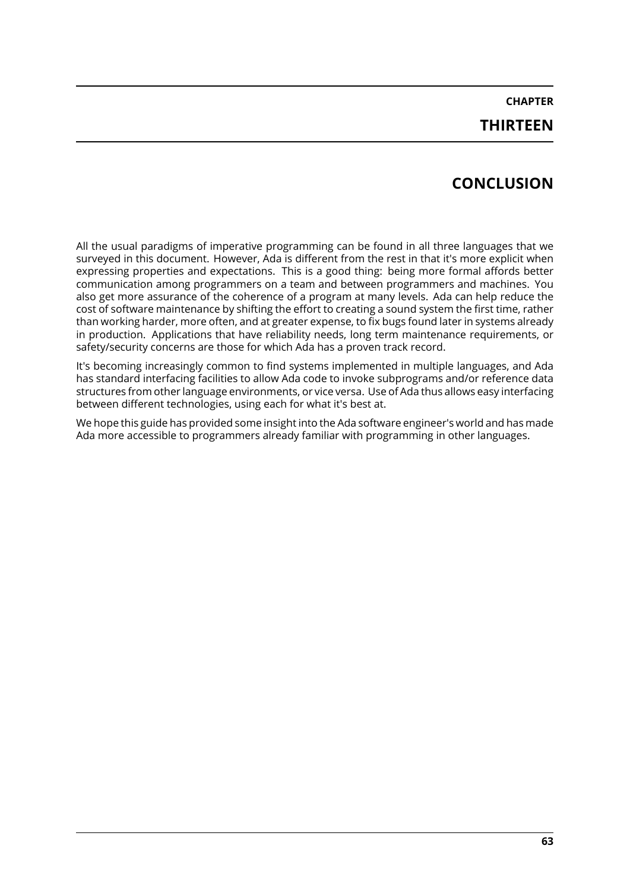# CHAPTER THIRTEEN

# CONCLUSION

All the usual paradigms of imperative programming can be found in all three languages that we surveyed in this document. However, Ada is different from the rest in that it's more explicit when expressing properties and expectations. This is a good thing: being more formal affords better communication among programmers on a team and between programmers and machines. You also get more assurance of the coherence of a program at many levels. Ada can help reduce the cost of software maintenance by shifting the effort to creating a sound system the first time, rather than working harder, more often, and at greater expense, to fix bugs found later in systems already in production. Applications that have reliability needs, long term maintenance requirements, or safety/security concerns are those for which Ada has a proven track record.

It's becoming increasingly common to find systems implemented in multiple languages, and Ada has standard interfacing facilities to allow Ada code to invoke subprograms and/or reference data structures from other language environments, or vice versa. Use of Ada thus allows easy interfacing between different technologies, using each for what it's best at.

We hope this guide has provided some insight into the Ada software engineer's world and has made Ada more accessible to programmers already familiar with programming in other languages.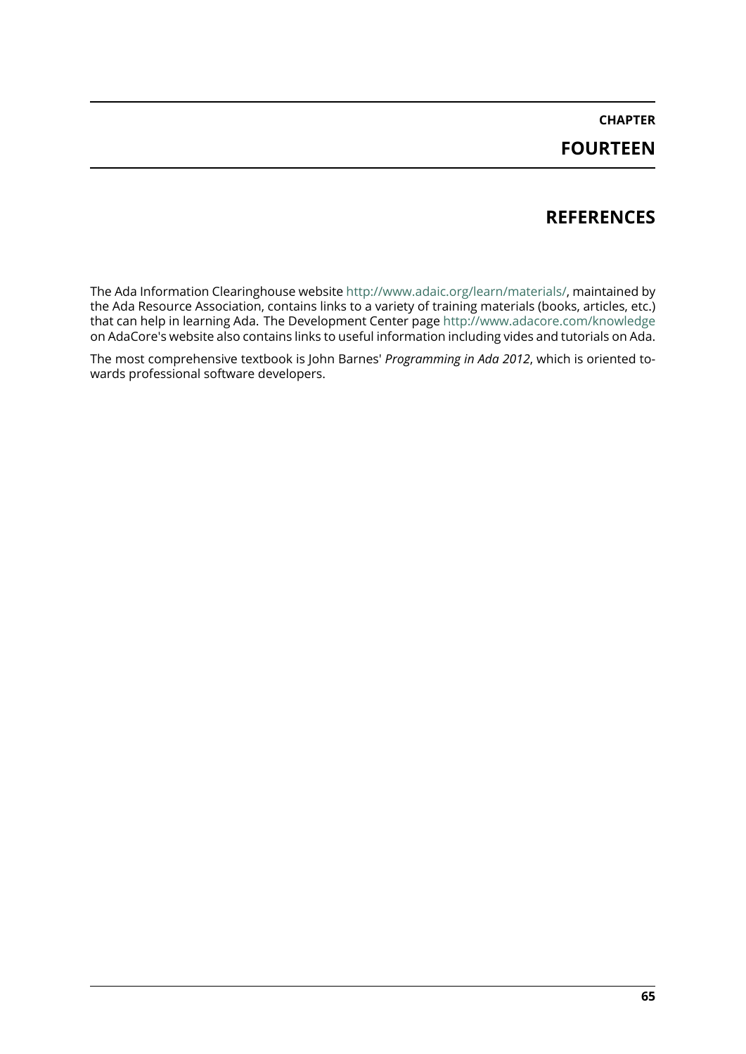# CHAPTER FOURTEEN

## REFERENCES

The Ada Information Clearinghouse website http://www.adaic.org/learn/materials/, maintained by the Ada Resource Association, contains links to a variety of training materials (books, articles, etc.) that can help in learning Ada. The Development Center page http://www.adacore.com/knowledge on AdaCore's website also contains links to useful information including vides and tutorials on Ada.

The most comprehensive textbook is John Barnes' *Programming in Ada 2012*, which is oriented towards professional software developers.